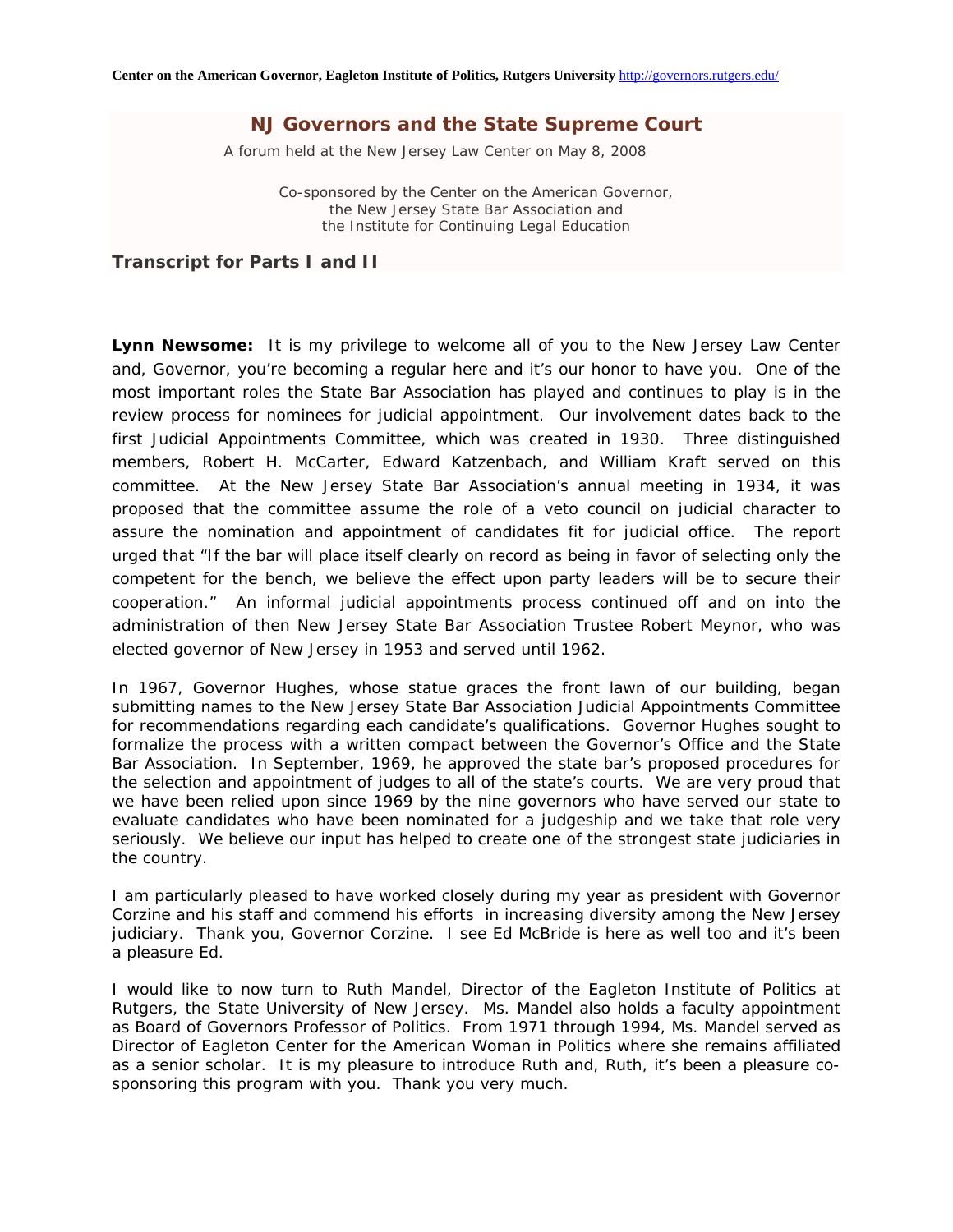Center on the American Governor, Eagleton Institute of Politics, Rutgers University http://governors.rutgers.edu/

# NJ Governors and the State Supreme Court

A forum held at the New Jersey Law Center on May 8, 2008

Co-sponsored by the Center on the American Governor,
the New Jersey State Bar Association and
the Institute for Continuing Legal Education

## Transcript for Parts I and II

**Lynn Newsome:** It is my privilege to welcome all of you to the New Jersey Law Center and, Governor, you're becoming a regular here and it's our honor to have you. One of the most important roles the State Bar Association has played and continues to play is in the review process for nominees for judicial appointment. Our involvement dates back to the first Judicial Appointments Committee, which was created in 1930. Three distinguished members, Robert H. McCarter, Edward Katzenbach, and William Kraft served on this committee. At the New Jersey State Bar Association's annual meeting in 1934, it was proposed that the committee assume the role of a veto council on judicial character to assure the nomination and appointment of candidates fit for judicial office. The report urged that "If the bar will place itself clearly on record as being in favor of selecting only the competent for the bench, we believe the effect upon party leaders will be to secure their cooperation." An informal judicial appointments process continued off and on into the administration of then New Jersey State Bar Association Trustee Robert Meynor, who was elected governor of New Jersey in 1953 and served until 1962.

In 1967, Governor Hughes, whose statue graces the front lawn of our building, began submitting names to the New Jersey State Bar Association Judicial Appointments Committee for recommendations regarding each candidate's qualifications. Governor Hughes sought to formalize the process with a written compact between the Governor's Office and the State Bar Association. In September, 1969, he approved the state bar's proposed procedures for the selection and appointment of judges to all of the state's courts. We are very proud that we have been relied upon since 1969 by the nine governors who have served our state to evaluate candidates who have been nominated for a judgeship and we take that role very seriously. We believe our input has helped to create one of the strongest state judiciaries in the country.

I am particularly pleased to have worked closely during my year as president with Governor Corzine and his staff and commend his efforts in increasing diversity among the New Jersey judiciary. Thank you, Governor Corzine. I see Ed McBride is here as well too and it's been a pleasure Ed.

I would like to now turn to Ruth Mandel, Director of the Eagleton Institute of Politics at Rutgers, the State University of New Jersey. Ms. Mandel also holds a faculty appointment as Board of Governors Professor of Politics. From 1971 through 1994, Ms. Mandel served as Director of Eagleton Center for the American Woman in Politics where she remains affiliated as a senior scholar. It is my pleasure to introduce Ruth and, Ruth, it's been a pleasure co-sponsoring this program with you. Thank you very much.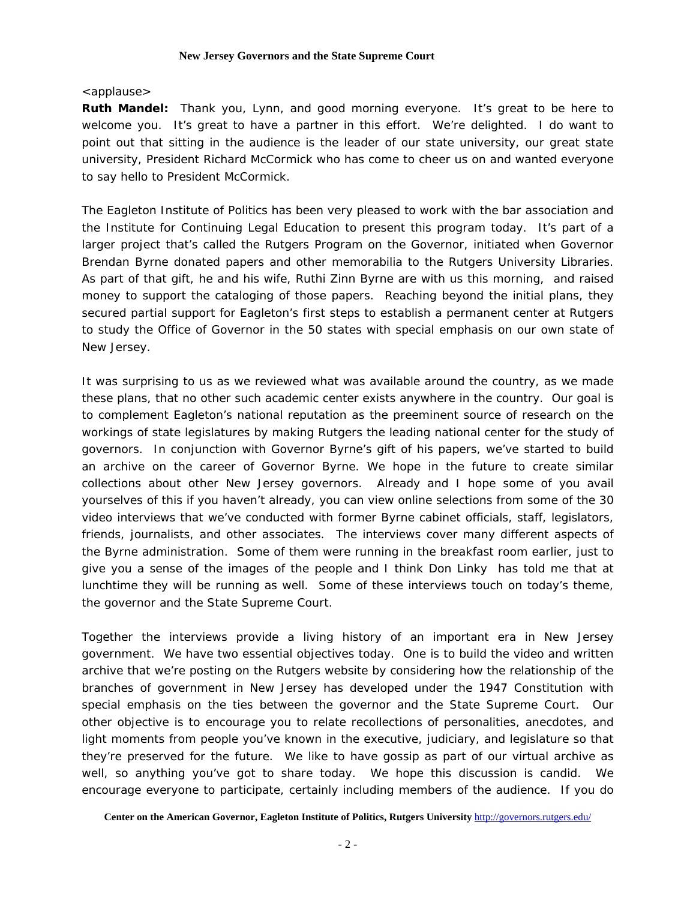<applause>

**Ruth Mandel:** Thank you, Lynn, and good morning everyone. It's great to be here to welcome you. It's great to have a partner in this effort. We're delighted. I do want to point out that sitting in the audience is the leader of our state university, our great state university, President Richard McCormick who has come to cheer us on and wanted everyone to say hello to President McCormick.

The Eagleton Institute of Politics has been very pleased to work with the bar association and the Institute for Continuing Legal Education to present this program today. It's part of a larger project that's called the Rutgers Program on the Governor, initiated when Governor Brendan Byrne donated papers and other memorabilia to the Rutgers University Libraries. As part of that gift, he and his wife, Ruthi Zinn Byrne are with us this morning, and raised money to support the cataloging of those papers. Reaching beyond the initial plans, they secured partial support for Eagleton's first steps to establish a permanent center at Rutgers to study the Office of Governor in the 50 states with special emphasis on our own state of New Jersey.

It was surprising to us as we reviewed what was available around the country, as we made these plans, that no other such academic center exists anywhere in the country. Our goal is to complement Eagleton's national reputation as the preeminent source of research on the workings of state legislatures by making Rutgers the leading national center for the study of governors. In conjunction with Governor Byrne's gift of his papers, we've started to build an archive on the career of Governor Byrne. We hope in the future to create similar collections about other New Jersey governors. Already and I hope some of you avail yourselves of this if you haven't already, you can view online selections from some of the 30 video interviews that we've conducted with former Byrne cabinet officials, staff, legislators, friends, journalists, and other associates. The interviews cover many different aspects of the Byrne administration. Some of them were running in the breakfast room earlier, just to give you a sense of the images of the people and I think Don Linky has told me that at lunchtime they will be running as well. Some of these interviews touch on today's theme, the governor and the State Supreme Court.

Together the interviews provide a living history of an important era in New Jersey government. We have two essential objectives today. One is to build the video and written archive that we're posting on the Rutgers website by considering how the relationship of the branches of government in New Jersey has developed under the 1947 Constitution with special emphasis on the ties between the governor and the State Supreme Court. Our other objective is to encourage you to relate recollections of personalities, anecdotes, and light moments from people you've known in the executive, judiciary, and legislature so that they're preserved for the future. We like to have gossip as part of our virtual archive as well, so anything you've got to share today. We hope this discussion is candid. We encourage everyone to participate, certainly including members of the audience. If you do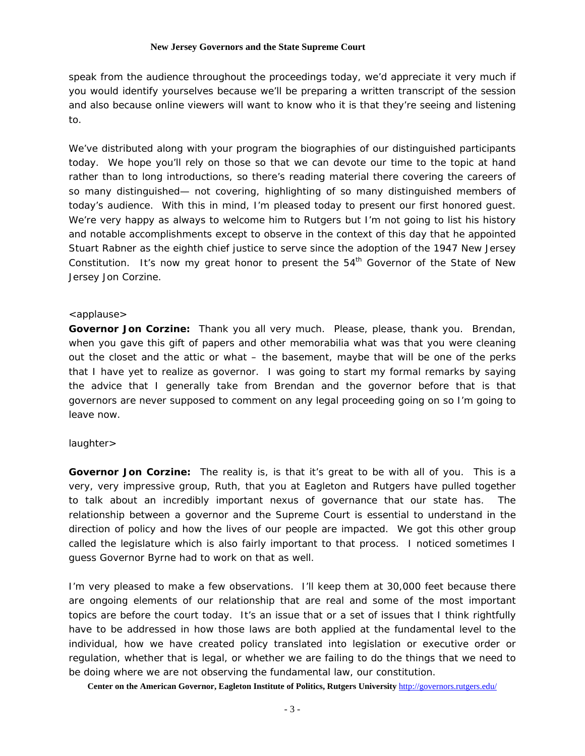speak from the audience throughout the proceedings today, we'd appreciate it very much if you would identify yourselves because we'll be preparing a written transcript of the session and also because online viewers will want to know who it is that they're seeing and listening to.

We've distributed along with your program the biographies of our distinguished participants today. We hope you'll rely on those so that we can devote our time to the topic at hand rather than to long introductions, so there's reading material there covering the careers of so many distinguished— not covering, highlighting of so many distinguished members of today's audience. With this in mind, I'm pleased today to present our first honored guest. We're very happy as always to welcome him to Rutgers but I'm not going to list his history and notable accomplishments except to observe in the context of this day that he appointed Stuart Rabner as the eighth chief justice to serve since the adoption of the 1947 New Jersey Constitution. It's now my great honor to present the 54th Governor of the State of New Jersey Jon Corzine.

<applause>

**Governor Jon Corzine:** Thank you all very much. Please, please, thank you. Brendan, when you gave this gift of papers and other memorabilia what was that you were cleaning out the closet and the attic or what – the basement, maybe that will be one of the perks that I have yet to realize as governor. I was going to start my formal remarks by saying the advice that I generally take from Brendan and the governor before that is that governors are never supposed to comment on any legal proceeding going on so I'm going to leave now.

laughter>

**Governor Jon Corzine:** The reality is, is that it's great to be with all of you. This is a very, very impressive group, Ruth, that you at Eagleton and Rutgers have pulled together to talk about an incredibly important nexus of governance that our state has. The relationship between a governor and the Supreme Court is essential to understand in the direction of policy and how the lives of our people are impacted. We got this other group called the legislature which is also fairly important to that process. I noticed sometimes I guess Governor Byrne had to work on that as well.

I'm very pleased to make a few observations. I'll keep them at 30,000 feet because there are ongoing elements of our relationship that are real and some of the most important topics are before the court today. It's an issue that or a set of issues that I think rightfully have to be addressed in how those laws are both applied at the fundamental level to the individual, how we have created policy translated into legislation or executive order or regulation, whether that is legal, or whether we are failing to do the things that we need to be doing where we are not observing the fundamental law, our constitution.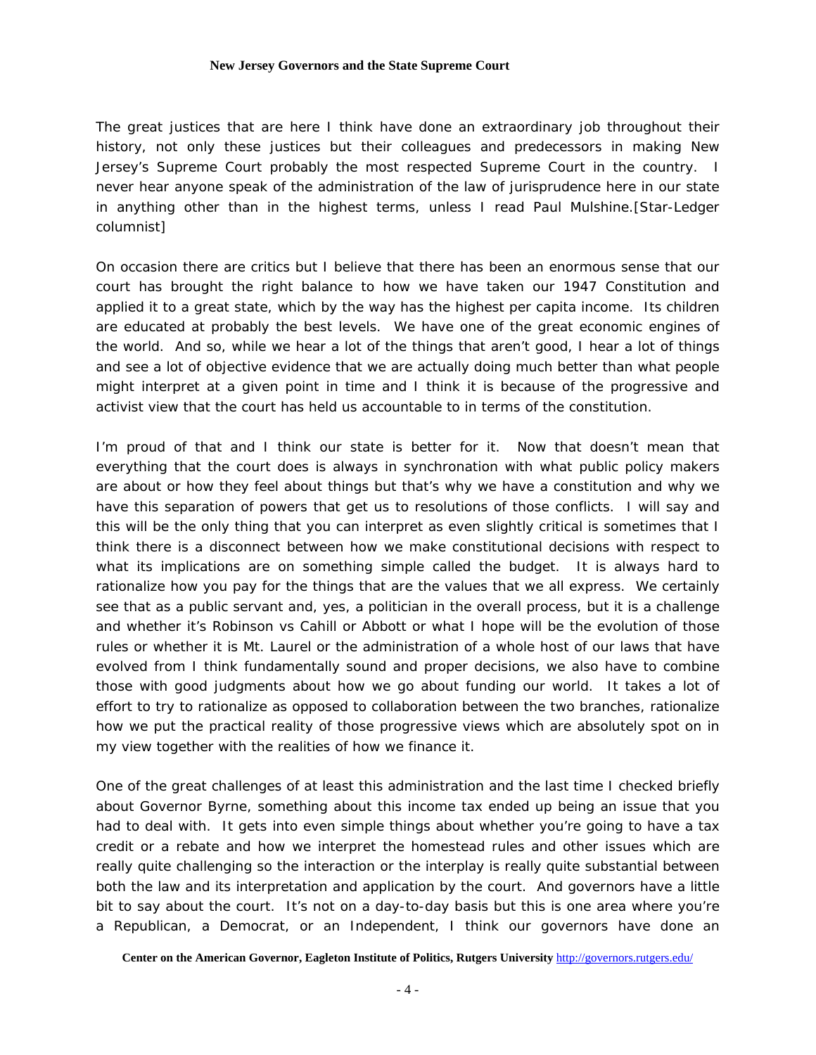The great justices that are here I think have done an extraordinary job throughout their history, not only these justices but their colleagues and predecessors in making New Jersey's Supreme Court probably the most respected Supreme Court in the country. I never hear anyone speak of the administration of the law of jurisprudence here in our state in anything other than in the highest terms, unless I read Paul Mulshine.[Star-Ledger columnist]

On occasion there are critics but I believe that there has been an enormous sense that our court has brought the right balance to how we have taken our 1947 Constitution and applied it to a great state, which by the way has the highest per capita income. Its children are educated at probably the best levels. We have one of the great economic engines of the world. And so, while we hear a lot of the things that aren't good, I hear a lot of things and see a lot of objective evidence that we are actually doing much better than what people might interpret at a given point in time and I think it is because of the progressive and activist view that the court has held us accountable to in terms of the constitution.

I'm proud of that and I think our state is better for it. Now that doesn't mean that everything that the court does is always in synchronation with what public policy makers are about or how they feel about things but that's why we have a constitution and why we have this separation of powers that get us to resolutions of those conflicts. I will say and this will be the only thing that you can interpret as even slightly critical is sometimes that I think there is a disconnect between how we make constitutional decisions with respect to what its implications are on something simple called the budget. It is always hard to rationalize how you pay for the things that are the values that we all express. We certainly see that as a public servant and, yes, a politician in the overall process, but it is a challenge and whether it's Robinson vs Cahill or Abbott or what I hope will be the evolution of those rules or whether it is Mt. Laurel or the administration of a whole host of our laws that have evolved from I think fundamentally sound and proper decisions, we also have to combine those with good judgments about how we go about funding our world. It takes a lot of effort to try to rationalize as opposed to collaboration between the two branches, rationalize how we put the practical reality of those progressive views which are absolutely spot on in my view together with the realities of how we finance it.

One of the great challenges of at least this administration and the last time I checked briefly about Governor Byrne, something about this income tax ended up being an issue that you had to deal with. It gets into even simple things about whether you're going to have a tax credit or a rebate and how we interpret the homestead rules and other issues which are really quite challenging so the interaction or the interplay is really quite substantial between both the law and its interpretation and application by the court. And governors have a little bit to say about the court. It's not on a day-to-day basis but this is one area where you're a Republican, a Democrat, or an Independent, I think our governors have done an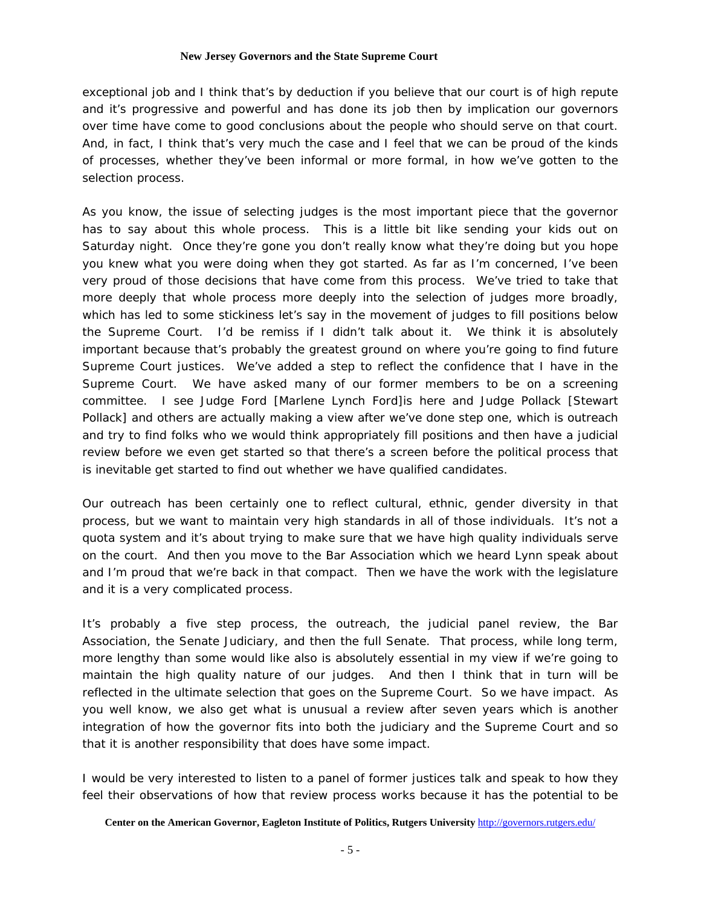exceptional job and I think that's by deduction if you believe that our court is of high repute and it's progressive and powerful and has done its job then by implication our governors over time have come to good conclusions about the people who should serve on that court. And, in fact, I think that's very much the case and I feel that we can be proud of the kinds of processes, whether they've been informal or more formal, in how we've gotten to the selection process.

As you know, the issue of selecting judges is the most important piece that the governor has to say about this whole process. This is a little bit like sending your kids out on Saturday night. Once they're gone you don't really know what they're doing but you hope you knew what you were doing when they got started. As far as I'm concerned, I've been very proud of those decisions that have come from this process. We've tried to take that more deeply that whole process more deeply into the selection of judges more broadly, which has led to some stickiness let's say in the movement of judges to fill positions below the Supreme Court. I'd be remiss if I didn't talk about it. We think it is absolutely important because that's probably the greatest ground on where you're going to find future Supreme Court justices. We've added a step to reflect the confidence that I have in the Supreme Court. We have asked many of our former members to be on a screening committee. I see Judge Ford [Marlene Lynch Ford]is here and Judge Pollack [Stewart Pollack] and others are actually making a view after we've done step one, which is outreach and try to find folks who we would think appropriately fill positions and then have a judicial review before we even get started so that there's a screen before the political process that is inevitable get started to find out whether we have qualified candidates.

Our outreach has been certainly one to reflect cultural, ethnic, gender diversity in that process, but we want to maintain very high standards in all of those individuals. It's not a quota system and it's about trying to make sure that we have high quality individuals serve on the court. And then you move to the Bar Association which we heard Lynn speak about and I'm proud that we're back in that compact. Then we have the work with the legislature and it is a very complicated process.

It's probably a five step process, the outreach, the judicial panel review, the Bar Association, the Senate Judiciary, and then the full Senate. That process, while long term, more lengthy than some would like also is absolutely essential in my view if we're going to maintain the high quality nature of our judges. And then I think that in turn will be reflected in the ultimate selection that goes on the Supreme Court. So we have impact. As you well know, we also get what is unusual a review after seven years which is another integration of how the governor fits into both the judiciary and the Supreme Court and so that it is another responsibility that does have some impact.

I would be very interested to listen to a panel of former justices talk and speak to how they feel their observations of how that review process works because it has the potential to be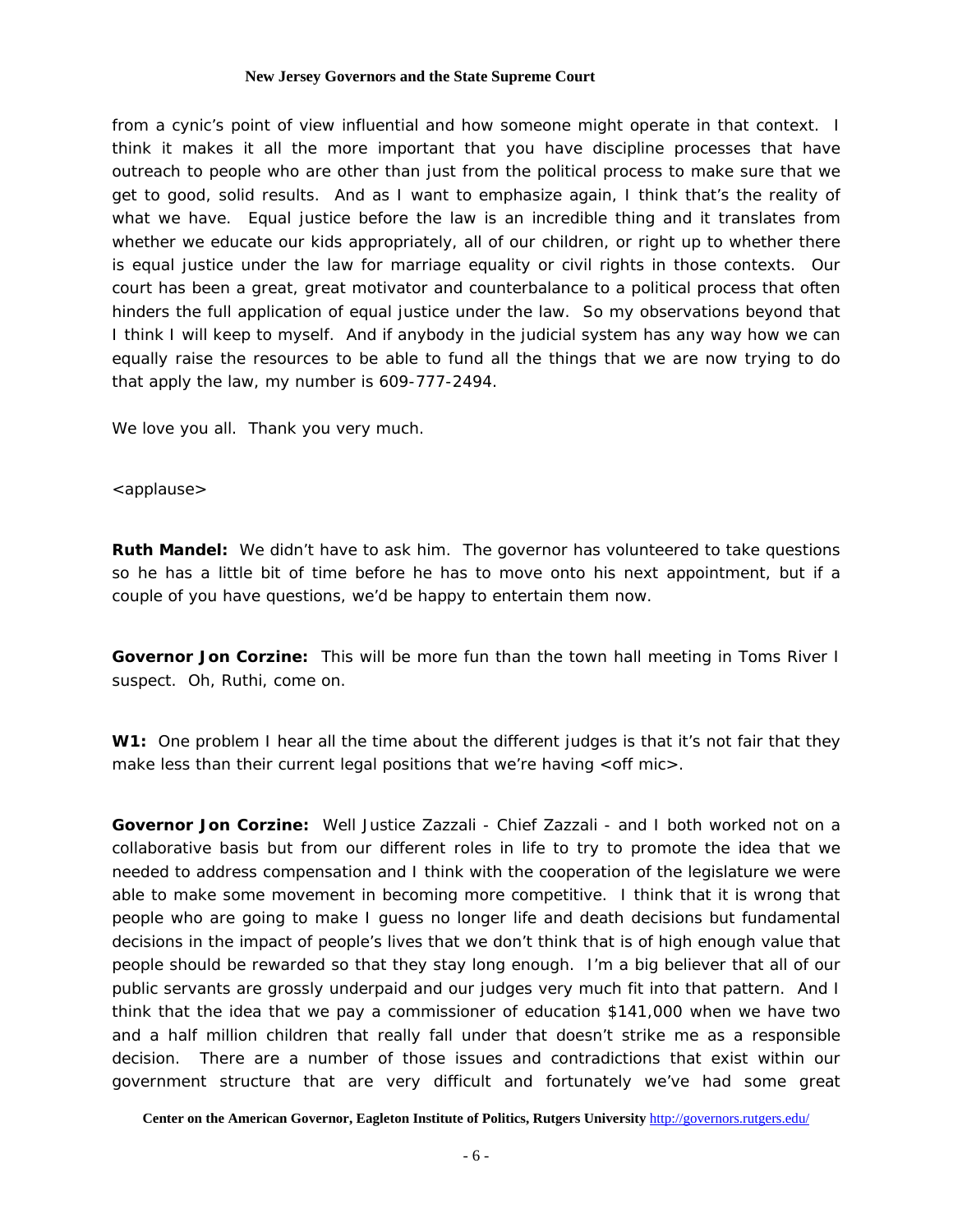from a cynic's point of view influential and how someone might operate in that context. I think it makes it all the more important that you have discipline processes that have outreach to people who are other than just from the political process to make sure that we get to good, solid results. And as I want to emphasize again, I think that's the reality of what we have. Equal justice before the law is an incredible thing and it translates from whether we educate our kids appropriately, all of our children, or right up to whether there is equal justice under the law for marriage equality or civil rights in those contexts. Our court has been a great, great motivator and counterbalance to a political process that often hinders the full application of equal justice under the law. So my observations beyond that I think I will keep to myself. And if anybody in the judicial system has any way how we can equally raise the resources to be able to fund all the things that we are now trying to do that apply the law, my number is 609-777-2494.

We love you all. Thank you very much.

<applause>

**Ruth Mandel:** We didn't have to ask him. The governor has volunteered to take questions so he has a little bit of time before he has to move onto his next appointment, but if a couple of you have questions, we'd be happy to entertain them now.

**Governor Jon Corzine:** This will be more fun than the town hall meeting in Toms River I suspect. Oh, Ruthi, come on.

**W1:** One problem I hear all the time about the different judges is that it's not fair that they make less than their current legal positions that we're having <off mic>.

**Governor Jon Corzine:** Well Justice Zazzali - Chief Zazzali - and I both worked not on a collaborative basis but from our different roles in life to try to promote the idea that we needed to address compensation and I think with the cooperation of the legislature we were able to make some movement in becoming more competitive. I think that it is wrong that people who are going to make I guess no longer life and death decisions but fundamental decisions in the impact of people's lives that we don't think that is of high enough value that people should be rewarded so that they stay long enough. I'm a big believer that all of our public servants are grossly underpaid and our judges very much fit into that pattern. And I think that the idea that we pay a commissioner of education $141,000 when we have two and a half million children that really fall under that doesn't strike me as a responsible decision. There are a number of those issues and contradictions that exist within our government structure that are very difficult and fortunately we've had some great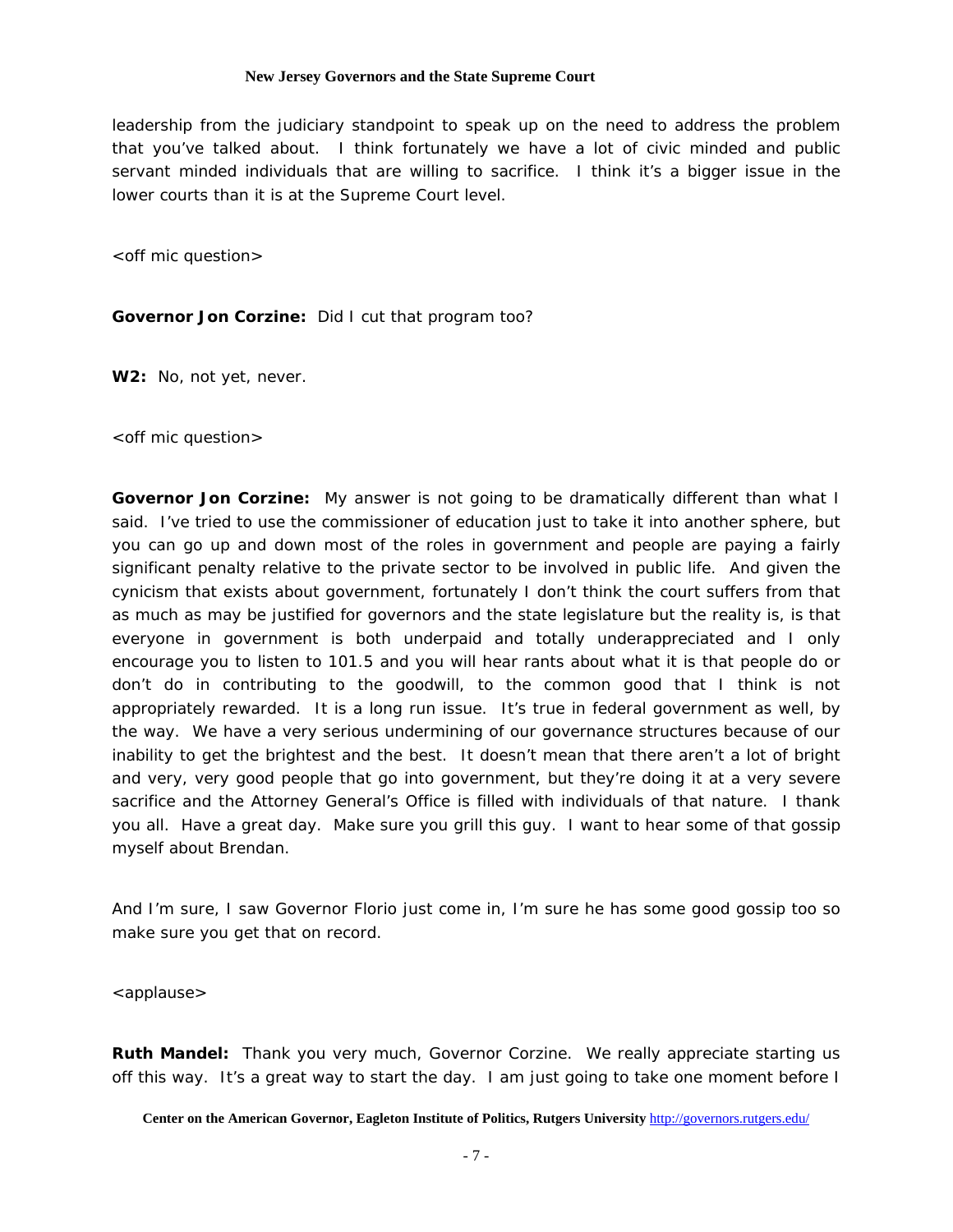leadership from the judiciary standpoint to speak up on the need to address the problem that you've talked about. I think fortunately we have a lot of civic minded and public servant minded individuals that are willing to sacrifice. I think it's a bigger issue in the lower courts than it is at the Supreme Court level.

<off mic question>

**Governor Jon Corzine:** Did I cut that program too?

**W2:** No, not yet, never.

<off mic question>

**Governor Jon Corzine:** My answer is not going to be dramatically different than what I said. I've tried to use the commissioner of education just to take it into another sphere, but you can go up and down most of the roles in government and people are paying a fairly significant penalty relative to the private sector to be involved in public life. And given the cynicism that exists about government, fortunately I don't think the court suffers from that as much as may be justified for governors and the state legislature but the reality is, is that everyone in government is both underpaid and totally underappreciated and I only encourage you to listen to 101.5 and you will hear rants about what it is that people do or don't do in contributing to the goodwill, to the common good that I think is not appropriately rewarded. It is a long run issue. It's true in federal government as well, by the way. We have a very serious undermining of our governance structures because of our inability to get the brightest and the best. It doesn't mean that there aren't a lot of bright and very, very good people that go into government, but they're doing it at a very severe sacrifice and the Attorney General's Office is filled with individuals of that nature. I thank you all. Have a great day. Make sure you grill this guy. I want to hear some of that gossip myself about Brendan.

And I'm sure, I saw Governor Florio just come in, I'm sure he has some good gossip too so make sure you get that on record.

<applause>

**Ruth Mandel:** Thank you very much, Governor Corzine. We really appreciate starting us off this way. It's a great way to start the day. I am just going to take one moment before I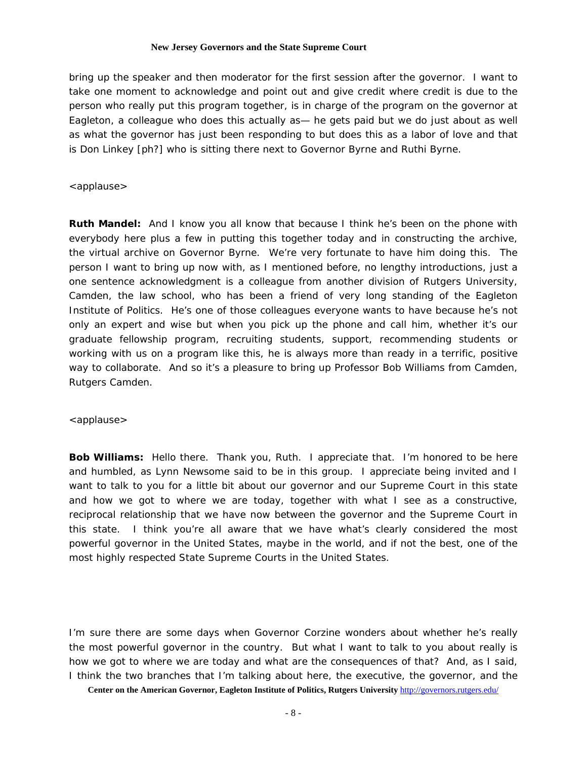bring up the speaker and then moderator for the first session after the governor. I want to take one moment to acknowledge and point out and give credit where credit is due to the person who really put this program together, is in charge of the program on the governor at Eagleton, a colleague who does this actually as— he gets paid but we do just about as well as what the governor has just been responding to but does this as a labor of love and that is Don Linkey [ph?] who is sitting there next to Governor Byrne and Ruthi Byrne.

<applause>

**Ruth Mandel:** And I know you all know that because I think he's been on the phone with everybody here plus a few in putting this together today and in constructing the archive, the virtual archive on Governor Byrne. We're very fortunate to have him doing this. The person I want to bring up now with, as I mentioned before, no lengthy introductions, just a one sentence acknowledgment is a colleague from another division of Rutgers University, Camden, the law school, who has been a friend of very long standing of the Eagleton Institute of Politics. He's one of those colleagues everyone wants to have because he's not only an expert and wise but when you pick up the phone and call him, whether it's our graduate fellowship program, recruiting students, support, recommending students or working with us on a program like this, he is always more than ready in a terrific, positive way to collaborate. And so it's a pleasure to bring up Professor Bob Williams from Camden, Rutgers Camden.

<applause>

**Bob Williams:** Hello there. Thank you, Ruth. I appreciate that. I'm honored to be here and humbled, as Lynn Newsome said to be in this group. I appreciate being invited and I want to talk to you for a little bit about our governor and our Supreme Court in this state and how we got to where we are today, together with what I see as a constructive, reciprocal relationship that we have now between the governor and the Supreme Court in this state. I think you're all aware that we have what's clearly considered the most powerful governor in the United States, maybe in the world, and if not the best, one of the most highly respected State Supreme Courts in the United States.

I'm sure there are some days when Governor Corzine wonders about whether he's really the most powerful governor in the country. But what I want to talk to you about really is how we got to where we are today and what are the consequences of that? And, as I said, I think the two branches that I'm talking about here, the executive, the governor, and the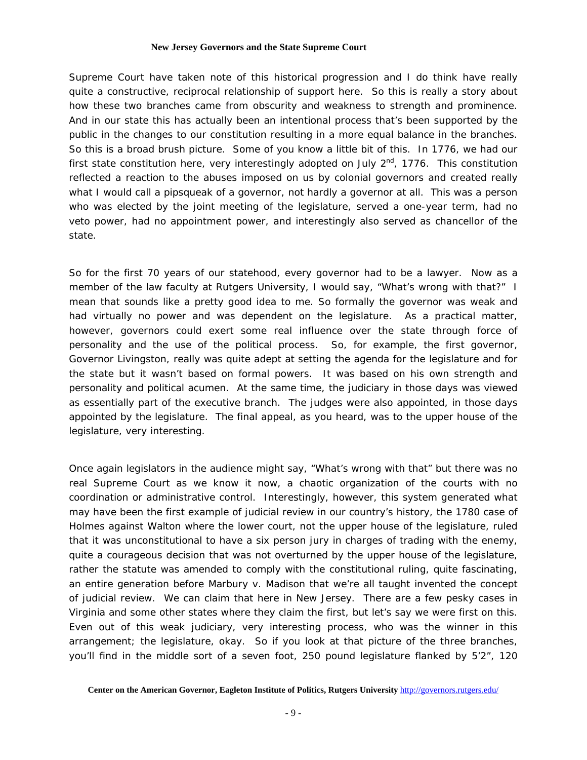Supreme Court have taken note of this historical progression and I do think have really quite a constructive, reciprocal relationship of support here. So this is really a story about how these two branches came from obscurity and weakness to strength and prominence. And in our state this has actually been an intentional process that's been supported by the public in the changes to our constitution resulting in a more equal balance in the branches. So this is a broad brush picture. Some of you know a little bit of this. In 1776, we had our first state constitution here, very interestingly adopted on July 2nd, 1776. This constitution reflected a reaction to the abuses imposed on us by colonial governors and created really what I would call a pipsqueak of a governor, not hardly a governor at all. This was a person who was elected by the joint meeting of the legislature, served a one-year term, had no veto power, had no appointment power, and interestingly also served as chancellor of the state.

So for the first 70 years of our statehood, every governor had to be a lawyer. Now as a member of the law faculty at Rutgers University, I would say, "What's wrong with that?" I mean that sounds like a pretty good idea to me. So formally the governor was weak and had virtually no power and was dependent on the legislature. As a practical matter, however, governors could exert some real influence over the state through force of personality and the use of the political process. So, for example, the first governor, Governor Livingston, really was quite adept at setting the agenda for the legislature and for the state but it wasn't based on formal powers. It was based on his own strength and personality and political acumen. At the same time, the judiciary in those days was viewed as essentially part of the executive branch. The judges were also appointed, in those days appointed by the legislature. The final appeal, as you heard, was to the upper house of the legislature, very interesting.

Once again legislators in the audience might say, "What's wrong with that" but there was no real Supreme Court as we know it now, a chaotic organization of the courts with no coordination or administrative control. Interestingly, however, this system generated what may have been the first example of judicial review in our country's history, the 1780 case of Holmes against Walton where the lower court, not the upper house of the legislature, ruled that it was unconstitutional to have a six person jury in charges of trading with the enemy, quite a courageous decision that was not overturned by the upper house of the legislature, rather the statute was amended to comply with the constitutional ruling, quite fascinating, an entire generation before Marbury v. Madison that we're all taught invented the concept of judicial review. We can claim that here in New Jersey. There are a few pesky cases in Virginia and some other states where they claim the first, but let's say we were first on this. Even out of this weak judiciary, very interesting process, who was the winner in this arrangement; the legislature, okay. So if you look at that picture of the three branches, you'll find in the middle sort of a seven foot, 250 pound legislature flanked by 5'2", 120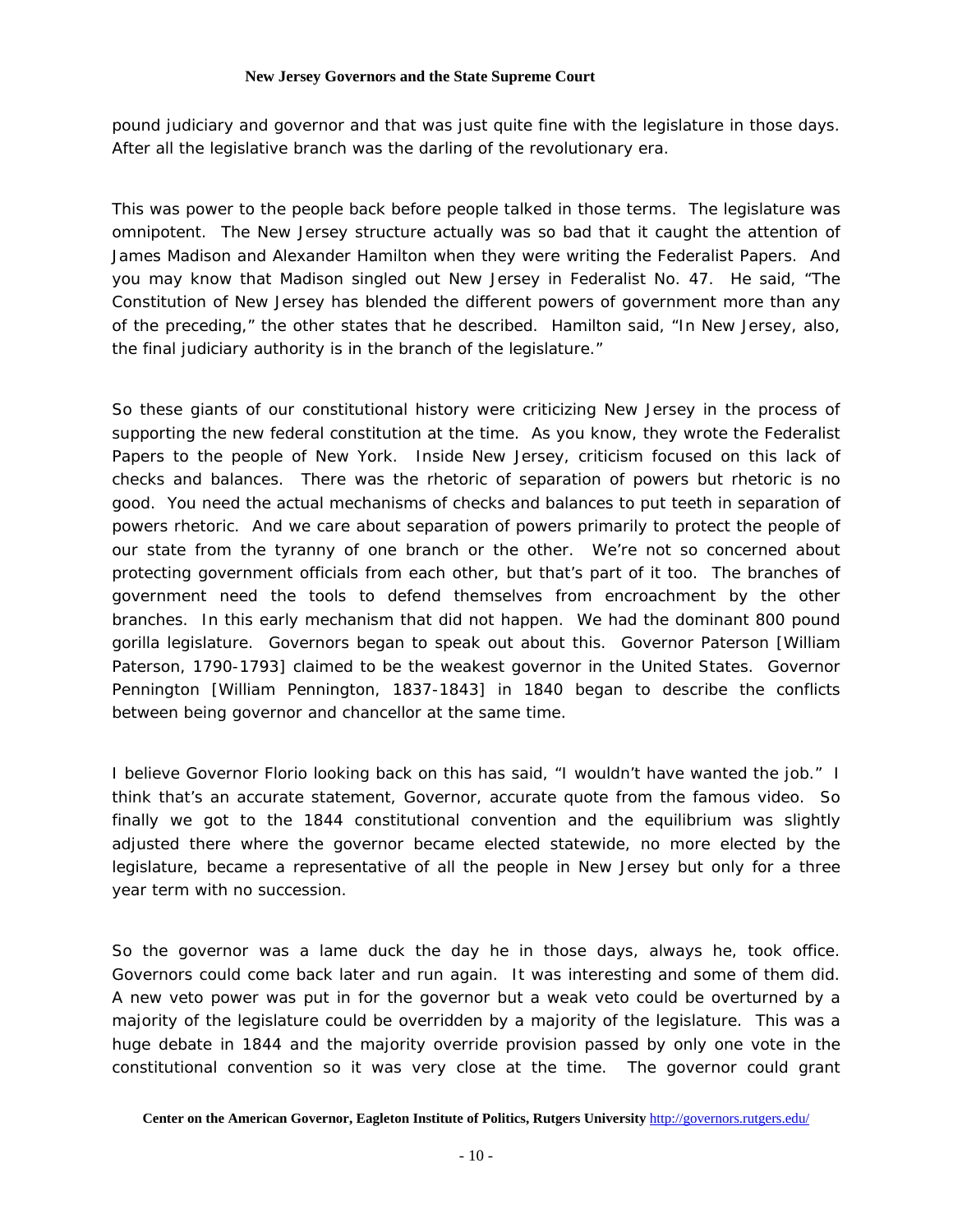pound judiciary and governor and that was just quite fine with the legislature in those days. After all the legislative branch was the darling of the revolutionary era.

This was power to the people back before people talked in those terms. The legislature was omnipotent. The New Jersey structure actually was so bad that it caught the attention of James Madison and Alexander Hamilton when they were writing the Federalist Papers. And you may know that Madison singled out New Jersey in Federalist No. 47. He said, "The Constitution of New Jersey has blended the different powers of government more than any of the preceding," the other states that he described. Hamilton said, "In New Jersey, also, the final judiciary authority is in the branch of the legislature."

So these giants of our constitutional history were criticizing New Jersey in the process of supporting the new federal constitution at the time. As you know, they wrote the Federalist Papers to the people of New York. Inside New Jersey, criticism focused on this lack of checks and balances. There was the rhetoric of separation of powers but rhetoric is no good. You need the actual mechanisms of checks and balances to put teeth in separation of powers rhetoric. And we care about separation of powers primarily to protect the people of our state from the tyranny of one branch or the other. We're not so concerned about protecting government officials from each other, but that's part of it too. The branches of government need the tools to defend themselves from encroachment by the other branches. In this early mechanism that did not happen. We had the dominant 800 pound gorilla legislature. Governors began to speak out about this. Governor Paterson [William Paterson, 1790-1793] claimed to be the weakest governor in the United States. Governor Pennington [William Pennington, 1837-1843] in 1840 began to describe the conflicts between being governor and chancellor at the same time.

I believe Governor Florio looking back on this has said, "I wouldn't have wanted the job." I think that's an accurate statement, Governor, accurate quote from the famous video. So finally we got to the 1844 constitutional convention and the equilibrium was slightly adjusted there where the governor became elected statewide, no more elected by the legislature, became a representative of all the people in New Jersey but only for a three year term with no succession.

So the governor was a lame duck the day he in those days, always he, took office. Governors could come back later and run again. It was interesting and some of them did. A new veto power was put in for the governor but a weak veto could be overturned by a majority of the legislature could be overridden by a majority of the legislature. This was a huge debate in 1844 and the majority override provision passed by only one vote in the constitutional convention so it was very close at the time. The governor could grant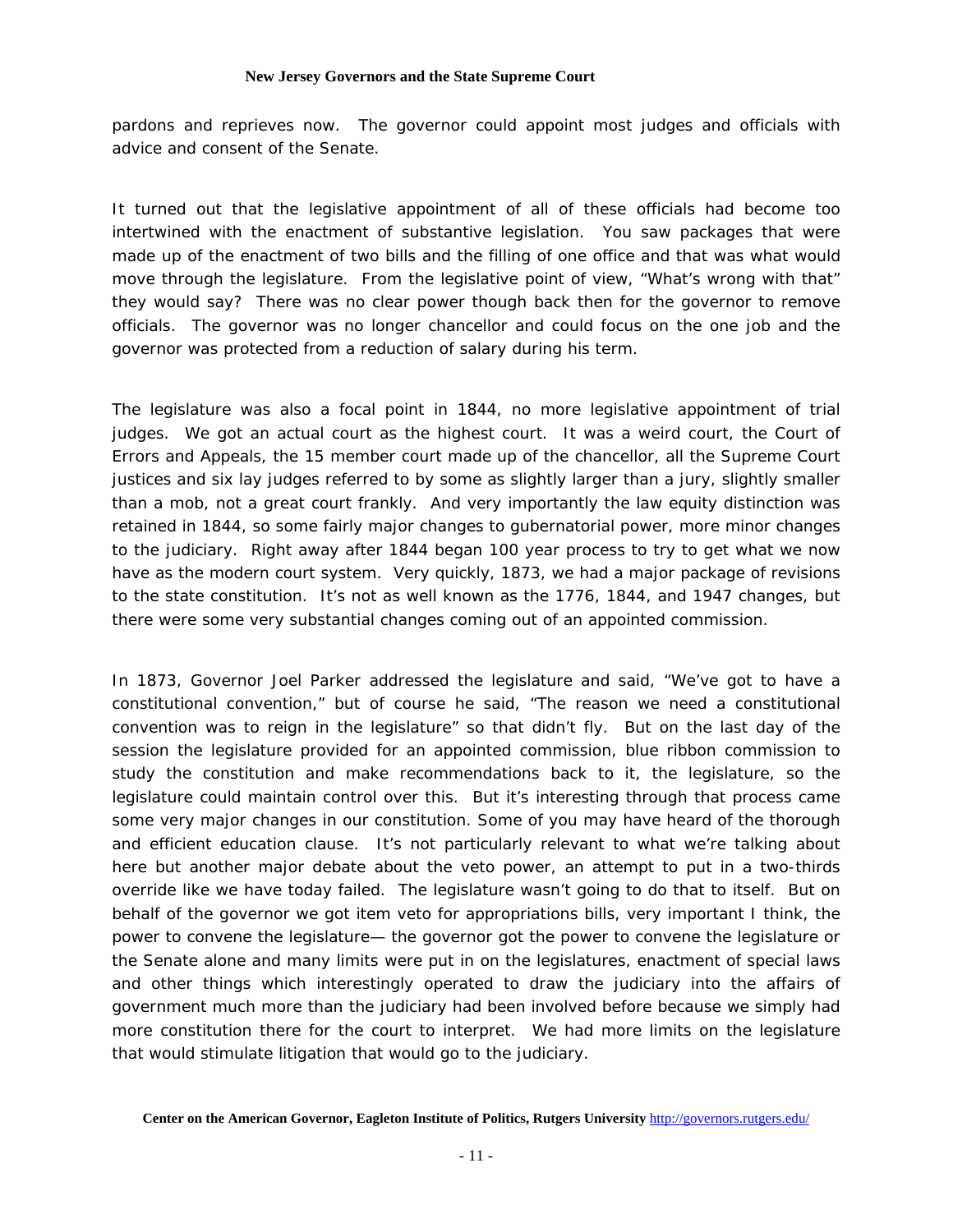pardons and reprieves now. The governor could appoint most judges and officials with advice and consent of the Senate.

It turned out that the legislative appointment of all of these officials had become too intertwined with the enactment of substantive legislation. You saw packages that were made up of the enactment of two bills and the filling of one office and that was what would move through the legislature. From the legislative point of view, "What's wrong with that" they would say? There was no clear power though back then for the governor to remove officials. The governor was no longer chancellor and could focus on the one job and the governor was protected from a reduction of salary during his term.

The legislature was also a focal point in 1844, no more legislative appointment of trial judges. We got an actual court as the highest court. It was a weird court, the Court of Errors and Appeals, the 15 member court made up of the chancellor, all the Supreme Court justices and six lay judges referred to by some as slightly larger than a jury, slightly smaller than a mob, not a great court frankly. And very importantly the law equity distinction was retained in 1844, so some fairly major changes to gubernatorial power, more minor changes to the judiciary. Right away after 1844 began 100 year process to try to get what we now have as the modern court system. Very quickly, 1873, we had a major package of revisions to the state constitution. It's not as well known as the 1776, 1844, and 1947 changes, but there were some very substantial changes coming out of an appointed commission.

In 1873, Governor Joel Parker addressed the legislature and said, "We've got to have a constitutional convention," but of course he said, "The reason we need a constitutional convention was to reign in the legislature" so that didn't fly. But on the last day of the session the legislature provided for an appointed commission, blue ribbon commission to study the constitution and make recommendations back to it, the legislature, so the legislature could maintain control over this. But it's interesting through that process came some very major changes in our constitution. Some of you may have heard of the thorough and efficient education clause. It's not particularly relevant to what we're talking about here but another major debate about the veto power, an attempt to put in a two-thirds override like we have today failed. The legislature wasn't going to do that to itself. But on behalf of the governor we got item veto for appropriations bills, very important I think, the power to convene the legislature— the governor got the power to convene the legislature or the Senate alone and many limits were put in on the legislatures, enactment of special laws and other things which interestingly operated to draw the judiciary into the affairs of government much more than the judiciary had been involved before because we simply had more constitution there for the court to interpret. We had more limits on the legislature that would stimulate litigation that would go to the judiciary.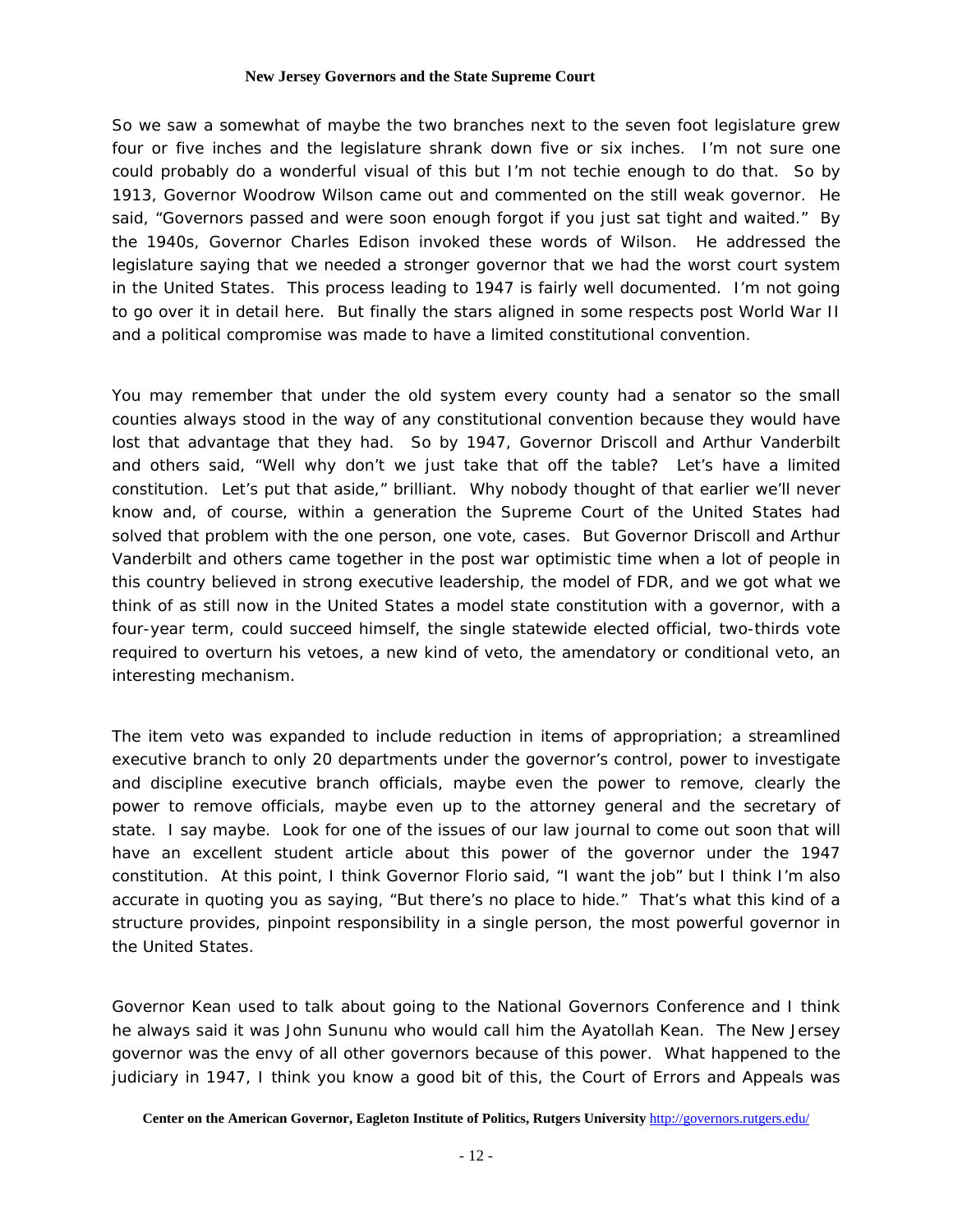So we saw a somewhat of maybe the two branches next to the seven foot legislature grew four or five inches and the legislature shrank down five or six inches. I'm not sure one could probably do a wonderful visual of this but I'm not techie enough to do that. So by 1913, Governor Woodrow Wilson came out and commented on the still weak governor. He said, "Governors passed and were soon enough forgot if you just sat tight and waited." By the 1940s, Governor Charles Edison invoked these words of Wilson. He addressed the legislature saying that we needed a stronger governor that we had the worst court system in the United States. This process leading to 1947 is fairly well documented. I'm not going to go over it in detail here. But finally the stars aligned in some respects post World War II and a political compromise was made to have a limited constitutional convention.

You may remember that under the old system every county had a senator so the small counties always stood in the way of any constitutional convention because they would have lost that advantage that they had. So by 1947, Governor Driscoll and Arthur Vanderbilt and others said, "Well why don't we just take that off the table? Let's have a limited constitution. Let's put that aside," brilliant. Why nobody thought of that earlier we'll never know and, of course, within a generation the Supreme Court of the United States had solved that problem with the one person, one vote, cases. But Governor Driscoll and Arthur Vanderbilt and others came together in the post war optimistic time when a lot of people in this country believed in strong executive leadership, the model of FDR, and we got what we think of as still now in the United States a model state constitution with a governor, with a four-year term, could succeed himself, the single statewide elected official, two-thirds vote required to overturn his vetoes, a new kind of veto, the amendatory or conditional veto, an interesting mechanism.

The item veto was expanded to include reduction in items of appropriation; a streamlined executive branch to only 20 departments under the governor's control, power to investigate and discipline executive branch officials, maybe even the power to remove, clearly the power to remove officials, maybe even up to the attorney general and the secretary of state. I say maybe. Look for one of the issues of our law journal to come out soon that will have an excellent student article about this power of the governor under the 1947 constitution. At this point, I think Governor Florio said, "I want the job" but I think I'm also accurate in quoting you as saying, "But there's no place to hide." That's what this kind of a structure provides, pinpoint responsibility in a single person, the most powerful governor in the United States.

Governor Kean used to talk about going to the National Governors Conference and I think he always said it was John Sununu who would call him the Ayatollah Kean. The New Jersey governor was the envy of all other governors because of this power. What happened to the judiciary in 1947, I think you know a good bit of this, the Court of Errors and Appeals was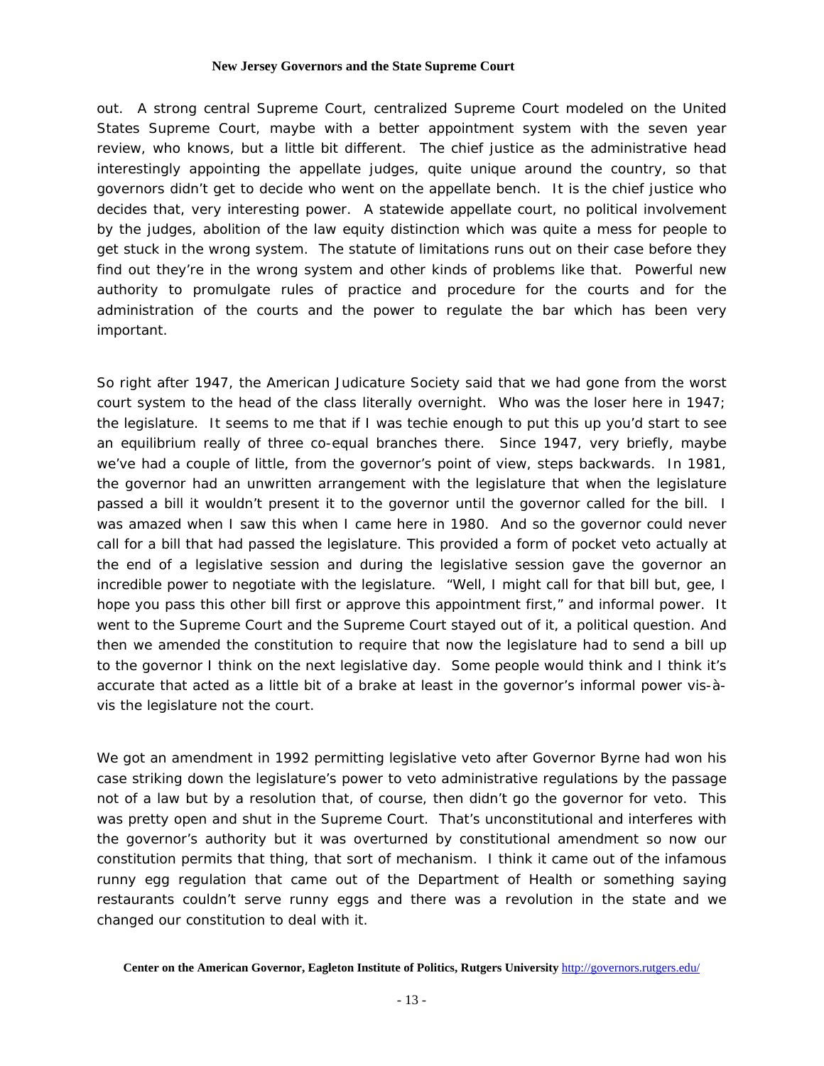out. A strong central Supreme Court, centralized Supreme Court modeled on the United States Supreme Court, maybe with a better appointment system with the seven year review, who knows, but a little bit different. The chief justice as the administrative head interestingly appointing the appellate judges, quite unique around the country, so that governors didn't get to decide who went on the appellate bench. It is the chief justice who decides that, very interesting power. A statewide appellate court, no political involvement by the judges, abolition of the law equity distinction which was quite a mess for people to get stuck in the wrong system. The statute of limitations runs out on their case before they find out they're in the wrong system and other kinds of problems like that. Powerful new authority to promulgate rules of practice and procedure for the courts and for the administration of the courts and the power to regulate the bar which has been very important.

So right after 1947, the American Judicature Society said that we had gone from the worst court system to the head of the class literally overnight. Who was the loser here in 1947; the legislature. It seems to me that if I was techie enough to put this up you'd start to see an equilibrium really of three co-equal branches there. Since 1947, very briefly, maybe we've had a couple of little, from the governor's point of view, steps backwards. In 1981, the governor had an unwritten arrangement with the legislature that when the legislature passed a bill it wouldn't present it to the governor until the governor called for the bill. I was amazed when I saw this when I came here in 1980. And so the governor could never call for a bill that had passed the legislature. This provided a form of pocket veto actually at the end of a legislative session and during the legislative session gave the governor an incredible power to negotiate with the legislature. "Well, I might call for that bill but, gee, I hope you pass this other bill first or approve this appointment first," and informal power. It went to the Supreme Court and the Supreme Court stayed out of it, a political question. And then we amended the constitution to require that now the legislature had to send a bill up to the governor I think on the next legislative day. Some people would think and I think it's accurate that acted as a little bit of a brake at least in the governor's informal power vis-à-vis the legislature not the court.

We got an amendment in 1992 permitting legislative veto after Governor Byrne had won his case striking down the legislature's power to veto administrative regulations by the passage not of a law but by a resolution that, of course, then didn't go the governor for veto. This was pretty open and shut in the Supreme Court. That's unconstitutional and interferes with the governor's authority but it was overturned by constitutional amendment so now our constitution permits that thing, that sort of mechanism. I think it came out of the infamous runny egg regulation that came out of the Department of Health or something saying restaurants couldn't serve runny eggs and there was a revolution in the state and we changed our constitution to deal with it.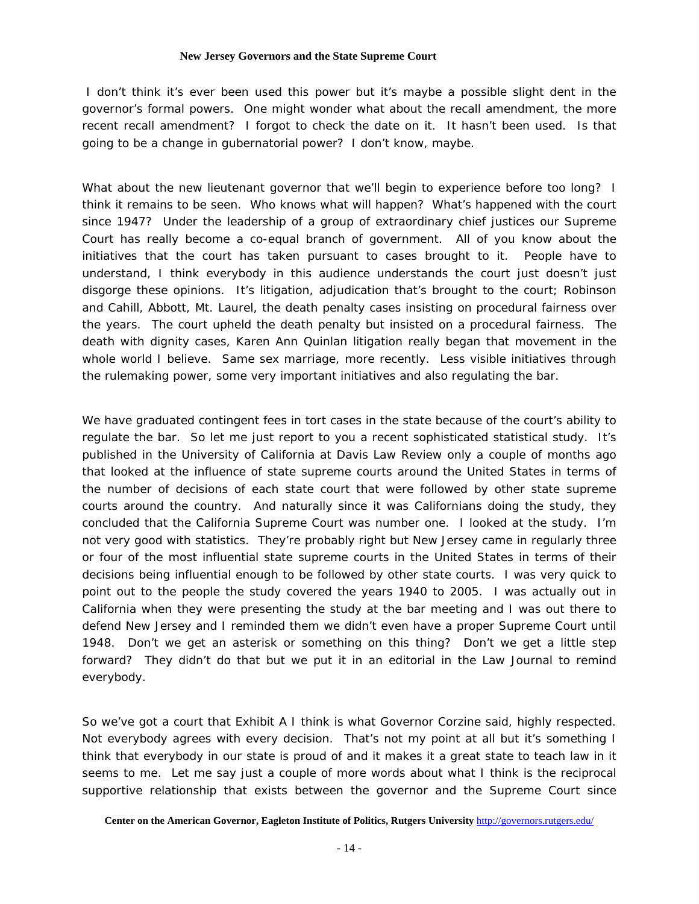I don't think it's ever been used this power but it's maybe a possible slight dent in the governor's formal powers. One might wonder what about the recall amendment, the more recent recall amendment? I forgot to check the date on it. It hasn't been used. Is that going to be a change in gubernatorial power? I don't know, maybe.

What about the new lieutenant governor that we'll begin to experience before too long? I think it remains to be seen. Who knows what will happen? What's happened with the court since 1947? Under the leadership of a group of extraordinary chief justices our Supreme Court has really become a co-equal branch of government. All of you know about the initiatives that the court has taken pursuant to cases brought to it. People have to understand, I think everybody in this audience understands the court just doesn't just disgorge these opinions. It's litigation, adjudication that's brought to the court; Robinson and Cahill, Abbott, Mt. Laurel, the death penalty cases insisting on procedural fairness over the years. The court upheld the death penalty but insisted on a procedural fairness. The death with dignity cases, Karen Ann Quinlan litigation really began that movement in the whole world I believe. Same sex marriage, more recently. Less visible initiatives through the rulemaking power, some very important initiatives and also regulating the bar.

We have graduated contingent fees in tort cases in the state because of the court's ability to regulate the bar. So let me just report to you a recent sophisticated statistical study. It's published in the University of California at Davis Law Review only a couple of months ago that looked at the influence of state supreme courts around the United States in terms of the number of decisions of each state court that were followed by other state supreme courts around the country. And naturally since it was Californians doing the study, they concluded that the California Supreme Court was number one. I looked at the study. I'm not very good with statistics. They're probably right but New Jersey came in regularly three or four of the most influential state supreme courts in the United States in terms of their decisions being influential enough to be followed by other state courts. I was very quick to point out to the people the study covered the years 1940 to 2005. I was actually out in California when they were presenting the study at the bar meeting and I was out there to defend New Jersey and I reminded them we didn't even have a proper Supreme Court until 1948. Don't we get an asterisk or something on this thing? Don't we get a little step forward? They didn't do that but we put it in an editorial in the Law Journal to remind everybody.

So we've got a court that Exhibit A I think is what Governor Corzine said, highly respected. Not everybody agrees with every decision. That's not my point at all but it's something I think that everybody in our state is proud of and it makes it a great state to teach law in it seems to me. Let me say just a couple of more words about what I think is the reciprocal supportive relationship that exists between the governor and the Supreme Court since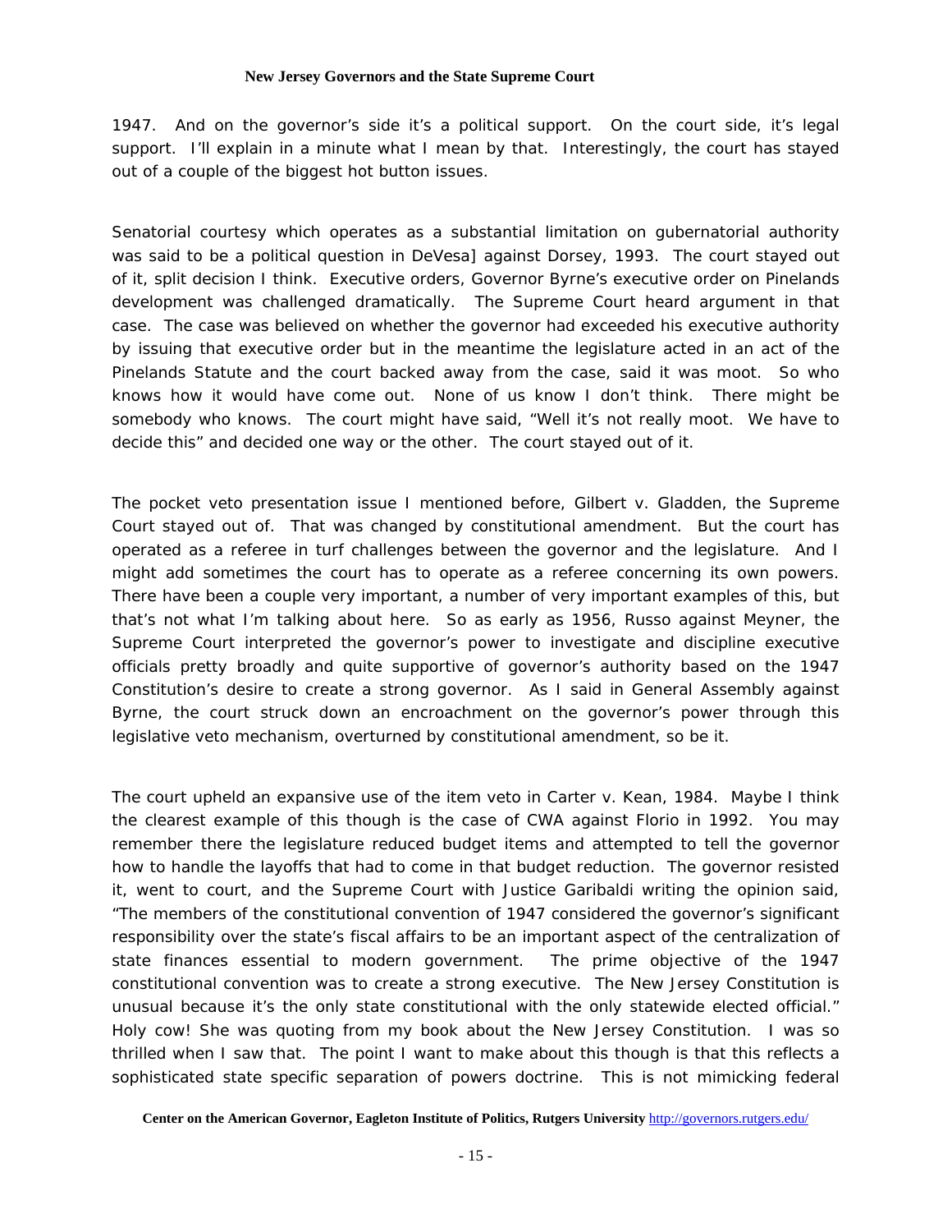1947. And on the governor's side it's a political support. On the court side, it's legal support. I'll explain in a minute what I mean by that. Interestingly, the court has stayed out of a couple of the biggest hot button issues.

Senatorial courtesy which operates as a substantial limitation on gubernatorial authority was said to be a political question in DeVesa] against Dorsey, 1993. The court stayed out of it, split decision I think. Executive orders, Governor Byrne's executive order on Pinelands development was challenged dramatically. The Supreme Court heard argument in that case. The case was believed on whether the governor had exceeded his executive authority by issuing that executive order but in the meantime the legislature acted in an act of the Pinelands Statute and the court backed away from the case, said it was moot. So who knows how it would have come out. None of us know I don't think. There might be somebody who knows. The court might have said, "Well it's not really moot. We have to decide this" and decided one way or the other. The court stayed out of it.

The pocket veto presentation issue I mentioned before, Gilbert v. Gladden, the Supreme Court stayed out of. That was changed by constitutional amendment. But the court has operated as a referee in turf challenges between the governor and the legislature. And I might add sometimes the court has to operate as a referee concerning its own powers. There have been a couple very important, a number of very important examples of this, but that's not what I'm talking about here. So as early as 1956, Russo against Meyner, the Supreme Court interpreted the governor's power to investigate and discipline executive officials pretty broadly and quite supportive of governor's authority based on the 1947 Constitution's desire to create a strong governor. As I said in General Assembly against Byrne, the court struck down an encroachment on the governor's power through this legislative veto mechanism, overturned by constitutional amendment, so be it.

The court upheld an expansive use of the item veto in Carter v. Kean, 1984. Maybe I think the clearest example of this though is the case of CWA against Florio in 1992. You may remember there the legislature reduced budget items and attempted to tell the governor how to handle the layoffs that had to come in that budget reduction. The governor resisted it, went to court, and the Supreme Court with Justice Garibaldi writing the opinion said, "The members of the constitutional convention of 1947 considered the governor's significant responsibility over the state's fiscal affairs to be an important aspect of the centralization of state finances essential to modern government. The prime objective of the 1947 constitutional convention was to create a strong executive. The New Jersey Constitution is unusual because it's the only state constitutional with the only statewide elected official." Holy cow! She was quoting from my book about the New Jersey Constitution. I was so thrilled when I saw that. The point I want to make about this though is that this reflects a sophisticated state specific separation of powers doctrine. This is not mimicking federal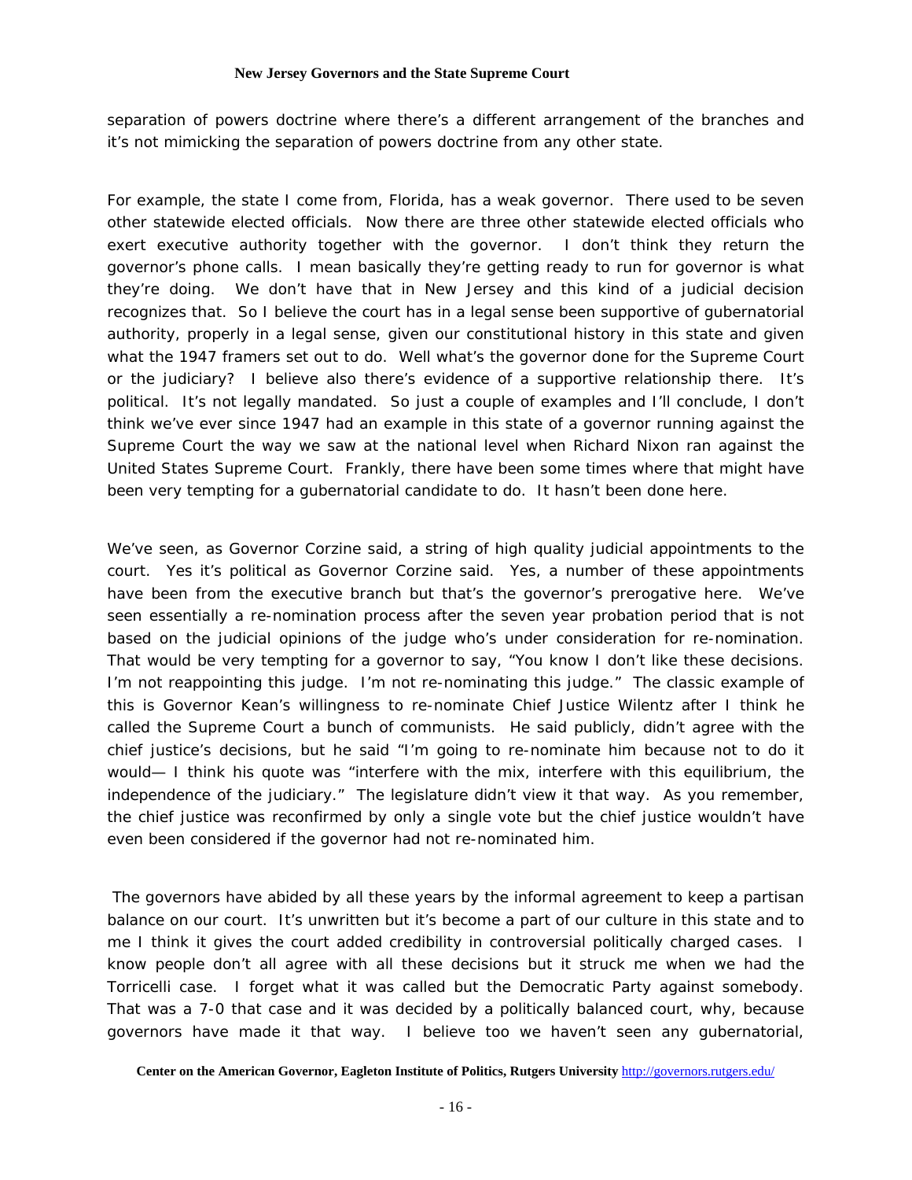separation of powers doctrine where there's a different arrangement of the branches and it's not mimicking the separation of powers doctrine from any other state.

For example, the state I come from, Florida, has a weak governor. There used to be seven other statewide elected officials. Now there are three other statewide elected officials who exert executive authority together with the governor. I don't think they return the governor's phone calls. I mean basically they're getting ready to run for governor is what they're doing. We don't have that in New Jersey and this kind of a judicial decision recognizes that. So I believe the court has in a legal sense been supportive of gubernatorial authority, properly in a legal sense, given our constitutional history in this state and given what the 1947 framers set out to do. Well what's the governor done for the Supreme Court or the judiciary? I believe also there's evidence of a supportive relationship there. It's political. It's not legally mandated. So just a couple of examples and I'll conclude, I don't think we've ever since 1947 had an example in this state of a governor running against the Supreme Court the way we saw at the national level when Richard Nixon ran against the United States Supreme Court. Frankly, there have been some times where that might have been very tempting for a gubernatorial candidate to do. It hasn't been done here.

We've seen, as Governor Corzine said, a string of high quality judicial appointments to the court. Yes it's political as Governor Corzine said. Yes, a number of these appointments have been from the executive branch but that's the governor's prerogative here. We've seen essentially a re-nomination process after the seven year probation period that is not based on the judicial opinions of the judge who's under consideration for re-nomination. That would be very tempting for a governor to say, "You know I don't like these decisions. I'm not reappointing this judge. I'm not re-nominating this judge." The classic example of this is Governor Kean's willingness to re-nominate Chief Justice Wilentz after I think he called the Supreme Court a bunch of communists. He said publicly, didn't agree with the chief justice's decisions, but he said "I'm going to re-nominate him because not to do it would— I think his quote was "interfere with the mix, interfere with this equilibrium, the independence of the judiciary." The legislature didn't view it that way. As you remember, the chief justice was reconfirmed by only a single vote but the chief justice wouldn't have even been considered if the governor had not re-nominated him.

The governors have abided by all these years by the informal agreement to keep a partisan balance on our court. It's unwritten but it's become a part of our culture in this state and to me I think it gives the court added credibility in controversial politically charged cases. I know people don't all agree with all these decisions but it struck me when we had the Torricelli case. I forget what it was called but the Democratic Party against somebody. That was a 7-0 that case and it was decided by a politically balanced court, why, because governors have made it that way. I believe too we haven't seen any gubernatorial,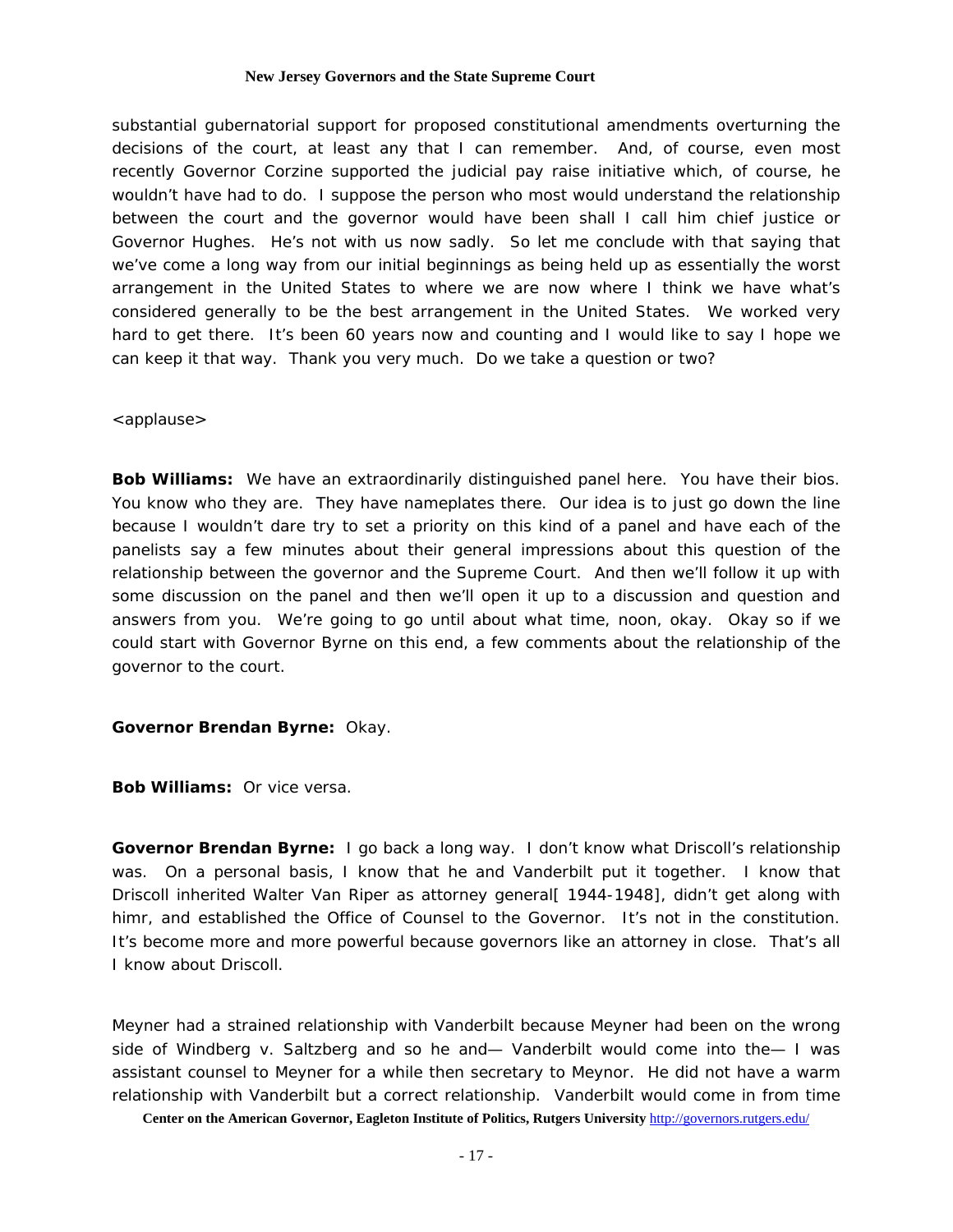substantial gubernatorial support for proposed constitutional amendments overturning the decisions of the court, at least any that I can remember. And, of course, even most recently Governor Corzine supported the judicial pay raise initiative which, of course, he wouldn't have had to do. I suppose the person who most would understand the relationship between the court and the governor would have been shall I call him chief justice or Governor Hughes. He's not with us now sadly. So let me conclude with that saying that we've come a long way from our initial beginnings as being held up as essentially the worst arrangement in the United States to where we are now where I think we have what's considered generally to be the best arrangement in the United States. We worked very hard to get there. It's been 60 years now and counting and I would like to say I hope we can keep it that way. Thank you very much. Do we take a question or two?

<applause>

**Bob Williams:** We have an extraordinarily distinguished panel here. You have their bios. You know who they are. They have nameplates there. Our idea is to just go down the line because I wouldn't dare try to set a priority on this kind of a panel and have each of the panelists say a few minutes about their general impressions about this question of the relationship between the governor and the Supreme Court. And then we'll follow it up with some discussion on the panel and then we'll open it up to a discussion and question and answers from you. We're going to go until about what time, noon, okay. Okay so if we could start with Governor Byrne on this end, a few comments about the relationship of the governor to the court.

**Governor Brendan Byrne:** Okay.

**Bob Williams:** Or vice versa.

**Governor Brendan Byrne:** I go back a long way. I don't know what Driscoll's relationship was. On a personal basis, I know that he and Vanderbilt put it together. I know that Driscoll inherited Walter Van Riper as attorney general[ 1944-1948], didn't get along with himr, and established the Office of Counsel to the Governor. It's not in the constitution. It's become more and more powerful because governors like an attorney in close. That's all I know about Driscoll.

Meyner had a strained relationship with Vanderbilt because Meyner had been on the wrong side of Windberg v. Saltzberg and so he and— Vanderbilt would come into the— I was assistant counsel to Meyner for a while then secretary to Meynor. He did not have a warm relationship with Vanderbilt but a correct relationship. Vanderbilt would come in from time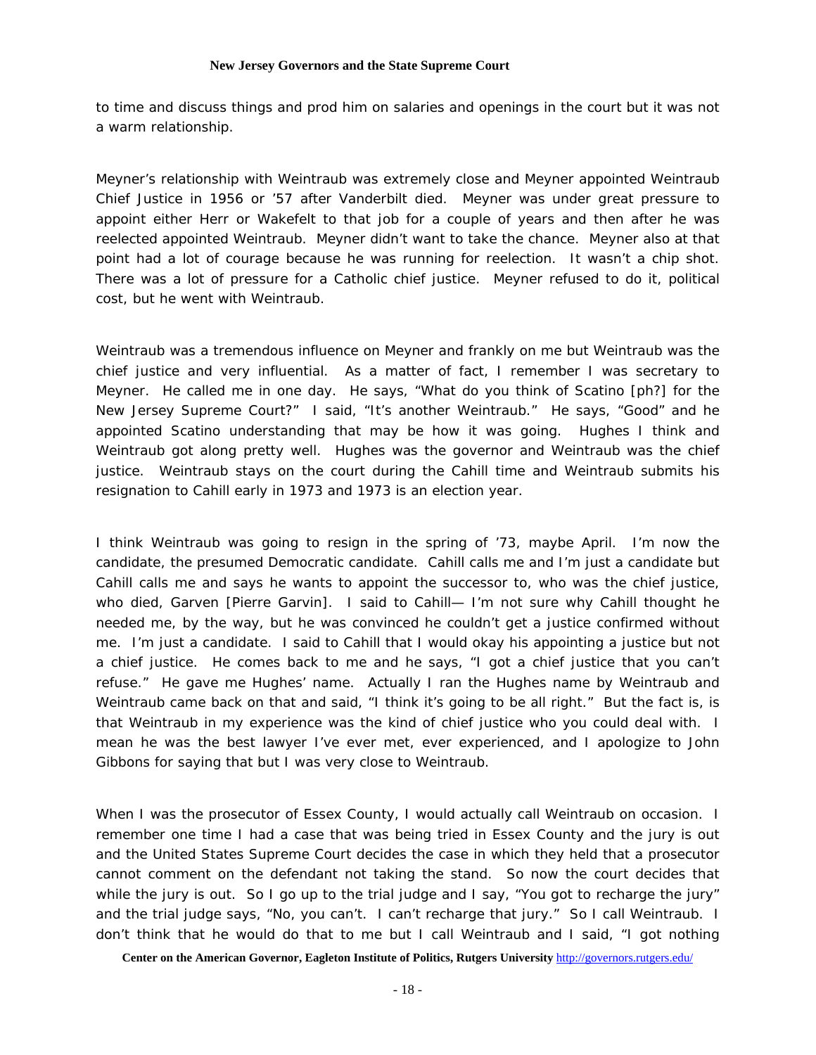to time and discuss things and prod him on salaries and openings in the court but it was not a warm relationship.

Meyner's relationship with Weintraub was extremely close and Meyner appointed Weintraub Chief Justice in 1956 or '57 after Vanderbilt died. Meyner was under great pressure to appoint either Herr or Wakefelt to that job for a couple of years and then after he was reelected appointed Weintraub. Meyner didn't want to take the chance. Meyner also at that point had a lot of courage because he was running for reelection. It wasn't a chip shot. There was a lot of pressure for a Catholic chief justice. Meyner refused to do it, political cost, but he went with Weintraub.

Weintraub was a tremendous influence on Meyner and frankly on me but Weintraub was the chief justice and very influential. As a matter of fact, I remember I was secretary to Meyner. He called me in one day. He says, "What do you think of Scatino [ph?] for the New Jersey Supreme Court?" I said, "It's another Weintraub." He says, "Good" and he appointed Scatino understanding that may be how it was going. Hughes I think and Weintraub got along pretty well. Hughes was the governor and Weintraub was the chief justice. Weintraub stays on the court during the Cahill time and Weintraub submits his resignation to Cahill early in 1973 and 1973 is an election year.

I think Weintraub was going to resign in the spring of '73, maybe April. I'm now the candidate, the presumed Democratic candidate. Cahill calls me and I'm just a candidate but Cahill calls me and says he wants to appoint the successor to, who was the chief justice, who died, Garven [Pierre Garvin]. I said to Cahill— I'm not sure why Cahill thought he needed me, by the way, but he was convinced he couldn't get a justice confirmed without me. I'm just a candidate. I said to Cahill that I would okay his appointing a justice but not a chief justice. He comes back to me and he says, "I got a chief justice that you can't refuse." He gave me Hughes' name. Actually I ran the Hughes name by Weintraub and Weintraub came back on that and said, "I think it's going to be all right." But the fact is, is that Weintraub in my experience was the kind of chief justice who you could deal with. I mean he was the best lawyer I've ever met, ever experienced, and I apologize to John Gibbons for saying that but I was very close to Weintraub.

When I was the prosecutor of Essex County, I would actually call Weintraub on occasion. I remember one time I had a case that was being tried in Essex County and the jury is out and the United States Supreme Court decides the case in which they held that a prosecutor cannot comment on the defendant not taking the stand. So now the court decides that while the jury is out. So I go up to the trial judge and I say, "You got to recharge the jury" and the trial judge says, "No, you can't. I can't recharge that jury." So I call Weintraub. I don't think that he would do that to me but I call Weintraub and I said, "I got nothing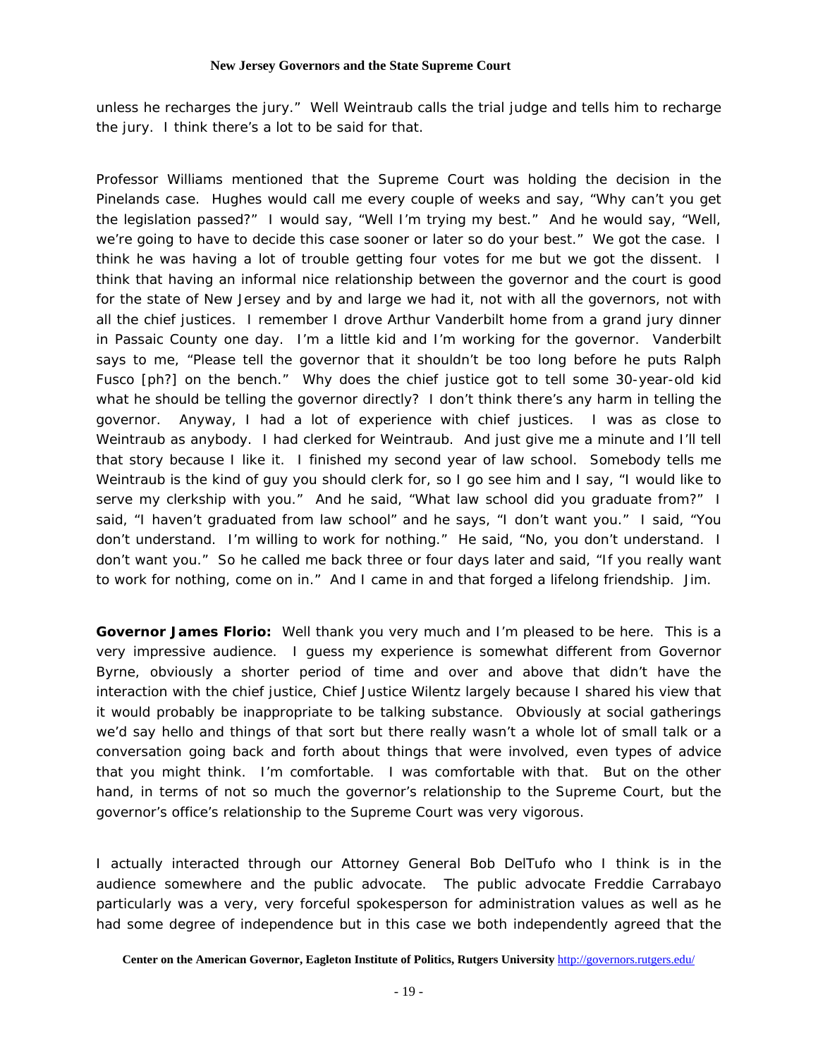unless he recharges the jury." Well Weintraub calls the trial judge and tells him to recharge the jury. I think there's a lot to be said for that.

Professor Williams mentioned that the Supreme Court was holding the decision in the Pinelands case. Hughes would call me every couple of weeks and say, "Why can't you get the legislation passed?" I would say, "Well I'm trying my best." And he would say, "Well, we're going to have to decide this case sooner or later so do your best." We got the case. I think he was having a lot of trouble getting four votes for me but we got the dissent. I think that having an informal nice relationship between the governor and the court is good for the state of New Jersey and by and large we had it, not with all the governors, not with all the chief justices. I remember I drove Arthur Vanderbilt home from a grand jury dinner in Passaic County one day. I'm a little kid and I'm working for the governor. Vanderbilt says to me, "Please tell the governor that it shouldn't be too long before he puts Ralph Fusco [ph?] on the bench." Why does the chief justice got to tell some 30-year-old kid what he should be telling the governor directly? I don't think there's any harm in telling the governor. Anyway, I had a lot of experience with chief justices. I was as close to Weintraub as anybody. I had clerked for Weintraub. And just give me a minute and I'll tell that story because I like it. I finished my second year of law school. Somebody tells me Weintraub is the kind of guy you should clerk for, so I go see him and I say, "I would like to serve my clerkship with you." And he said, "What law school did you graduate from?" I said, "I haven't graduated from law school" and he says, "I don't want you." I said, "You don't understand. I'm willing to work for nothing." He said, "No, you don't understand. I don't want you." So he called me back three or four days later and said, "If you really want to work for nothing, come on in." And I came in and that forged a lifelong friendship. Jim.

**Governor James Florio:** Well thank you very much and I'm pleased to be here. This is a very impressive audience. I guess my experience is somewhat different from Governor Byrne, obviously a shorter period of time and over and above that didn't have the interaction with the chief justice, Chief Justice Wilentz largely because I shared his view that it would probably be inappropriate to be talking substance. Obviously at social gatherings we'd say hello and things of that sort but there really wasn't a whole lot of small talk or a conversation going back and forth about things that were involved, even types of advice that you might think. I'm comfortable. I was comfortable with that. But on the other hand, in terms of not so much the governor's relationship to the Supreme Court, but the governor's office's relationship to the Supreme Court was very vigorous.

I actually interacted through our Attorney General Bob DelTufo who I think is in the audience somewhere and the public advocate. The public advocate Freddie Carrabayo particularly was a very, very forceful spokesperson for administration values as well as he had some degree of independence but in this case we both independently agreed that the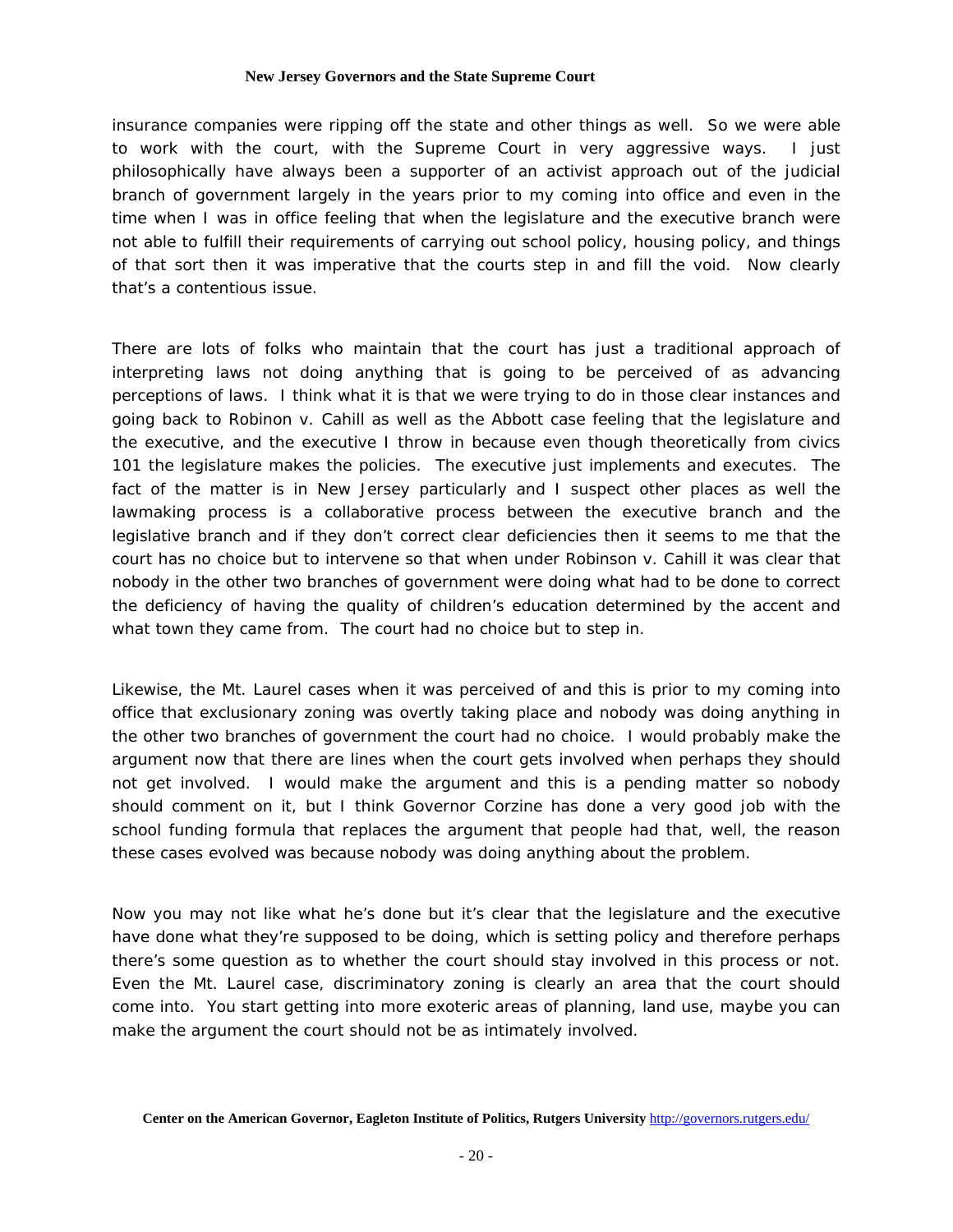insurance companies were ripping off the state and other things as well. So we were able to work with the court, with the Supreme Court in very aggressive ways. I just philosophically have always been a supporter of an activist approach out of the judicial branch of government largely in the years prior to my coming into office and even in the time when I was in office feeling that when the legislature and the executive branch were not able to fulfill their requirements of carrying out school policy, housing policy, and things of that sort then it was imperative that the courts step in and fill the void. Now clearly that's a contentious issue.

There are lots of folks who maintain that the court has just a traditional approach of interpreting laws not doing anything that is going to be perceived of as advancing perceptions of laws. I think what it is that we were trying to do in those clear instances and going back to Robinon v. Cahill as well as the Abbott case feeling that the legislature and the executive, and the executive I throw in because even though theoretically from civics 101 the legislature makes the policies. The executive just implements and executes. The fact of the matter is in New Jersey particularly and I suspect other places as well the lawmaking process is a collaborative process between the executive branch and the legislative branch and if they don't correct clear deficiencies then it seems to me that the court has no choice but to intervene so that when under Robinson v. Cahill it was clear that nobody in the other two branches of government were doing what had to be done to correct the deficiency of having the quality of children's education determined by the accent and what town they came from. The court had no choice but to step in.

Likewise, the Mt. Laurel cases when it was perceived of and this is prior to my coming into office that exclusionary zoning was overtly taking place and nobody was doing anything in the other two branches of government the court had no choice. I would probably make the argument now that there are lines when the court gets involved when perhaps they should not get involved. I would make the argument and this is a pending matter so nobody should comment on it, but I think Governor Corzine has done a very good job with the school funding formula that replaces the argument that people had that, well, the reason these cases evolved was because nobody was doing anything about the problem.

Now you may not like what he's done but it's clear that the legislature and the executive have done what they're supposed to be doing, which is setting policy and therefore perhaps there's some question as to whether the court should stay involved in this process or not. Even the Mt. Laurel case, discriminatory zoning is clearly an area that the court should come into. You start getting into more exoteric areas of planning, land use, maybe you can make the argument the court should not be as intimately involved.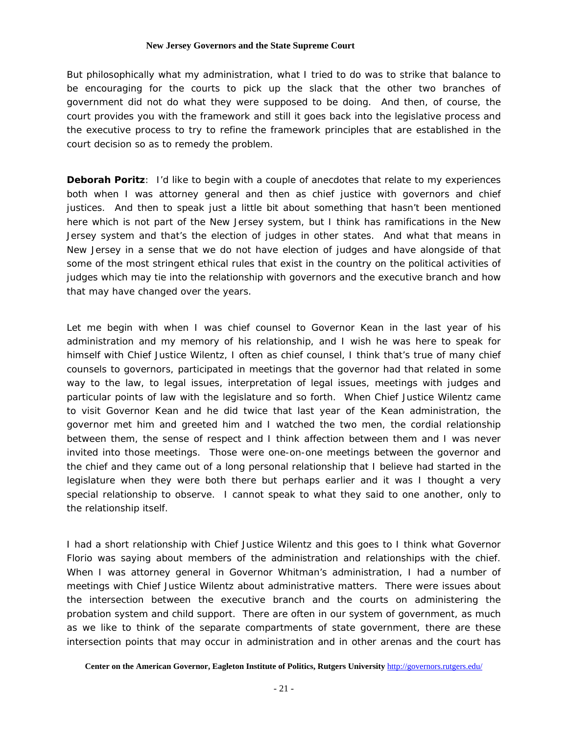But philosophically what my administration, what I tried to do was to strike that balance to be encouraging for the courts to pick up the slack that the other two branches of government did not do what they were supposed to be doing. And then, of course, the court provides you with the framework and still it goes back into the legislative process and the executive process to try to refine the framework principles that are established in the court decision so as to remedy the problem.

**Deborah Poritz**: I'd like to begin with a couple of anecdotes that relate to my experiences both when I was attorney general and then as chief justice with governors and chief justices. And then to speak just a little bit about something that hasn't been mentioned here which is not part of the New Jersey system, but I think has ramifications in the New Jersey system and that's the election of judges in other states. And what that means in New Jersey in a sense that we do not have election of judges and have alongside of that some of the most stringent ethical rules that exist in the country on the political activities of judges which may tie into the relationship with governors and the executive branch and how that may have changed over the years.

Let me begin with when I was chief counsel to Governor Kean in the last year of his administration and my memory of his relationship, and I wish he was here to speak for himself with Chief Justice Wilentz, I often as chief counsel, I think that's true of many chief counsels to governors, participated in meetings that the governor had that related in some way to the law, to legal issues, interpretation of legal issues, meetings with judges and particular points of law with the legislature and so forth. When Chief Justice Wilentz came to visit Governor Kean and he did twice that last year of the Kean administration, the governor met him and greeted him and I watched the two men, the cordial relationship between them, the sense of respect and I think affection between them and I was never invited into those meetings. Those were one-on-one meetings between the governor and the chief and they came out of a long personal relationship that I believe had started in the legislature when they were both there but perhaps earlier and it was I thought a very special relationship to observe. I cannot speak to what they said to one another, only to the relationship itself.

I had a short relationship with Chief Justice Wilentz and this goes to I think what Governor Florio was saying about members of the administration and relationships with the chief. When I was attorney general in Governor Whitman's administration, I had a number of meetings with Chief Justice Wilentz about administrative matters. There were issues about the intersection between the executive branch and the courts on administering the probation system and child support. There are often in our system of government, as much as we like to think of the separate compartments of state government, there are these intersection points that may occur in administration and in other arenas and the court has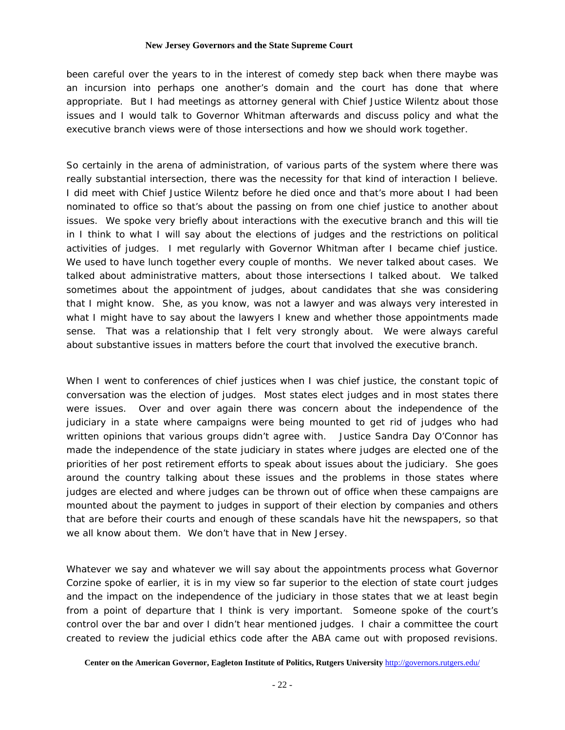been careful over the years to in the interest of comedy step back when there maybe was an incursion into perhaps one another's domain and the court has done that where appropriate. But I had meetings as attorney general with Chief Justice Wilentz about those issues and I would talk to Governor Whitman afterwards and discuss policy and what the executive branch views were of those intersections and how we should work together.

So certainly in the arena of administration, of various parts of the system where there was really substantial intersection, there was the necessity for that kind of interaction I believe. I did meet with Chief Justice Wilentz before he died once and that's more about I had been nominated to office so that's about the passing on from one chief justice to another about issues. We spoke very briefly about interactions with the executive branch and this will tie in I think to what I will say about the elections of judges and the restrictions on political activities of judges. I met regularly with Governor Whitman after I became chief justice. We used to have lunch together every couple of months. We never talked about cases. We talked about administrative matters, about those intersections I talked about. We talked sometimes about the appointment of judges, about candidates that she was considering that I might know. She, as you know, was not a lawyer and was always very interested in what I might have to say about the lawyers I knew and whether those appointments made sense. That was a relationship that I felt very strongly about. We were always careful about substantive issues in matters before the court that involved the executive branch.

When I went to conferences of chief justices when I was chief justice, the constant topic of conversation was the election of judges. Most states elect judges and in most states there were issues. Over and over again there was concern about the independence of the judiciary in a state where campaigns were being mounted to get rid of judges who had written opinions that various groups didn't agree with. Justice Sandra Day O'Connor has made the independence of the state judiciary in states where judges are elected one of the priorities of her post retirement efforts to speak about issues about the judiciary. She goes around the country talking about these issues and the problems in those states where judges are elected and where judges can be thrown out of office when these campaigns are mounted about the payment to judges in support of their election by companies and others that are before their courts and enough of these scandals have hit the newspapers, so that we all know about them. We don't have that in New Jersey.

Whatever we say and whatever we will say about the appointments process what Governor Corzine spoke of earlier, it is in my view so far superior to the election of state court judges and the impact on the independence of the judiciary in those states that we at least begin from a point of departure that I think is very important. Someone spoke of the court's control over the bar and over I didn't hear mentioned judges. I chair a committee the court created to review the judicial ethics code after the ABA came out with proposed revisions.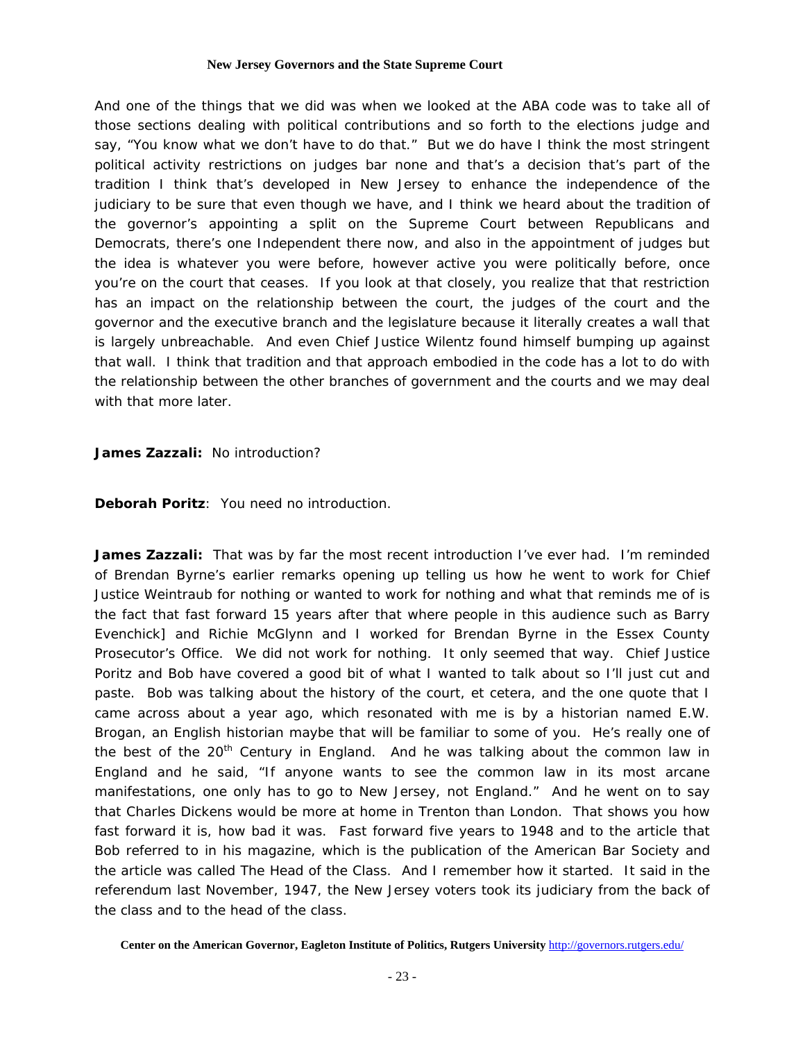And one of the things that we did was when we looked at the ABA code was to take all of those sections dealing with political contributions and so forth to the elections judge and say, "You know what we don't have to do that." But we do have I think the most stringent political activity restrictions on judges bar none and that's a decision that's part of the tradition I think that's developed in New Jersey to enhance the independence of the judiciary to be sure that even though we have, and I think we heard about the tradition of the governor's appointing a split on the Supreme Court between Republicans and Democrats, there's one Independent there now, and also in the appointment of judges but the idea is whatever you were before, however active you were politically before, once you're on the court that ceases. If you look at that closely, you realize that that restriction has an impact on the relationship between the court, the judges of the court and the governor and the executive branch and the legislature because it literally creates a wall that is largely unbreachable. And even Chief Justice Wilentz found himself bumping up against that wall. I think that tradition and that approach embodied in the code has a lot to do with the relationship between the other branches of government and the courts and we may deal with that more later.

**James Zazzali:** No introduction?

**Deborah Poritz**: You need no introduction.

**James Zazzali:** That was by far the most recent introduction I've ever had. I'm reminded of Brendan Byrne's earlier remarks opening up telling us how he went to work for Chief Justice Weintraub for nothing or wanted to work for nothing and what that reminds me of is the fact that fast forward 15 years after that where people in this audience such as Barry Evenchick] and Richie McGlynn and I worked for Brendan Byrne in the Essex County Prosecutor's Office. We did not work for nothing. It only seemed that way. Chief Justice Poritz and Bob have covered a good bit of what I wanted to talk about so I'll just cut and paste. Bob was talking about the history of the court, et cetera, and the one quote that I came across about a year ago, which resonated with me is by a historian named E.W. Brogan, an English historian maybe that will be familiar to some of you. He's really one of the best of the 20th Century in England. And he was talking about the common law in England and he said, "If anyone wants to see the common law in its most arcane manifestations, one only has to go to New Jersey, not England." And he went on to say that Charles Dickens would be more at home in Trenton than London. That shows you how fast forward it is, how bad it was. Fast forward five years to 1948 and to the article that Bob referred to in his magazine, which is the publication of the American Bar Society and the article was called The Head of the Class. And I remember how it started. It said in the referendum last November, 1947, the New Jersey voters took its judiciary from the back of the class and to the head of the class.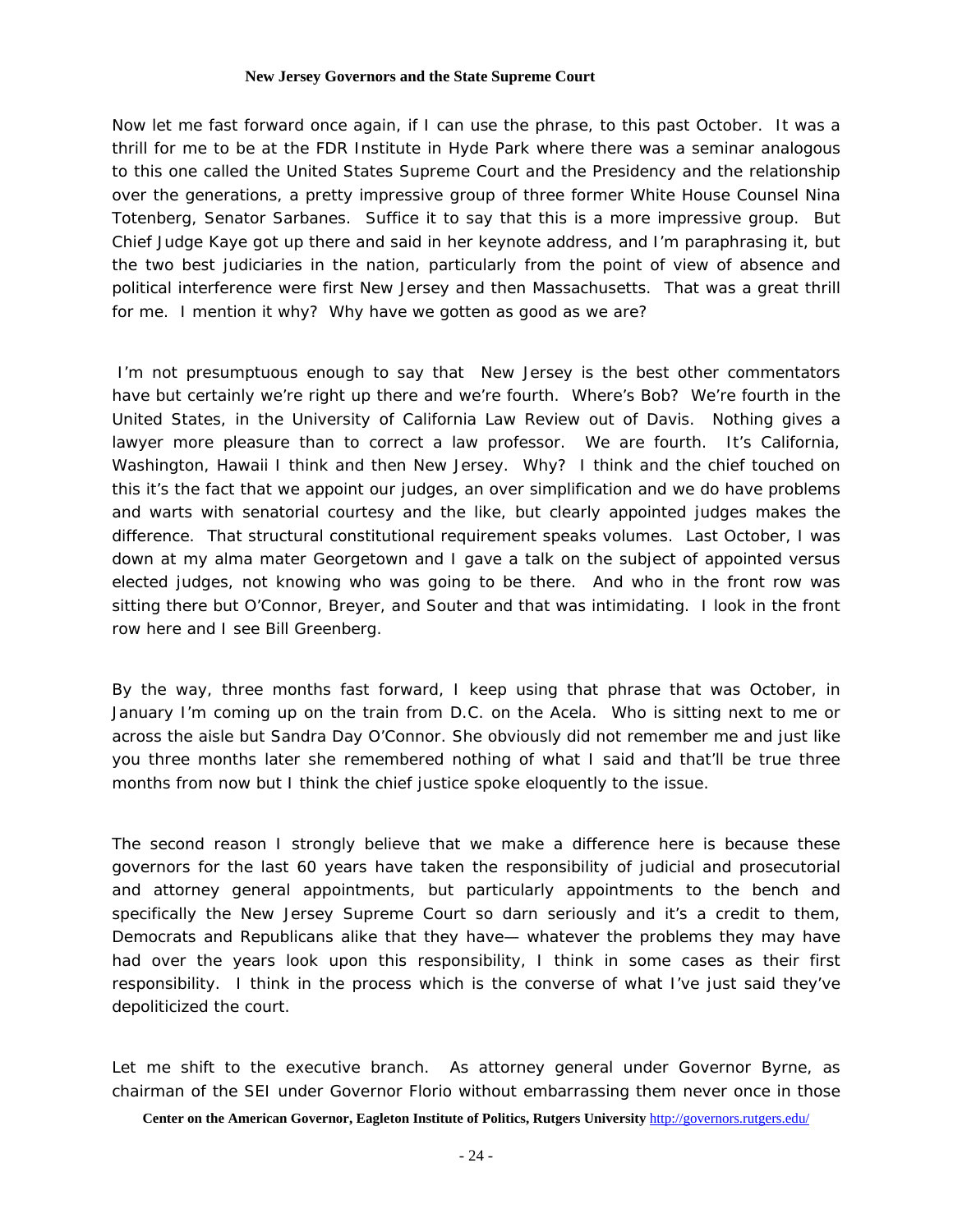Now let me fast forward once again, if I can use the phrase, to this past October. It was a thrill for me to be at the FDR Institute in Hyde Park where there was a seminar analogous to this one called the United States Supreme Court and the Presidency and the relationship over the generations, a pretty impressive group of three former White House Counsel Nina Totenberg, Senator Sarbanes. Suffice it to say that this is a more impressive group. But Chief Judge Kaye got up there and said in her keynote address, and I'm paraphrasing it, but the two best judiciaries in the nation, particularly from the point of view of absence and political interference were first New Jersey and then Massachusetts. That was a great thrill for me. I mention it why? Why have we gotten as good as we are?

I'm not presumptuous enough to say that New Jersey is the best other commentators have but certainly we're right up there and we're fourth. Where's Bob? We're fourth in the United States, in the University of California Law Review out of Davis. Nothing gives a lawyer more pleasure than to correct a law professor. We are fourth. It's California, Washington, Hawaii I think and then New Jersey. Why? I think and the chief touched on this it's the fact that we appoint our judges, an over simplification and we do have problems and warts with senatorial courtesy and the like, but clearly appointed judges makes the difference. That structural constitutional requirement speaks volumes. Last October, I was down at my alma mater Georgetown and I gave a talk on the subject of appointed versus elected judges, not knowing who was going to be there. And who in the front row was sitting there but O'Connor, Breyer, and Souter and that was intimidating. I look in the front row here and I see Bill Greenberg.

By the way, three months fast forward, I keep using that phrase that was October, in January I'm coming up on the train from D.C. on the Acela. Who is sitting next to me or across the aisle but Sandra Day O'Connor. She obviously did not remember me and just like you three months later she remembered nothing of what I said and that'll be true three months from now but I think the chief justice spoke eloquently to the issue.

The second reason I strongly believe that we make a difference here is because these governors for the last 60 years have taken the responsibility of judicial and prosecutorial and attorney general appointments, but particularly appointments to the bench and specifically the New Jersey Supreme Court so darn seriously and it's a credit to them, Democrats and Republicans alike that they have— whatever the problems they may have had over the years look upon this responsibility, I think in some cases as their first responsibility. I think in the process which is the converse of what I've just said they've depoliticized the court.

Let me shift to the executive branch. As attorney general under Governor Byrne, as chairman of the SEI under Governor Florio without embarrassing them never once in those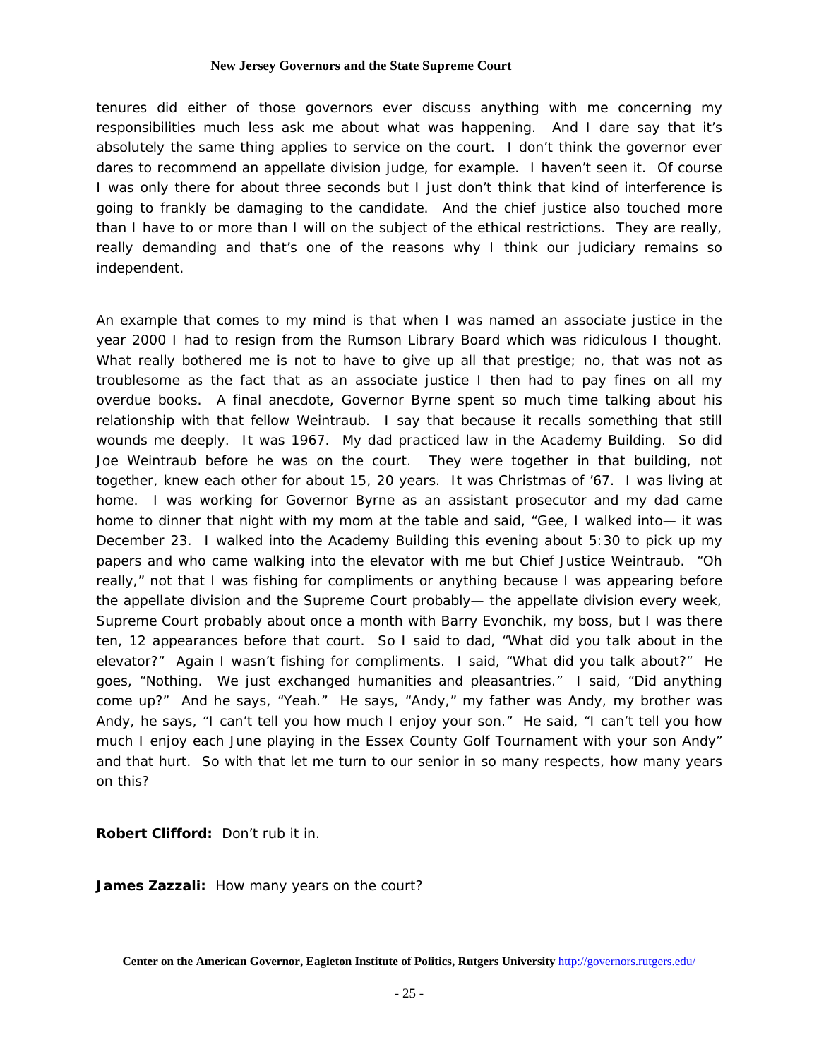tenures did either of those governors ever discuss anything with me concerning my responsibilities much less ask me about what was happening. And I dare say that it's absolutely the same thing applies to service on the court. I don't think the governor ever dares to recommend an appellate division judge, for example. I haven't seen it. Of course I was only there for about three seconds but I just don't think that kind of interference is going to frankly be damaging to the candidate. And the chief justice also touched more than I have to or more than I will on the subject of the ethical restrictions. They are really, really demanding and that's one of the reasons why I think our judiciary remains so independent.

An example that comes to my mind is that when I was named an associate justice in the year 2000 I had to resign from the Rumson Library Board which was ridiculous I thought. What really bothered me is not to have to give up all that prestige; no, that was not as troublesome as the fact that as an associate justice I then had to pay fines on all my overdue books. A final anecdote, Governor Byrne spent so much time talking about his relationship with that fellow Weintraub. I say that because it recalls something that still wounds me deeply. It was 1967. My dad practiced law in the Academy Building. So did Joe Weintraub before he was on the court. They were together in that building, not together, knew each other for about 15, 20 years. It was Christmas of '67. I was living at home. I was working for Governor Byrne as an assistant prosecutor and my dad came home to dinner that night with my mom at the table and said, "Gee, I walked into— it was December 23. I walked into the Academy Building this evening about 5:30 to pick up my papers and who came walking into the elevator with me but Chief Justice Weintraub. "Oh really," not that I was fishing for compliments or anything because I was appearing before the appellate division and the Supreme Court probably— the appellate division every week, Supreme Court probably about once a month with Barry Evonchik, my boss, but I was there ten, 12 appearances before that court. So I said to dad, "What did you talk about in the elevator?" Again I wasn't fishing for compliments. I said, "What did you talk about?" He goes, "Nothing. We just exchanged humanities and pleasantries." I said, "Did anything come up?" And he says, "Yeah." He says, "Andy," my father was Andy, my brother was Andy, he says, "I can't tell you how much I enjoy your son." He said, "I can't tell you how much I enjoy each June playing in the Essex County Golf Tournament with your son Andy" and that hurt. So with that let me turn to our senior in so many respects, how many years on this?

**Robert Clifford:** Don't rub it in.

**James Zazzali:** How many years on the court?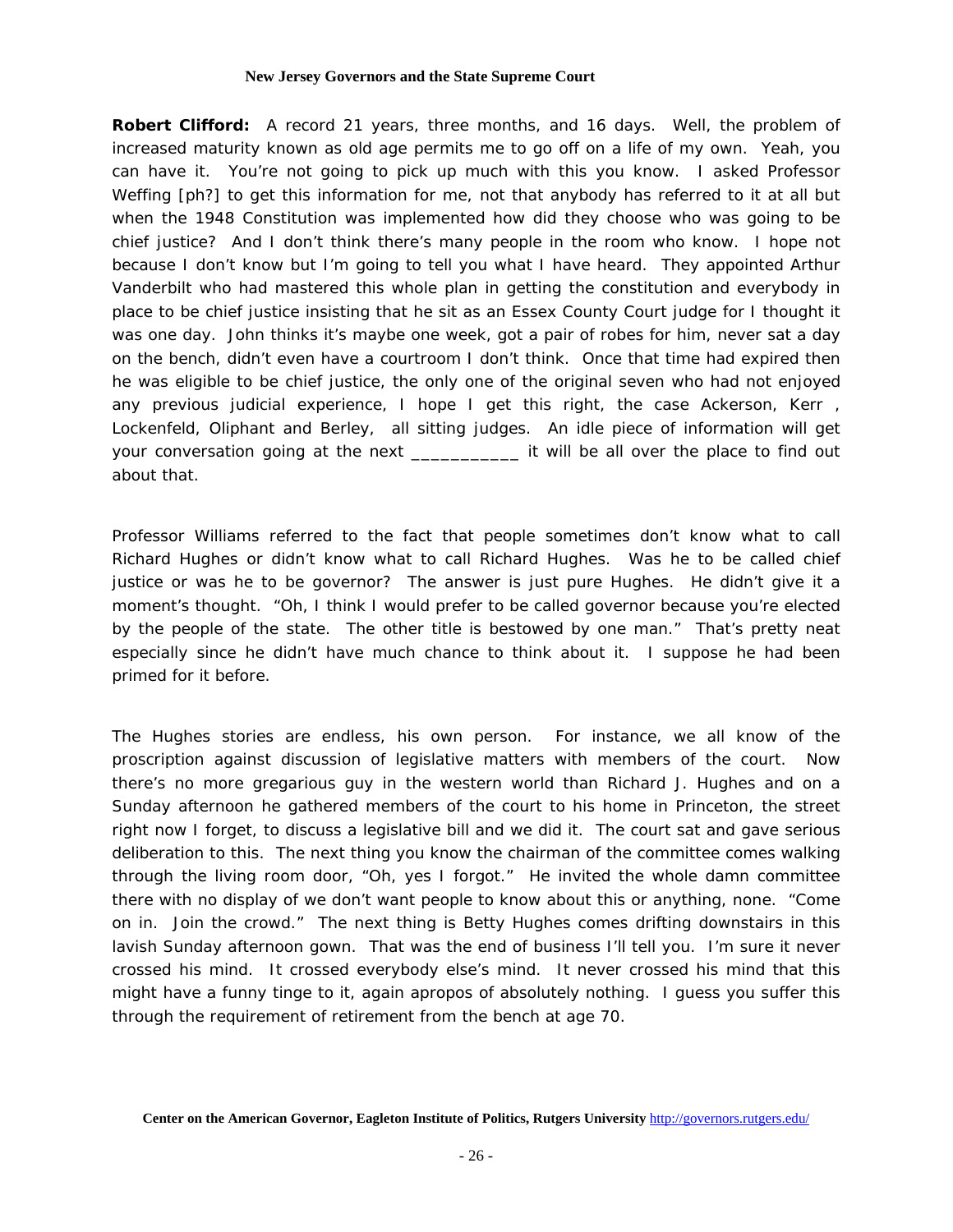**Robert Clifford:** A record 21 years, three months, and 16 days. Well, the problem of increased maturity known as old age permits me to go off on a life of my own. Yeah, you can have it. You're not going to pick up much with this you know. I asked Professor Weffing [ph?] to get this information for me, not that anybody has referred to it at all but when the 1948 Constitution was implemented how did they choose who was going to be chief justice? And I don't think there's many people in the room who know. I hope not because I don't know but I'm going to tell you what I have heard. They appointed Arthur Vanderbilt who had mastered this whole plan in getting the constitution and everybody in place to be chief justice insisting that he sit as an Essex County Court judge for I thought it was one day. John thinks it's maybe one week, got a pair of robes for him, never sat a day on the bench, didn't even have a courtroom I don't think. Once that time had expired then he was eligible to be chief justice, the only one of the original seven who had not enjoyed any previous judicial experience, I hope I get this right, the case Ackerson, Kerr , Lockenfeld, Oliphant and Berley, all sitting judges. An idle piece of information will get your conversation going at the next ___________ it will be all over the place to find out about that.

Professor Williams referred to the fact that people sometimes don't know what to call Richard Hughes or didn't know what to call Richard Hughes. Was he to be called chief justice or was he to be governor? The answer is just pure Hughes. He didn't give it a moment's thought. "Oh, I think I would prefer to be called governor because you're elected by the people of the state. The other title is bestowed by one man." That's pretty neat especially since he didn't have much chance to think about it. I suppose he had been primed for it before.

The Hughes stories are endless, his own person. For instance, we all know of the proscription against discussion of legislative matters with members of the court. Now there's no more gregarious guy in the western world than Richard J. Hughes and on a Sunday afternoon he gathered members of the court to his home in Princeton, the street right now I forget, to discuss a legislative bill and we did it. The court sat and gave serious deliberation to this. The next thing you know the chairman of the committee comes walking through the living room door, "Oh, yes I forgot." He invited the whole damn committee there with no display of we don't want people to know about this or anything, none. "Come on in. Join the crowd." The next thing is Betty Hughes comes drifting downstairs in this lavish Sunday afternoon gown. That was the end of business I'll tell you. I'm sure it never crossed his mind. It crossed everybody else's mind. It never crossed his mind that this might have a funny tinge to it, again apropos of absolutely nothing. I guess you suffer this through the requirement of retirement from the bench at age 70.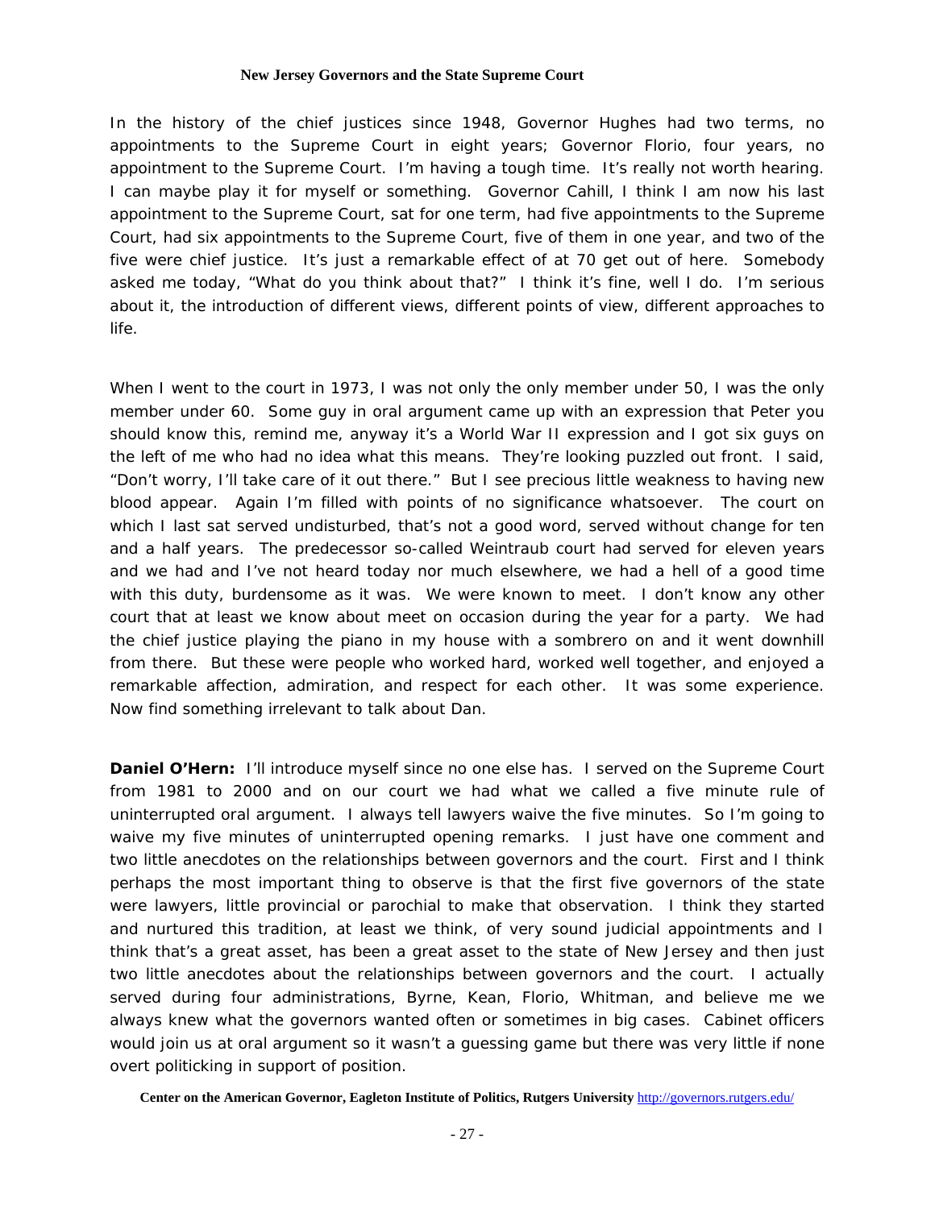In the history of the chief justices since 1948, Governor Hughes had two terms, no appointments to the Supreme Court in eight years; Governor Florio, four years, no appointment to the Supreme Court. I'm having a tough time. It's really not worth hearing. I can maybe play it for myself or something. Governor Cahill, I think I am now his last appointment to the Supreme Court, sat for one term, had five appointments to the Supreme Court, had six appointments to the Supreme Court, five of them in one year, and two of the five were chief justice. It's just a remarkable effect of at 70 get out of here. Somebody asked me today, "What do you think about that?" I think it's fine, well I do. I'm serious about it, the introduction of different views, different points of view, different approaches to life.

When I went to the court in 1973, I was not only the only member under 50, I was the only member under 60. Some guy in oral argument came up with an expression that Peter you should know this, remind me, anyway it's a World War II expression and I got six guys on the left of me who had no idea what this means. They're looking puzzled out front. I said, "Don't worry, I'll take care of it out there." But I see precious little weakness to having new blood appear. Again I'm filled with points of no significance whatsoever. The court on which I last sat served undisturbed, that's not a good word, served without change for ten and a half years. The predecessor so-called Weintraub court had served for eleven years and we had and I've not heard today nor much elsewhere, we had a hell of a good time with this duty, burdensome as it was. We were known to meet. I don't know any other court that at least we know about meet on occasion during the year for a party. We had the chief justice playing the piano in my house with a sombrero on and it went downhill from there. But these were people who worked hard, worked well together, and enjoyed a remarkable affection, admiration, and respect for each other. It was some experience. Now find something irrelevant to talk about Dan.

**Daniel O'Hern:** I'll introduce myself since no one else has. I served on the Supreme Court from 1981 to 2000 and on our court we had what we called a five minute rule of uninterrupted oral argument. I always tell lawyers waive the five minutes. So I'm going to waive my five minutes of uninterrupted opening remarks. I just have one comment and two little anecdotes on the relationships between governors and the court. First and I think perhaps the most important thing to observe is that the first five governors of the state were lawyers, little provincial or parochial to make that observation. I think they started and nurtured this tradition, at least we think, of very sound judicial appointments and I think that's a great asset, has been a great asset to the state of New Jersey and then just two little anecdotes about the relationships between governors and the court. I actually served during four administrations, Byrne, Kean, Florio, Whitman, and believe me we always knew what the governors wanted often or sometimes in big cases. Cabinet officers would join us at oral argument so it wasn't a guessing game but there was very little if none overt politicking in support of position.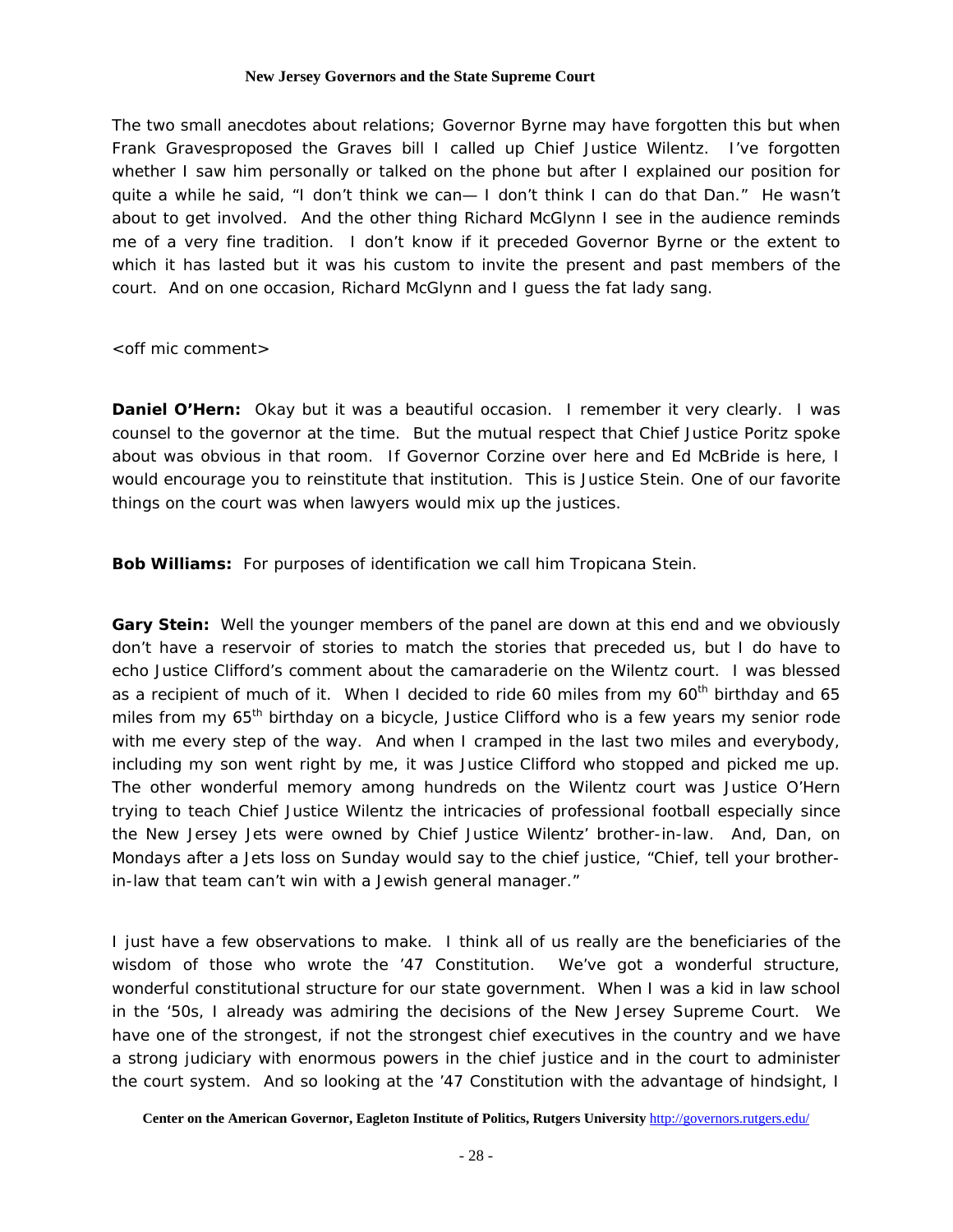The two small anecdotes about relations; Governor Byrne may have forgotten this but when Frank Gravesproposed the Graves bill I called up Chief Justice Wilentz. I've forgotten whether I saw him personally or talked on the phone but after I explained our position for quite a while he said, "I don't think we can— I don't think I can do that Dan." He wasn't about to get involved. And the other thing Richard McGlynn I see in the audience reminds me of a very fine tradition. I don't know if it preceded Governor Byrne or the extent to which it has lasted but it was his custom to invite the present and past members of the court. And on one occasion, Richard McGlynn and I guess the fat lady sang.

<off mic comment>

**Daniel O'Hern:** Okay but it was a beautiful occasion. I remember it very clearly. I was counsel to the governor at the time. But the mutual respect that Chief Justice Poritz spoke about was obvious in that room. If Governor Corzine over here and Ed McBride is here, I would encourage you to reinstitute that institution. This is Justice Stein. One of our favorite things on the court was when lawyers would mix up the justices.

**Bob Williams:** For purposes of identification we call him Tropicana Stein.

**Gary Stein:** Well the younger members of the panel are down at this end and we obviously don't have a reservoir of stories to match the stories that preceded us, but I do have to echo Justice Clifford's comment about the camaraderie on the Wilentz court. I was blessed as a recipient of much of it. When I decided to ride 60 miles from my 60th birthday and 65 miles from my 65th birthday on a bicycle, Justice Clifford who is a few years my senior rode with me every step of the way. And when I cramped in the last two miles and everybody, including my son went right by me, it was Justice Clifford who stopped and picked me up. The other wonderful memory among hundreds on the Wilentz court was Justice O'Hern trying to teach Chief Justice Wilentz the intricacies of professional football especially since the New Jersey Jets were owned by Chief Justice Wilentz' brother-in-law. And, Dan, on Mondays after a Jets loss on Sunday would say to the chief justice, "Chief, tell your brother-in-law that team can't win with a Jewish general manager."

I just have a few observations to make. I think all of us really are the beneficiaries of the wisdom of those who wrote the '47 Constitution. We've got a wonderful structure, wonderful constitutional structure for our state government. When I was a kid in law school in the '50s, I already was admiring the decisions of the New Jersey Supreme Court. We have one of the strongest, if not the strongest chief executives in the country and we have a strong judiciary with enormous powers in the chief justice and in the court to administer the court system. And so looking at the '47 Constitution with the advantage of hindsight, I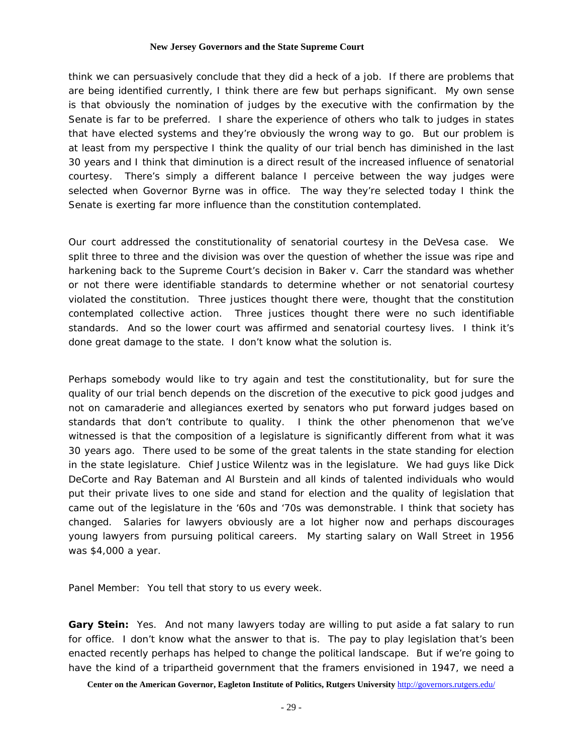think we can persuasively conclude that they did a heck of a job. If there are problems that are being identified currently, I think there are few but perhaps significant. My own sense is that obviously the nomination of judges by the executive with the confirmation by the Senate is far to be preferred. I share the experience of others who talk to judges in states that have elected systems and they're obviously the wrong way to go. But our problem is at least from my perspective I think the quality of our trial bench has diminished in the last 30 years and I think that diminution is a direct result of the increased influence of senatorial courtesy. There's simply a different balance I perceive between the way judges were selected when Governor Byrne was in office. The way they're selected today I think the Senate is exerting far more influence than the constitution contemplated.

Our court addressed the constitutionality of senatorial courtesy in the DeVesa case. We split three to three and the division was over the question of whether the issue was ripe and harkening back to the Supreme Court's decision in Baker v. Carr the standard was whether or not there were identifiable standards to determine whether or not senatorial courtesy violated the constitution. Three justices thought there were, thought that the constitution contemplated collective action. Three justices thought there were no such identifiable standards. And so the lower court was affirmed and senatorial courtesy lives. I think it's done great damage to the state. I don't know what the solution is.

Perhaps somebody would like to try again and test the constitutionality, but for sure the quality of our trial bench depends on the discretion of the executive to pick good judges and not on camaraderie and allegiances exerted by senators who put forward judges based on standards that don't contribute to quality. I think the other phenomenon that we've witnessed is that the composition of a legislature is significantly different from what it was 30 years ago. There used to be some of the great talents in the state standing for election in the state legislature. Chief Justice Wilentz was in the legislature. We had guys like Dick DeCorte and Ray Bateman and Al Burstein and all kinds of talented individuals who would put their private lives to one side and stand for election and the quality of legislation that came out of the legislature in the '60s and '70s was demonstrable. I think that society has changed. Salaries for lawyers obviously are a lot higher now and perhaps discourages young lawyers from pursuing political careers. My starting salary on Wall Street in 1956 was $4,000 a year.

Panel Member: You tell that story to us every week.

**Gary Stein:** Yes. And not many lawyers today are willing to put aside a fat salary to run for office. I don't know what the answer to that is. The pay to play legislation that's been enacted recently perhaps has helped to change the political landscape. But if we're going to have the kind of a tripartheid government that the framers envisioned in 1947, we need a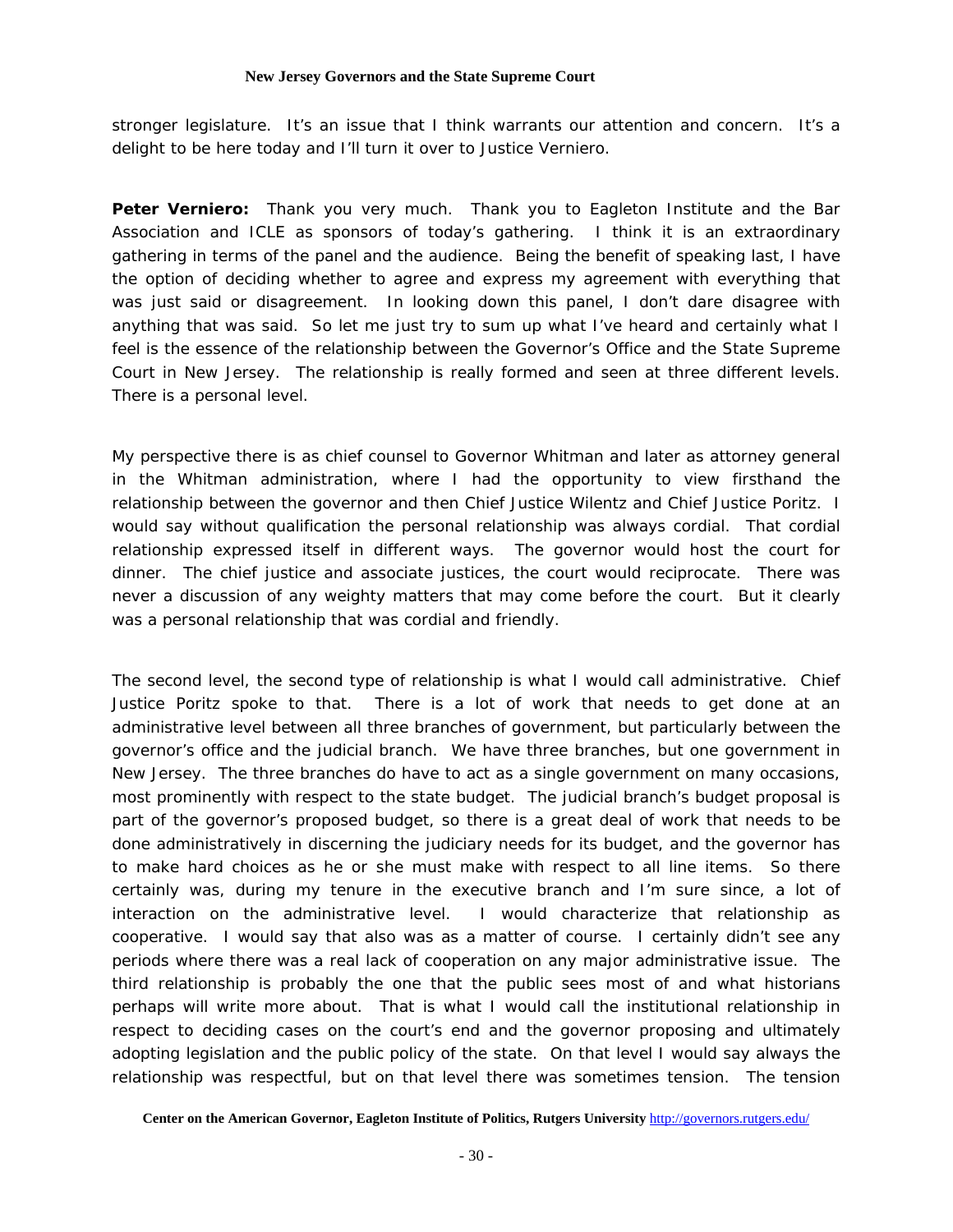stronger legislature. It's an issue that I think warrants our attention and concern. It's a delight to be here today and I'll turn it over to Justice Verniero.

**Peter Verniero:** Thank you very much. Thank you to Eagleton Institute and the Bar Association and ICLE as sponsors of today's gathering. I think it is an extraordinary gathering in terms of the panel and the audience. Being the benefit of speaking last, I have the option of deciding whether to agree and express my agreement with everything that was just said or disagreement. In looking down this panel, I don't dare disagree with anything that was said. So let me just try to sum up what I've heard and certainly what I feel is the essence of the relationship between the Governor's Office and the State Supreme Court in New Jersey. The relationship is really formed and seen at three different levels. There is a personal level.

My perspective there is as chief counsel to Governor Whitman and later as attorney general in the Whitman administration, where I had the opportunity to view firsthand the relationship between the governor and then Chief Justice Wilentz and Chief Justice Poritz. I would say without qualification the personal relationship was always cordial. That cordial relationship expressed itself in different ways. The governor would host the court for dinner. The chief justice and associate justices, the court would reciprocate. There was never a discussion of any weighty matters that may come before the court. But it clearly was a personal relationship that was cordial and friendly.

The second level, the second type of relationship is what I would call administrative. Chief Justice Poritz spoke to that. There is a lot of work that needs to get done at an administrative level between all three branches of government, but particularly between the governor's office and the judicial branch. We have three branches, but one government in New Jersey. The three branches do have to act as a single government on many occasions, most prominently with respect to the state budget. The judicial branch's budget proposal is part of the governor's proposed budget, so there is a great deal of work that needs to be done administratively in discerning the judiciary needs for its budget, and the governor has to make hard choices as he or she must make with respect to all line items. So there certainly was, during my tenure in the executive branch and I'm sure since, a lot of interaction on the administrative level. I would characterize that relationship as cooperative. I would say that also was as a matter of course. I certainly didn't see any periods where there was a real lack of cooperation on any major administrative issue. The third relationship is probably the one that the public sees most of and what historians perhaps will write more about. That is what I would call the institutional relationship in respect to deciding cases on the court's end and the governor proposing and ultimately adopting legislation and the public policy of the state. On that level I would say always the relationship was respectful, but on that level there was sometimes tension. The tension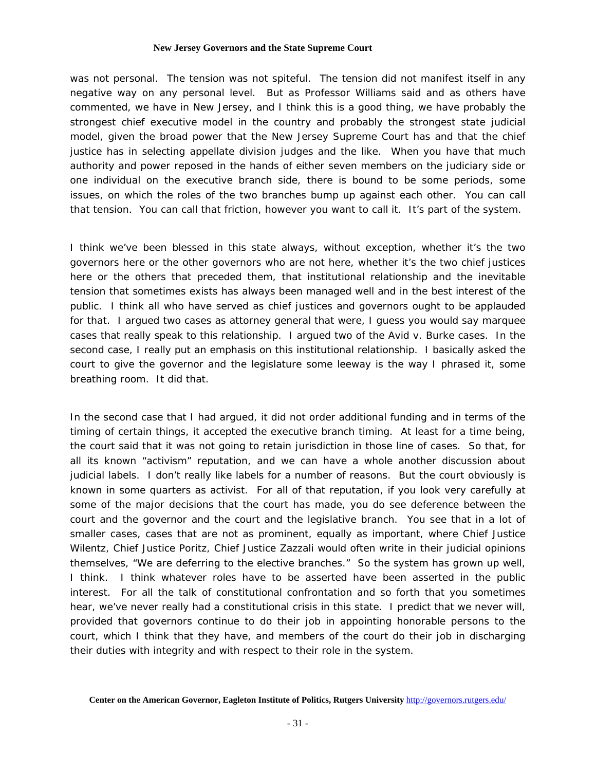was not personal. The tension was not spiteful. The tension did not manifest itself in any negative way on any personal level. But as Professor Williams said and as others have commented, we have in New Jersey, and I think this is a good thing, we have probably the strongest chief executive model in the country and probably the strongest state judicial model, given the broad power that the New Jersey Supreme Court has and that the chief justice has in selecting appellate division judges and the like. When you have that much authority and power reposed in the hands of either seven members on the judiciary side or one individual on the executive branch side, there is bound to be some periods, some issues, on which the roles of the two branches bump up against each other. You can call that tension. You can call that friction, however you want to call it. It's part of the system.

I think we've been blessed in this state always, without exception, whether it's the two governors here or the other governors who are not here, whether it's the two chief justices here or the others that preceded them, that institutional relationship and the inevitable tension that sometimes exists has always been managed well and in the best interest of the public. I think all who have served as chief justices and governors ought to be applauded for that. I argued two cases as attorney general that were, I guess you would say marquee cases that really speak to this relationship. I argued two of the Avid v. Burke cases. In the second case, I really put an emphasis on this institutional relationship. I basically asked the court to give the governor and the legislature some leeway is the way I phrased it, some breathing room. It did that.

In the second case that I had argued, it did not order additional funding and in terms of the timing of certain things, it accepted the executive branch timing. At least for a time being, the court said that it was not going to retain jurisdiction in those line of cases. So that, for all its known "activism" reputation, and we can have a whole another discussion about judicial labels. I don't really like labels for a number of reasons. But the court obviously is known in some quarters as activist. For all of that reputation, if you look very carefully at some of the major decisions that the court has made, you do see deference between the court and the governor and the court and the legislative branch. You see that in a lot of smaller cases, cases that are not as prominent, equally as important, where Chief Justice Wilentz, Chief Justice Poritz, Chief Justice Zazzali would often write in their judicial opinions themselves, "We are deferring to the elective branches." So the system has grown up well, I think. I think whatever roles have to be asserted have been asserted in the public interest. For all the talk of constitutional confrontation and so forth that you sometimes hear, we've never really had a constitutional crisis in this state. I predict that we never will, provided that governors continue to do their job in appointing honorable persons to the court, which I think that they have, and members of the court do their job in discharging their duties with integrity and with respect to their role in the system.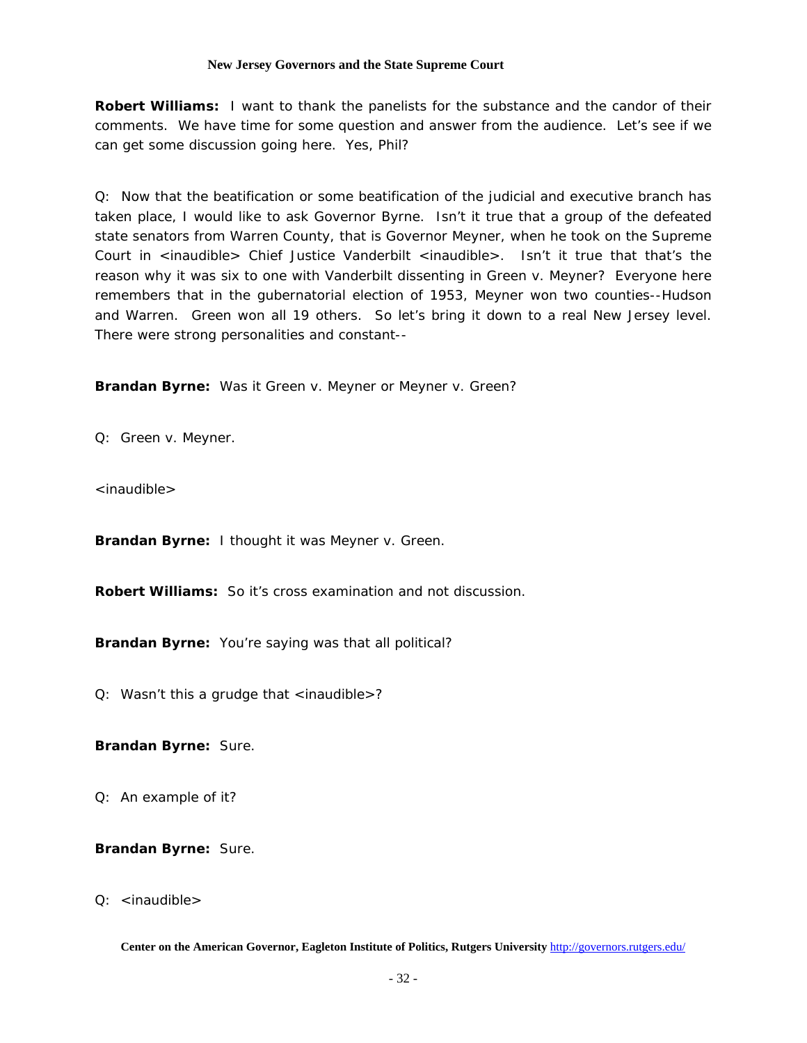**Robert Williams:** I want to thank the panelists for the substance and the candor of their comments. We have time for some question and answer from the audience. Let's see if we can get some discussion going here. Yes, Phil?

Q: Now that the beatification or some beatification of the judicial and executive branch has taken place, I would like to ask Governor Byrne. Isn't it true that a group of the defeated state senators from Warren County, that is Governor Meyner, when he took on the Supreme Court in <inaudible> Chief Justice Vanderbilt <inaudible>. Isn't it true that that's the reason why it was six to one with Vanderbilt dissenting in Green v. Meyner? Everyone here remembers that in the gubernatorial election of 1953, Meyner won two counties--Hudson and Warren. Green won all 19 others. So let's bring it down to a real New Jersey level. There were strong personalities and constant--

**Brandan Byrne:** Was it Green v. Meyner or Meyner v. Green?

Q: Green v. Meyner.

<inaudible>

**Brandan Byrne:** I thought it was Meyner v. Green.

**Robert Williams:** So it's cross examination and not discussion.

**Brandan Byrne:** You're saying was that all political?

Q: Wasn't this a grudge that <inaudible>?

**Brandan Byrne:** Sure.

Q: An example of it?

**Brandan Byrne:** Sure.

Q: <inaudible>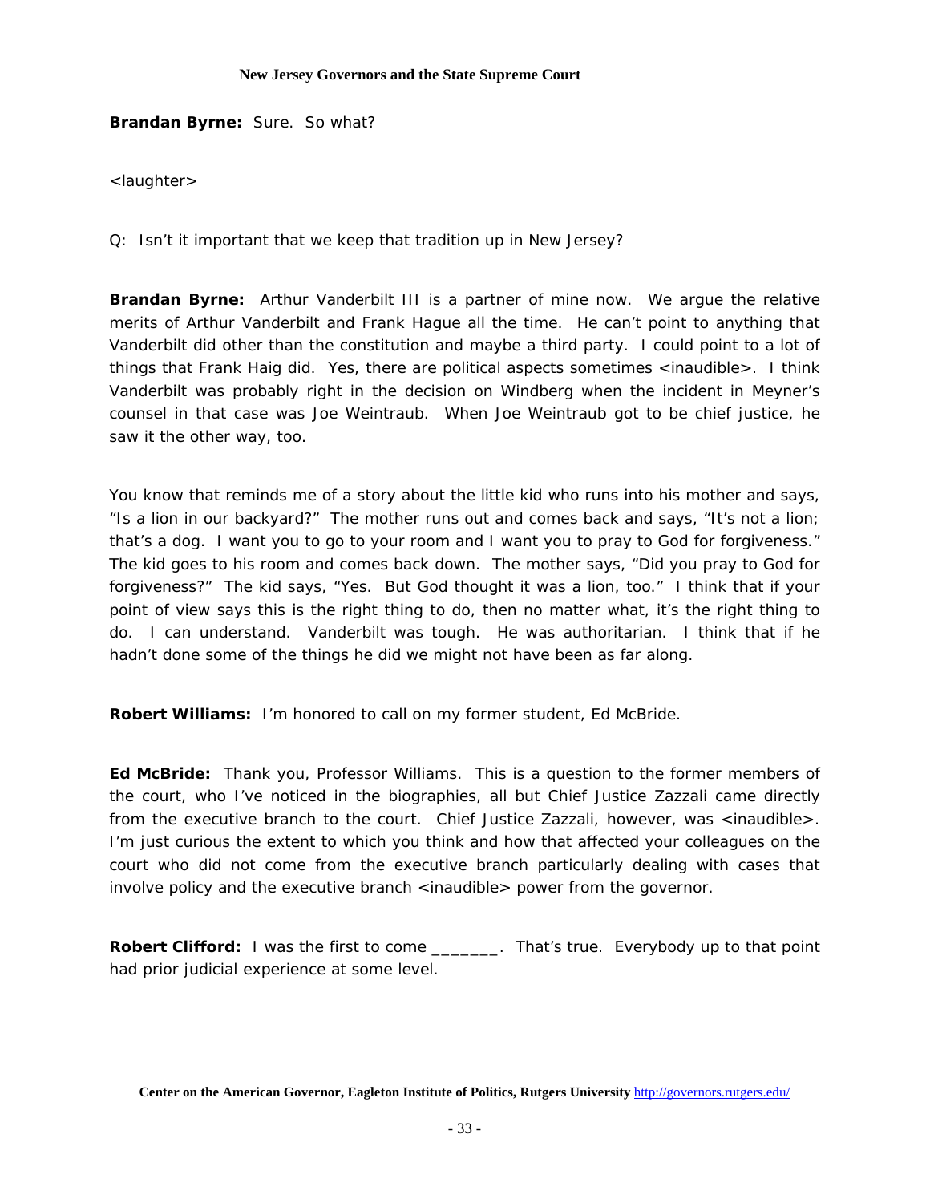**Brandan Byrne:** Sure. So what?

<laughter>

Q: Isn't it important that we keep that tradition up in New Jersey?

**Brandan Byrne:** Arthur Vanderbilt III is a partner of mine now. We argue the relative merits of Arthur Vanderbilt and Frank Hague all the time. He can't point to anything that Vanderbilt did other than the constitution and maybe a third party. I could point to a lot of things that Frank Haig did. Yes, there are political aspects sometimes <inaudible>. I think Vanderbilt was probably right in the decision on Windberg when the incident in Meyner's counsel in that case was Joe Weintraub. When Joe Weintraub got to be chief justice, he saw it the other way, too.

You know that reminds me of a story about the little kid who runs into his mother and says, "Is a lion in our backyard?" The mother runs out and comes back and says, "It's not a lion; that's a dog. I want you to go to your room and I want you to pray to God for forgiveness." The kid goes to his room and comes back down. The mother says, "Did you pray to God for forgiveness?" The kid says, "Yes. But God thought it was a lion, too." I think that if your point of view says this is the right thing to do, then no matter what, it's the right thing to do. I can understand. Vanderbilt was tough. He was authoritarian. I think that if he hadn't done some of the things he did we might not have been as far along.

**Robert Williams:** I'm honored to call on my former student, Ed McBride.

**Ed McBride:** Thank you, Professor Williams. This is a question to the former members of the court, who I've noticed in the biographies, all but Chief Justice Zazzali came directly from the executive branch to the court. Chief Justice Zazzali, however, was <inaudible>. I'm just curious the extent to which you think and how that affected your colleagues on the court who did not come from the executive branch particularly dealing with cases that involve policy and the executive branch <inaudible> power from the governor.

**Robert Clifford:** I was the first to come _______. That's true. Everybody up to that point had prior judicial experience at some level.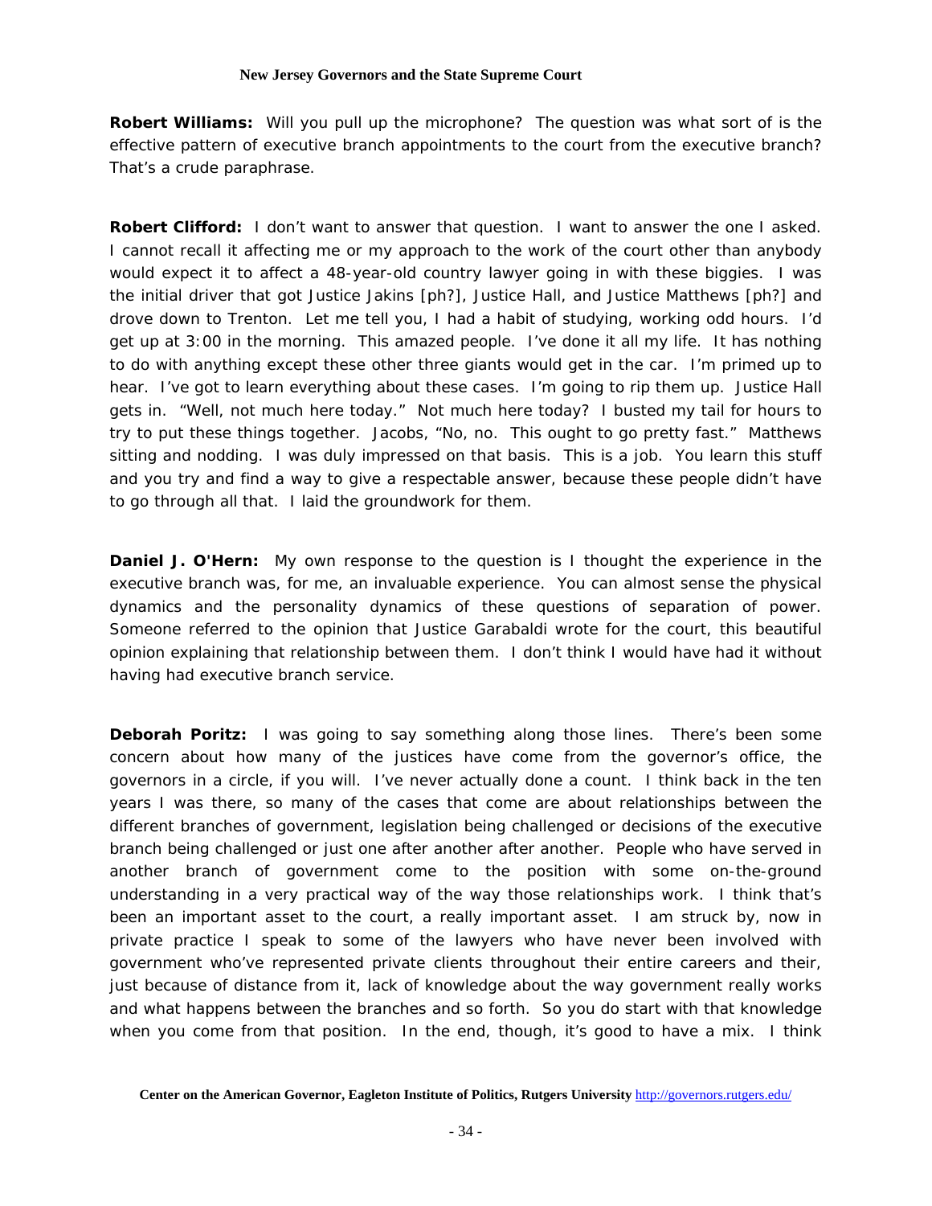**Robert Williams:** Will you pull up the microphone? The question was what sort of is the effective pattern of executive branch appointments to the court from the executive branch? That's a crude paraphrase.

**Robert Clifford:** I don't want to answer that question. I want to answer the one I asked. I cannot recall it affecting me or my approach to the work of the court other than anybody would expect it to affect a 48-year-old country lawyer going in with these biggies. I was the initial driver that got Justice Jakins [ph?], Justice Hall, and Justice Matthews [ph?] and drove down to Trenton. Let me tell you, I had a habit of studying, working odd hours. I'd get up at 3:00 in the morning. This amazed people. I've done it all my life. It has nothing to do with anything except these other three giants would get in the car. I'm primed up to hear. I've got to learn everything about these cases. I'm going to rip them up. Justice Hall gets in. "Well, not much here today." Not much here today? I busted my tail for hours to try to put these things together. Jacobs, "No, no. This ought to go pretty fast." Matthews sitting and nodding. I was duly impressed on that basis. This is a job. You learn this stuff and you try and find a way to give a respectable answer, because these people didn't have to go through all that. I laid the groundwork for them.

**Daniel J. O'Hern:** My own response to the question is I thought the experience in the executive branch was, for me, an invaluable experience. You can almost sense the physical dynamics and the personality dynamics of these questions of separation of power. Someone referred to the opinion that Justice Garabaldi wrote for the court, this beautiful opinion explaining that relationship between them. I don't think I would have had it without having had executive branch service.

**Deborah Poritz:** I was going to say something along those lines. There's been some concern about how many of the justices have come from the governor's office, the governors in a circle, if you will. I've never actually done a count. I think back in the ten years I was there, so many of the cases that come are about relationships between the different branches of government, legislation being challenged or decisions of the executive branch being challenged or just one after another after another. People who have served in another branch of government come to the position with some on-the-ground understanding in a very practical way of the way those relationships work. I think that's been an important asset to the court, a really important asset. I am struck by, now in private practice I speak to some of the lawyers who have never been involved with government who've represented private clients throughout their entire careers and their, just because of distance from it, lack of knowledge about the way government really works and what happens between the branches and so forth. So you do start with that knowledge when you come from that position. In the end, though, it's good to have a mix. I think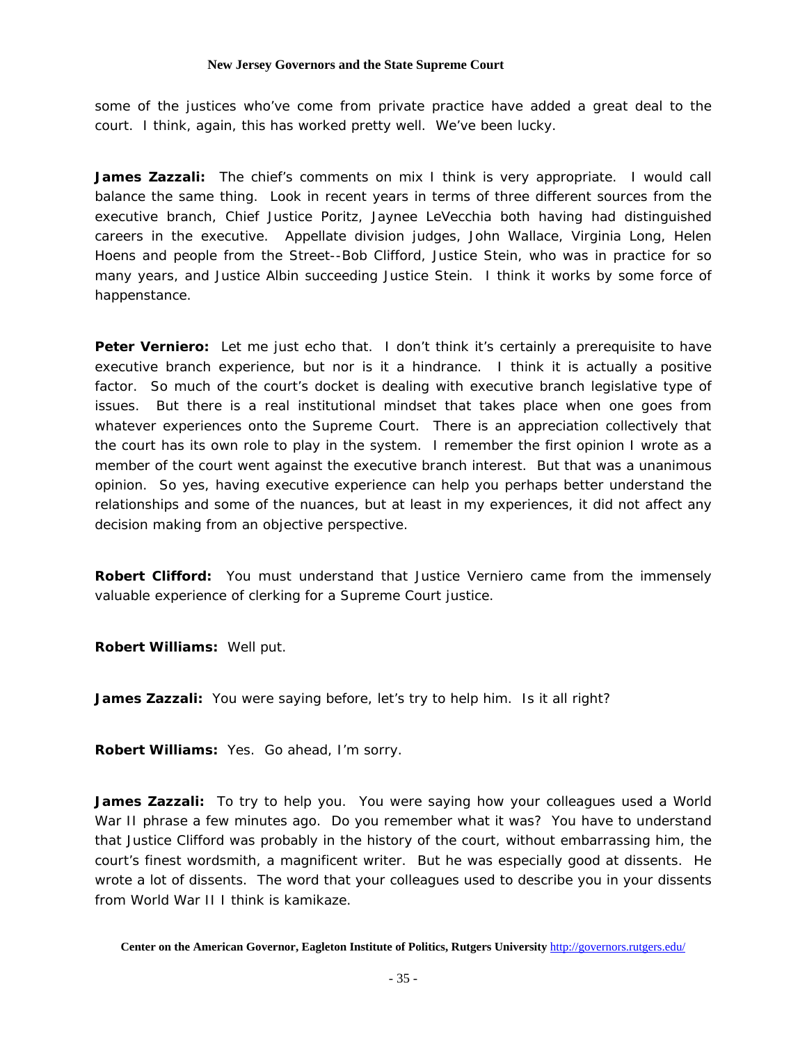some of the justices who've come from private practice have added a great deal to the court. I think, again, this has worked pretty well. We've been lucky.

**James Zazzali:** The chief's comments on mix I think is very appropriate. I would call balance the same thing. Look in recent years in terms of three different sources from the executive branch, Chief Justice Poritz, Jaynee LeVecchia both having had distinguished careers in the executive. Appellate division judges, John Wallace, Virginia Long, Helen Hoens and people from the Street--Bob Clifford, Justice Stein, who was in practice for so many years, and Justice Albin succeeding Justice Stein. I think it works by some force of happenstance.

**Peter Verniero:** Let me just echo that. I don't think it's certainly a prerequisite to have executive branch experience, but nor is it a hindrance. I think it is actually a positive factor. So much of the court's docket is dealing with executive branch legislative type of issues. But there is a real institutional mindset that takes place when one goes from whatever experiences onto the Supreme Court. There is an appreciation collectively that the court has its own role to play in the system. I remember the first opinion I wrote as a member of the court went against the executive branch interest. But that was a unanimous opinion. So yes, having executive experience can help you perhaps better understand the relationships and some of the nuances, but at least in my experiences, it did not affect any decision making from an objective perspective.

**Robert Clifford:** You must understand that Justice Verniero came from the immensely valuable experience of clerking for a Supreme Court justice.

**Robert Williams:** Well put.

**James Zazzali:** You were saying before, let's try to help him. Is it all right?

**Robert Williams:** Yes. Go ahead, I'm sorry.

**James Zazzali:** To try to help you. You were saying how your colleagues used a World War II phrase a few minutes ago. Do you remember what it was? You have to understand that Justice Clifford was probably in the history of the court, without embarrassing him, the court's finest wordsmith, a magnificent writer. But he was especially good at dissents. He wrote a lot of dissents. The word that your colleagues used to describe you in your dissents from World War II I think is kamikaze.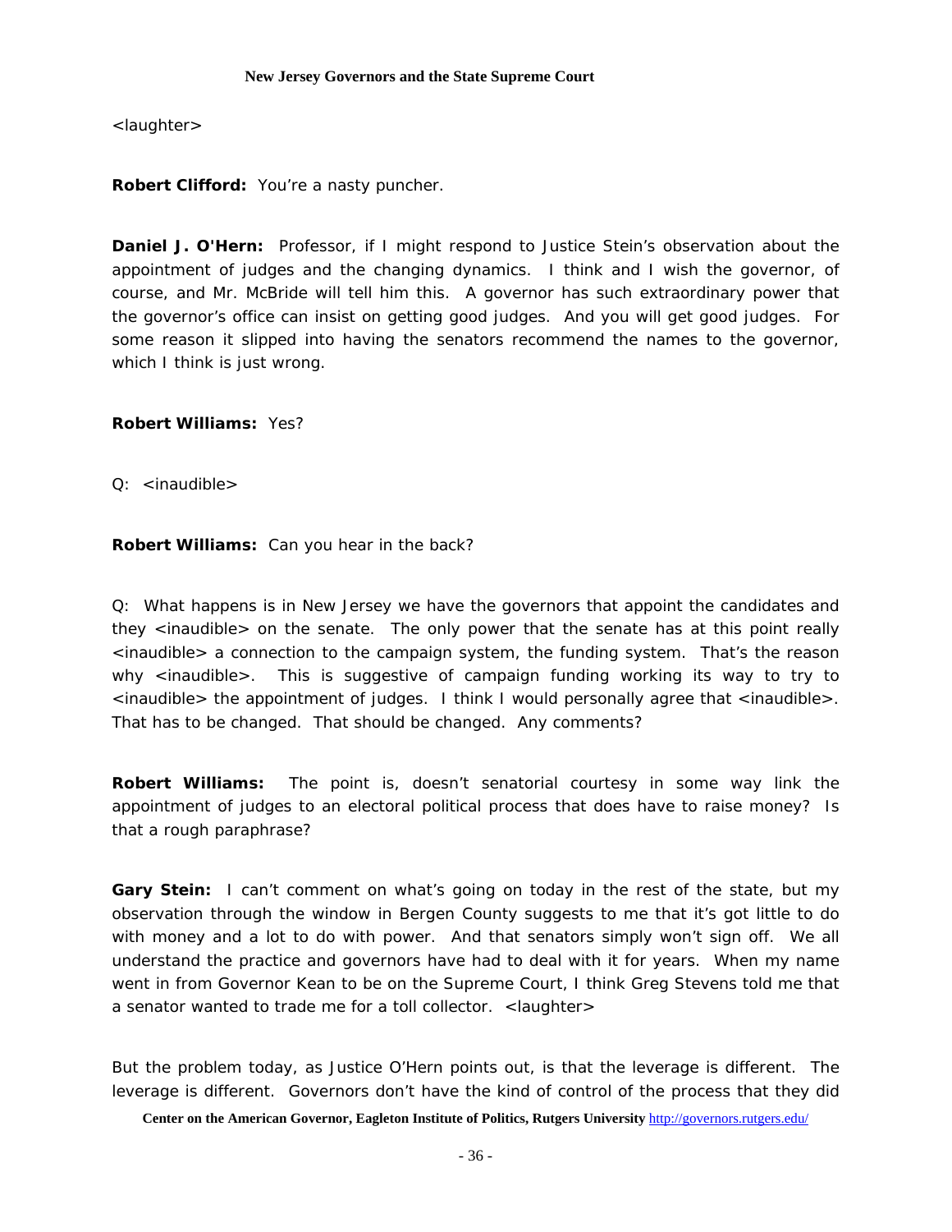<laughter>

**Robert Clifford:** You're a nasty puncher.

**Daniel J. O'Hern:** Professor, if I might respond to Justice Stein's observation about the appointment of judges and the changing dynamics. I think and I wish the governor, of course, and Mr. McBride will tell him this. A governor has such extraordinary power that the governor's office can insist on getting good judges. And you will get good judges. For some reason it slipped into having the senators recommend the names to the governor, which I think is just wrong.

**Robert Williams:** Yes?

Q: <inaudible>

**Robert Williams:** Can you hear in the back?

Q: What happens is in New Jersey we have the governors that appoint the candidates and they <inaudible> on the senate. The only power that the senate has at this point really <inaudible> a connection to the campaign system, the funding system. That's the reason why <inaudible>. This is suggestive of campaign funding working its way to try to <inaudible> the appointment of judges. I think I would personally agree that <inaudible>. That has to be changed. That should be changed. Any comments?

**Robert Williams:** The point is, doesn't senatorial courtesy in some way link the appointment of judges to an electoral political process that does have to raise money? Is that a rough paraphrase?

**Gary Stein:** I can't comment on what's going on today in the rest of the state, but my observation through the window in Bergen County suggests to me that it's got little to do with money and a lot to do with power. And that senators simply won't sign off. We all understand the practice and governors have had to deal with it for years. When my name went in from Governor Kean to be on the Supreme Court, I think Greg Stevens told me that a senator wanted to trade me for a toll collector. <laughter>

But the problem today, as Justice O'Hern points out, is that the leverage is different. The leverage is different. Governors don't have the kind of control of the process that they did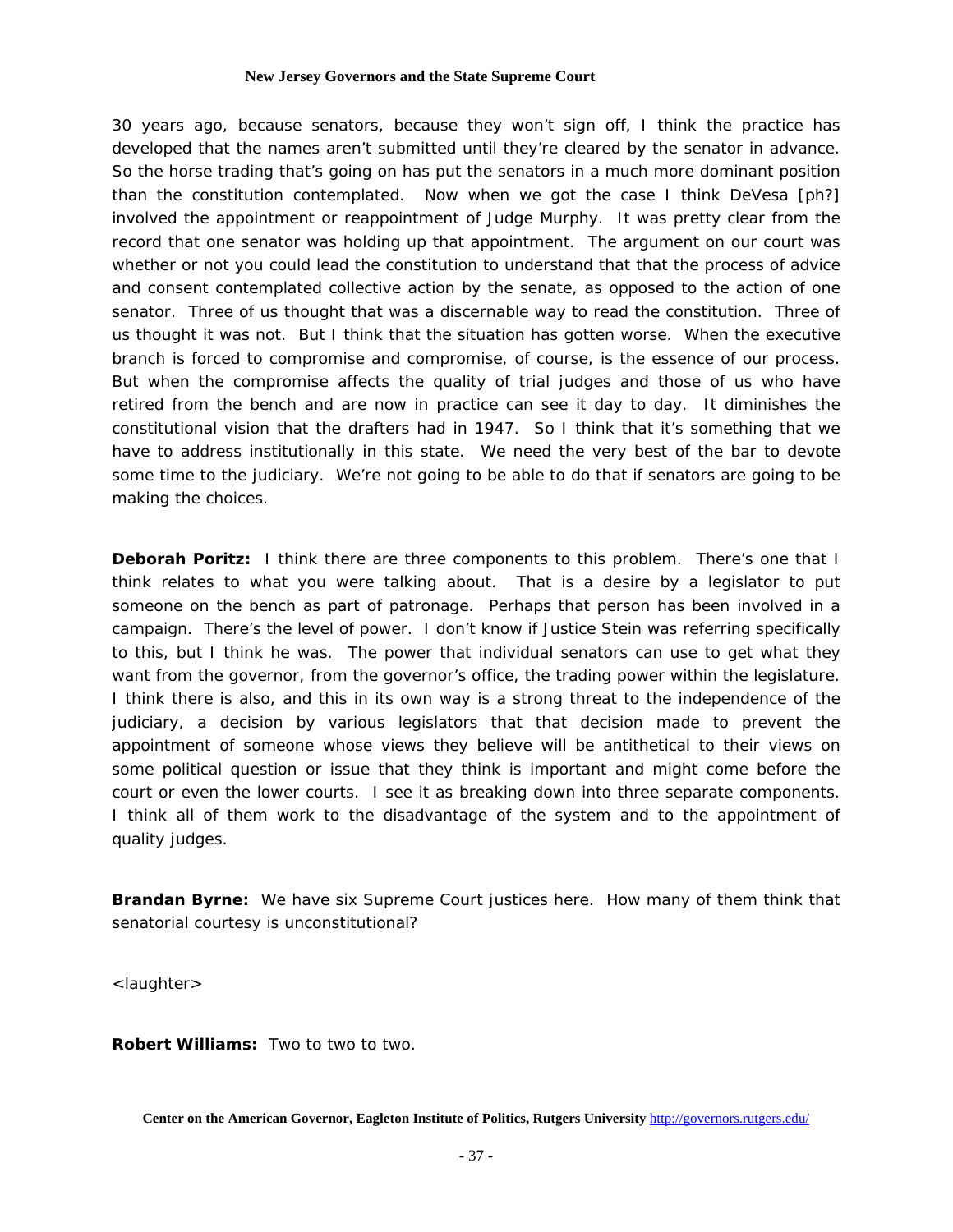30 years ago, because senators, because they won't sign off, I think the practice has developed that the names aren't submitted until they're cleared by the senator in advance. So the horse trading that's going on has put the senators in a much more dominant position than the constitution contemplated. Now when we got the case I think DeVesa [ph?] involved the appointment or reappointment of Judge Murphy. It was pretty clear from the record that one senator was holding up that appointment. The argument on our court was whether or not you could lead the constitution to understand that that the process of advice and consent contemplated collective action by the senate, as opposed to the action of one senator. Three of us thought that was a discernable way to read the constitution. Three of us thought it was not. But I think that the situation has gotten worse. When the executive branch is forced to compromise and compromise, of course, is the essence of our process. But when the compromise affects the quality of trial judges and those of us who have retired from the bench and are now in practice can see it day to day. It diminishes the constitutional vision that the drafters had in 1947. So I think that it's something that we have to address institutionally in this state. We need the very best of the bar to devote some time to the judiciary. We're not going to be able to do that if senators are going to be making the choices.

**Deborah Poritz:** I think there are three components to this problem. There's one that I think relates to what you were talking about. That is a desire by a legislator to put someone on the bench as part of patronage. Perhaps that person has been involved in a campaign. There's the level of power. I don't know if Justice Stein was referring specifically to this, but I think he was. The power that individual senators can use to get what they want from the governor, from the governor's office, the trading power within the legislature. I think there is also, and this in its own way is a strong threat to the independence of the judiciary, a decision by various legislators that that decision made to prevent the appointment of someone whose views they believe will be antithetical to their views on some political question or issue that they think is important and might come before the court or even the lower courts. I see it as breaking down into three separate components. I think all of them work to the disadvantage of the system and to the appointment of quality judges.

**Brandan Byrne:** We have six Supreme Court justices here. How many of them think that senatorial courtesy is unconstitutional?

<laughter>

**Robert Williams:** Two to two to two.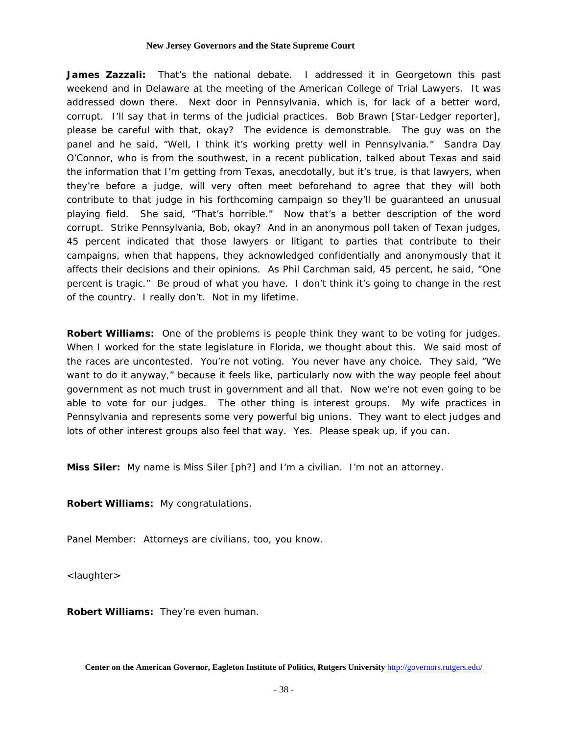**James Zazzali:** That's the national debate. I addressed it in Georgetown this past weekend and in Delaware at the meeting of the American College of Trial Lawyers. It was addressed down there. Next door in Pennsylvania, which is, for lack of a better word, corrupt. I'll say that in terms of the judicial practices. Bob Brawn [Star-Ledger reporter], please be careful with that, okay? The evidence is demonstrable. The guy was on the panel and he said, "Well, I think it's working pretty well in Pennsylvania." Sandra Day O'Connor, who is from the southwest, in a recent publication, talked about Texas and said the information that I'm getting from Texas, anecdotally, but it's true, is that lawyers, when they're before a judge, will very often meet beforehand to agree that they will both contribute to that judge in his forthcoming campaign so they'll be guaranteed an unusual playing field. She said, "That's horrible." Now that's a better description of the word corrupt. Strike Pennsylvania, Bob, okay? And in an anonymous poll taken of Texan judges, 45 percent indicated that those lawyers or litigant to parties that contribute to their campaigns, when that happens, they acknowledged confidentially and anonymously that it affects their decisions and their opinions. As Phil Carchman said, 45 percent, he said, "One percent is tragic." Be proud of what you have. I don't think it's going to change in the rest of the country. I really don't. Not in my lifetime.

**Robert Williams:** One of the problems is people think they want to be voting for judges. When I worked for the state legislature in Florida, we thought about this. We said most of the races are uncontested. You're not voting. You never have any choice. They said, "We want to do it anyway," because it feels like, particularly now with the way people feel about government as not much trust in government and all that. Now we're not even going to be able to vote for our judges. The other thing is interest groups. My wife practices in Pennsylvania and represents some very powerful big unions. They want to elect judges and lots of other interest groups also feel that way. Yes. Please speak up, if you can.

**Miss Siler:** My name is Miss Siler [ph?] and I'm a civilian. I'm not an attorney.

**Robert Williams:** My congratulations.

Panel Member: Attorneys are civilians, too, you know.

<laughter>

**Robert Williams:** They're even human.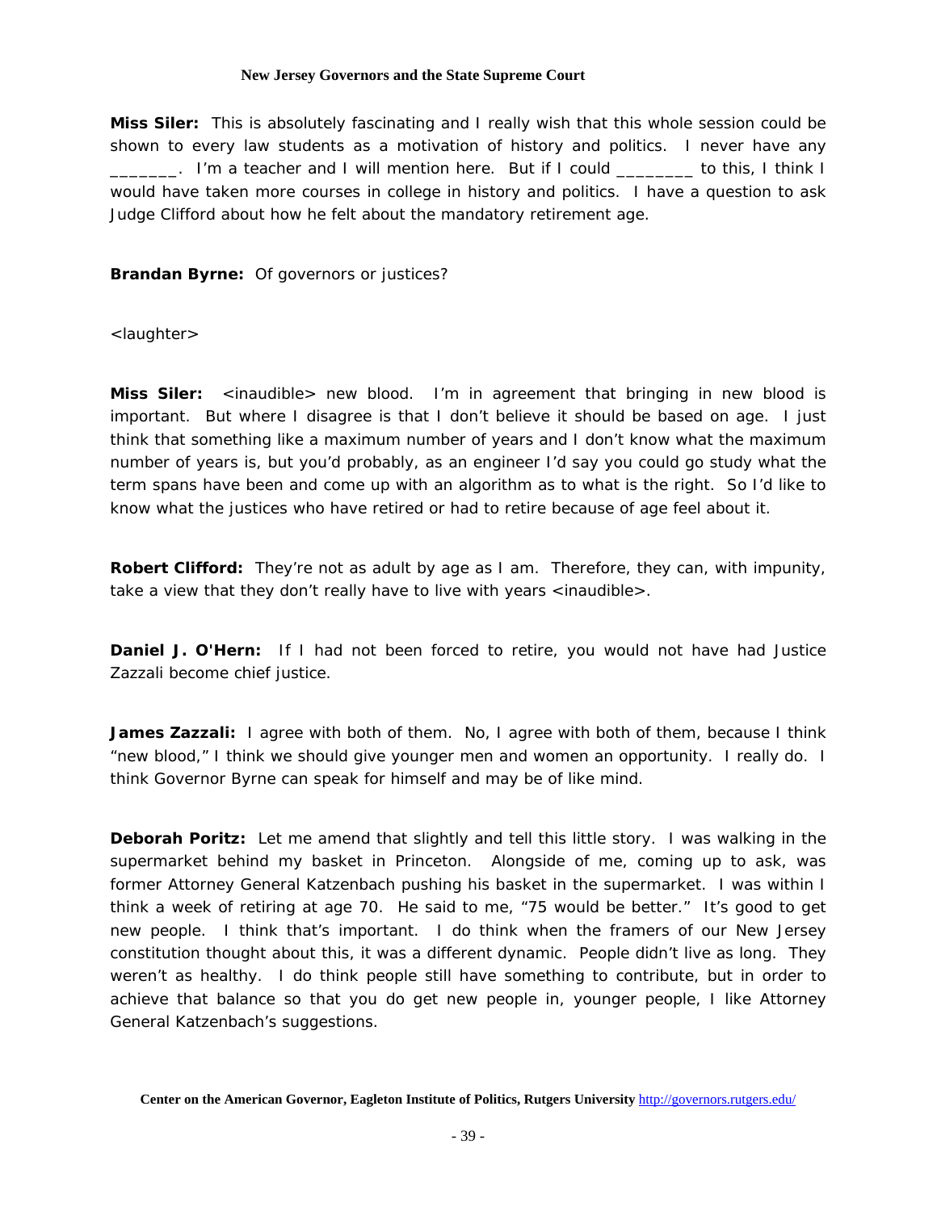**Miss Siler:** This is absolutely fascinating and I really wish that this whole session could be shown to every law students as a motivation of history and politics. I never have any _______. I'm a teacher and I will mention here. But if I could ________ to this, I think I would have taken more courses in college in history and politics. I have a question to ask Judge Clifford about how he felt about the mandatory retirement age.

**Brandan Byrne:** Of governors or justices?

<laughter>

**Miss Siler:** <inaudible> new blood. I'm in agreement that bringing in new blood is important. But where I disagree is that I don't believe it should be based on age. I just think that something like a maximum number of years and I don't know what the maximum number of years is, but you'd probably, as an engineer I'd say you could go study what the term spans have been and come up with an algorithm as to what is the right. So I'd like to know what the justices who have retired or had to retire because of age feel about it.

**Robert Clifford:** They're not as adult by age as I am. Therefore, they can, with impunity, take a view that they don't really have to live with years <inaudible>.

**Daniel J. O'Hern:** If I had not been forced to retire, you would not have had Justice Zazzali become chief justice.

**James Zazzali:** I agree with both of them. No, I agree with both of them, because I think "new blood," I think we should give younger men and women an opportunity. I really do. I think Governor Byrne can speak for himself and may be of like mind.

**Deborah Poritz:** Let me amend that slightly and tell this little story. I was walking in the supermarket behind my basket in Princeton. Alongside of me, coming up to ask, was former Attorney General Katzenbach pushing his basket in the supermarket. I was within I think a week of retiring at age 70. He said to me, "75 would be better." It's good to get new people. I think that's important. I do think when the framers of our New Jersey constitution thought about this, it was a different dynamic. People didn't live as long. They weren't as healthy. I do think people still have something to contribute, but in order to achieve that balance so that you do get new people in, younger people, I like Attorney General Katzenbach's suggestions.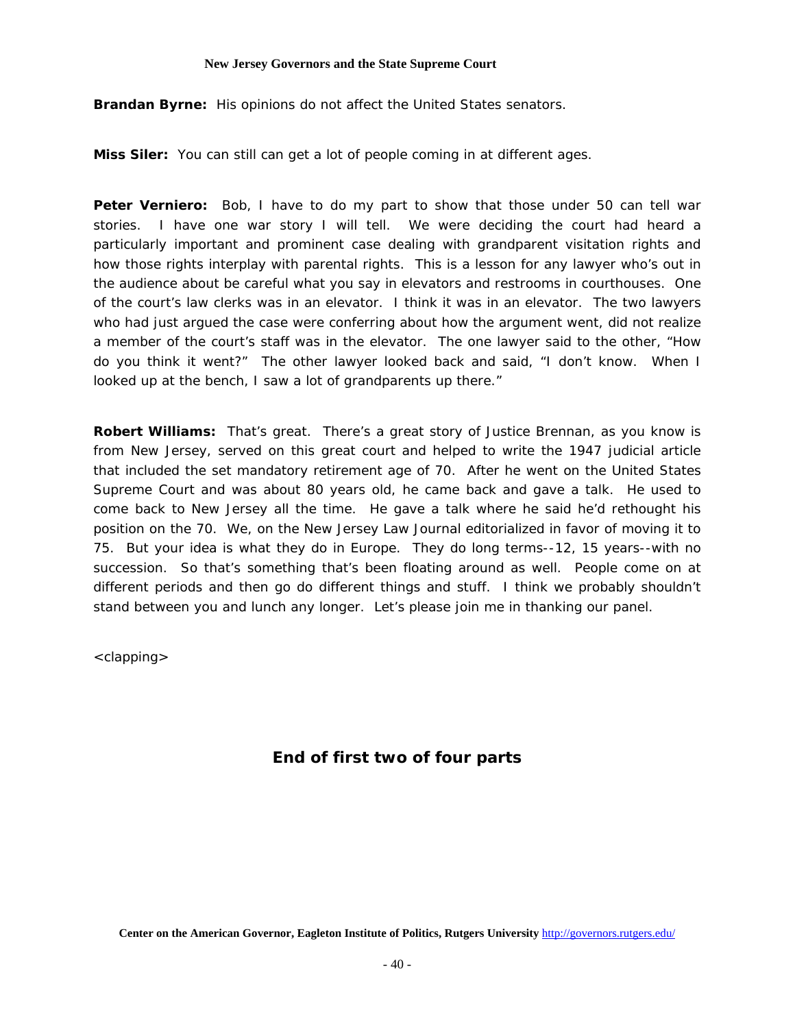**Brandan Byrne:** His opinions do not affect the United States senators.

**Miss Siler:** You can still can get a lot of people coming in at different ages.

**Peter Verniero:** Bob, I have to do my part to show that those under 50 can tell war stories. I have one war story I will tell. We were deciding the court had heard a particularly important and prominent case dealing with grandparent visitation rights and how those rights interplay with parental rights. This is a lesson for any lawyer who's out in the audience about be careful what you say in elevators and restrooms in courthouses. One of the court's law clerks was in an elevator. I think it was in an elevator. The two lawyers who had just argued the case were conferring about how the argument went, did not realize a member of the court's staff was in the elevator. The one lawyer said to the other, "How do you think it went?" The other lawyer looked back and said, "I don't know. When I looked up at the bench, I saw a lot of grandparents up there."

**Robert Williams:** That's great. There's a great story of Justice Brennan, as you know is from New Jersey, served on this great court and helped to write the 1947 judicial article that included the set mandatory retirement age of 70. After he went on the United States Supreme Court and was about 80 years old, he came back and gave a talk. He used to come back to New Jersey all the time. He gave a talk where he said he'd rethought his position on the 70. We, on the New Jersey Law Journal editorialized in favor of moving it to 75. But your idea is what they do in Europe. They do long terms--12, 15 years--with no succession. So that's something that's been floating around as well. People come on at different periods and then go do different things and stuff. I think we probably shouldn't stand between you and lunch any longer. Let's please join me in thanking our panel.

<clapping>

## End of first two of four parts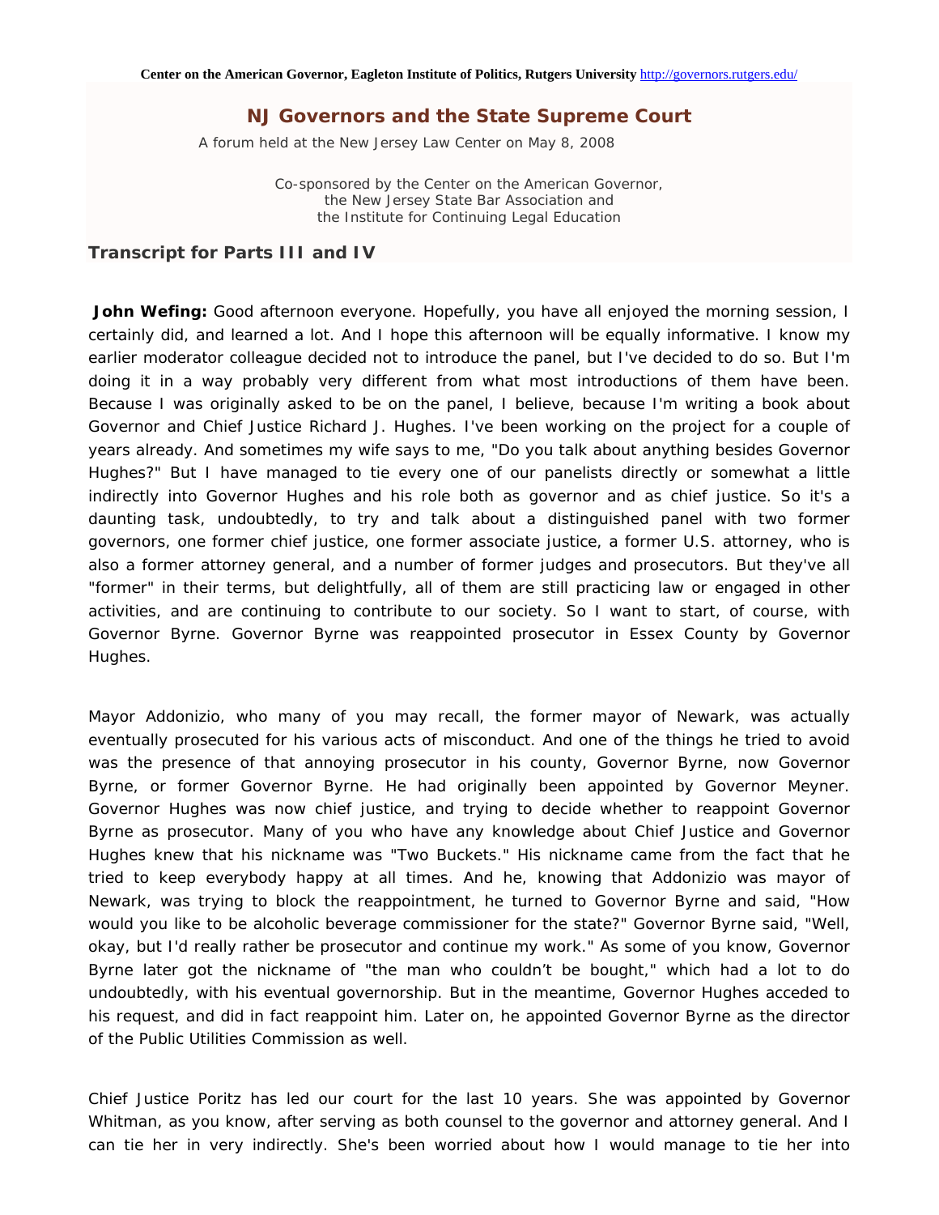## NJ Governors and the State Supreme Court

A forum held at the New Jersey Law Center on May 8, 2008

Co-sponsored by the Center on the American Governor,
the New Jersey State Bar Association and
the Institute for Continuing Legal Education

### Transcript for Parts III and IV

**John Wefing:** Good afternoon everyone. Hopefully, you have all enjoyed the morning session, I certainly did, and learned a lot. And I hope this afternoon will be equally informative. I know my earlier moderator colleague decided not to introduce the panel, but I've decided to do so. But I'm doing it in a way probably very different from what most introductions of them have been. Because I was originally asked to be on the panel, I believe, because I'm writing a book about Governor and Chief Justice Richard J. Hughes. I've been working on the project for a couple of years already. And sometimes my wife says to me, "Do you talk about anything besides Governor Hughes?" But I have managed to tie every one of our panelists directly or somewhat a little indirectly into Governor Hughes and his role both as governor and as chief justice. So it's a daunting task, undoubtedly, to try and talk about a distinguished panel with two former governors, one former chief justice, one former associate justice, a former U.S. attorney, who is also a former attorney general, and a number of former judges and prosecutors. But they've all "former" in their terms, but delightfully, all of them are still practicing law or engaged in other activities, and are continuing to contribute to our society. So I want to start, of course, with Governor Byrne. Governor Byrne was reappointed prosecutor in Essex County by Governor Hughes.

Mayor Addonizio, who many of you may recall, the former mayor of Newark, was actually eventually prosecuted for his various acts of misconduct. And one of the things he tried to avoid was the presence of that annoying prosecutor in his county, Governor Byrne, now Governor Byrne, or former Governor Byrne. He had originally been appointed by Governor Meyner. Governor Hughes was now chief justice, and trying to decide whether to reappoint Governor Byrne as prosecutor. Many of you who have any knowledge about Chief Justice and Governor Hughes knew that his nickname was "Two Buckets." His nickname came from the fact that he tried to keep everybody happy at all times. And he, knowing that Addonizio was mayor of Newark, was trying to block the reappointment, he turned to Governor Byrne and said, "How would you like to be alcoholic beverage commissioner for the state?" Governor Byrne said, "Well, okay, but I'd really rather be prosecutor and continue my work." As some of you know, Governor Byrne later got the nickname of "the man who couldn't be bought," which had a lot to do undoubtedly, with his eventual governorship. But in the meantime, Governor Hughes acceded to his request, and did in fact reappoint him. Later on, he appointed Governor Byrne as the director of the Public Utilities Commission as well.

Chief Justice Poritz has led our court for the last 10 years. She was appointed by Governor Whitman, as you know, after serving as both counsel to the governor and attorney general. And I can tie her in very indirectly. She's been worried about how I would manage to tie her into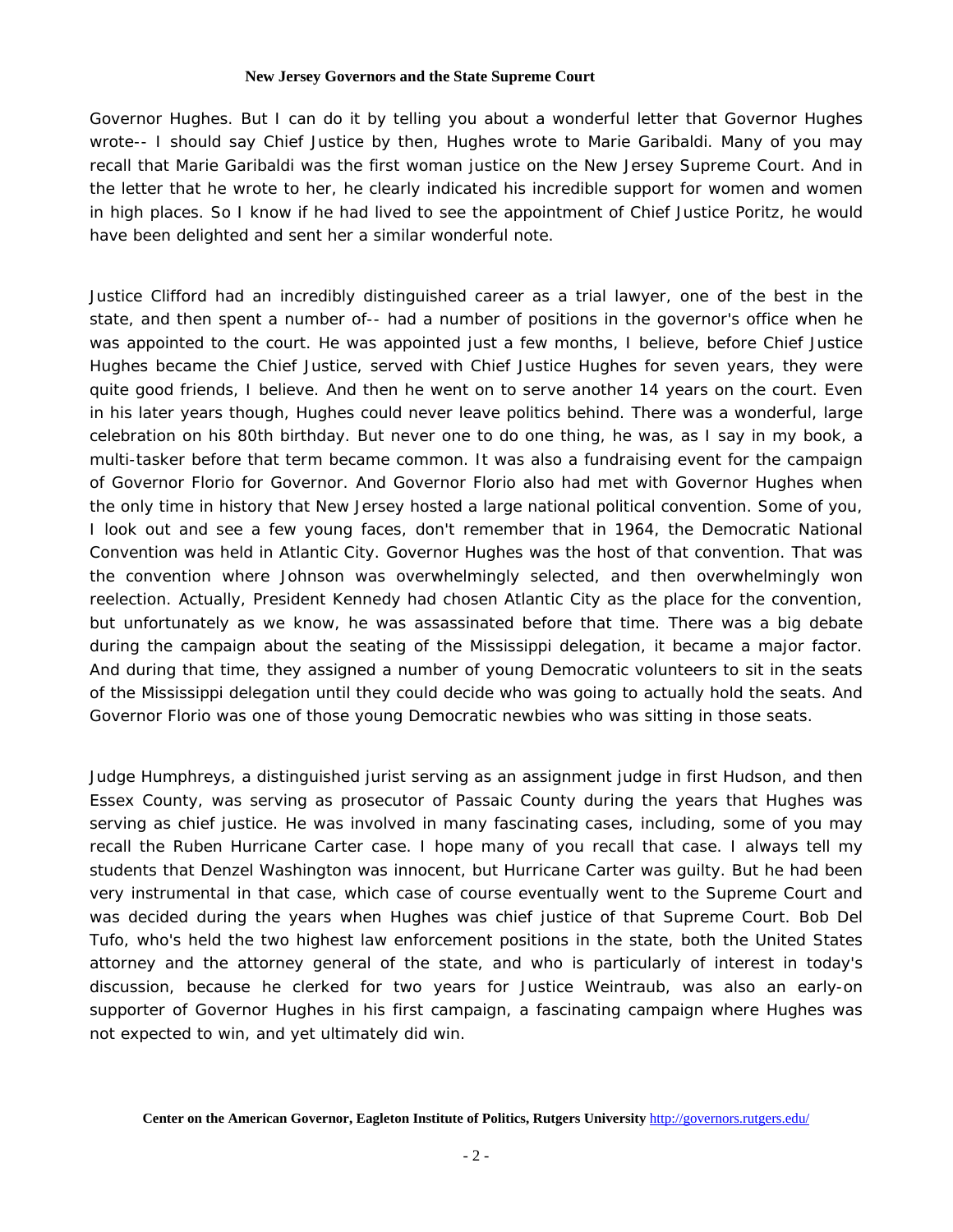Governor Hughes. But I can do it by telling you about a wonderful letter that Governor Hughes wrote-- I should say Chief Justice by then, Hughes wrote to Marie Garibaldi. Many of you may recall that Marie Garibaldi was the first woman justice on the New Jersey Supreme Court. And in the letter that he wrote to her, he clearly indicated his incredible support for women and women in high places. So I know if he had lived to see the appointment of Chief Justice Poritz, he would have been delighted and sent her a similar wonderful note.

Justice Clifford had an incredibly distinguished career as a trial lawyer, one of the best in the state, and then spent a number of-- had a number of positions in the governor's office when he was appointed to the court. He was appointed just a few months, I believe, before Chief Justice Hughes became the Chief Justice, served with Chief Justice Hughes for seven years, they were quite good friends, I believe. And then he went on to serve another 14 years on the court. Even in his later years though, Hughes could never leave politics behind. There was a wonderful, large celebration on his 80th birthday. But never one to do one thing, he was, as I say in my book, a multi-tasker before that term became common. It was also a fundraising event for the campaign of Governor Florio for Governor. And Governor Florio also had met with Governor Hughes when the only time in history that New Jersey hosted a large national political convention. Some of you, I look out and see a few young faces, don't remember that in 1964, the Democratic National Convention was held in Atlantic City. Governor Hughes was the host of that convention. That was the convention where Johnson was overwhelmingly selected, and then overwhelmingly won reelection. Actually, President Kennedy had chosen Atlantic City as the place for the convention, but unfortunately as we know, he was assassinated before that time. There was a big debate during the campaign about the seating of the Mississippi delegation, it became a major factor. And during that time, they assigned a number of young Democratic volunteers to sit in the seats of the Mississippi delegation until they could decide who was going to actually hold the seats. And Governor Florio was one of those young Democratic newbies who was sitting in those seats.

Judge Humphreys, a distinguished jurist serving as an assignment judge in first Hudson, and then Essex County, was serving as prosecutor of Passaic County during the years that Hughes was serving as chief justice. He was involved in many fascinating cases, including, some of you may recall the Ruben Hurricane Carter case. I hope many of you recall that case. I always tell my students that Denzel Washington was innocent, but Hurricane Carter was guilty. But he had been very instrumental in that case, which case of course eventually went to the Supreme Court and was decided during the years when Hughes was chief justice of that Supreme Court. Bob Del Tufo, who's held the two highest law enforcement positions in the state, both the United States attorney and the attorney general of the state, and who is particularly of interest in today's discussion, because he clerked for two years for Justice Weintraub, was also an early-on supporter of Governor Hughes in his first campaign, a fascinating campaign where Hughes was not expected to win, and yet ultimately did win.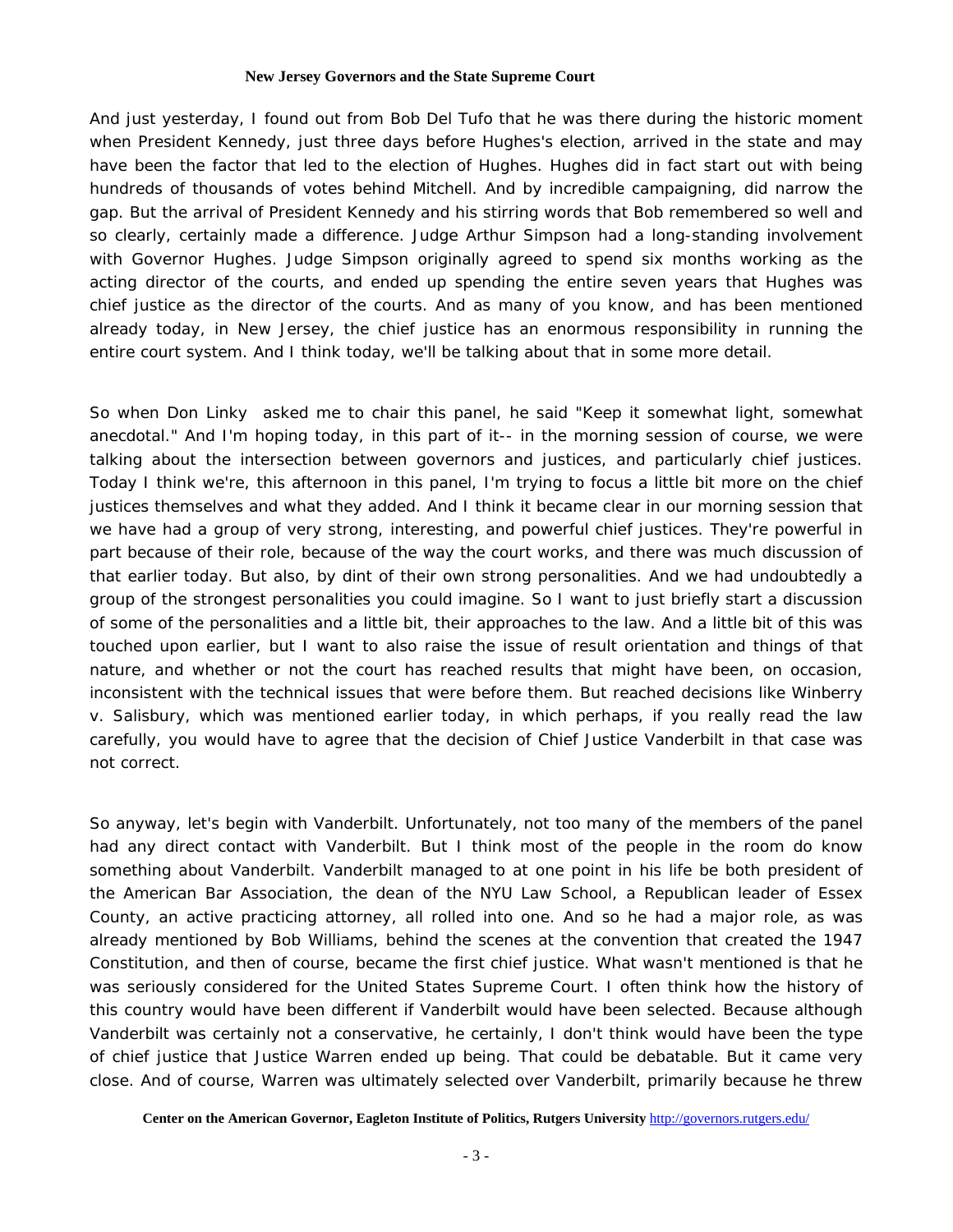And just yesterday, I found out from Bob Del Tufo that he was there during the historic moment when President Kennedy, just three days before Hughes's election, arrived in the state and may have been the factor that led to the election of Hughes. Hughes did in fact start out with being hundreds of thousands of votes behind Mitchell. And by incredible campaigning, did narrow the gap. But the arrival of President Kennedy and his stirring words that Bob remembered so well and so clearly, certainly made a difference. Judge Arthur Simpson had a long-standing involvement with Governor Hughes. Judge Simpson originally agreed to spend six months working as the acting director of the courts, and ended up spending the entire seven years that Hughes was chief justice as the director of the courts. And as many of you know, and has been mentioned already today, in New Jersey, the chief justice has an enormous responsibility in running the entire court system. And I think today, we'll be talking about that in some more detail.

So when Don Linky asked me to chair this panel, he said "Keep it somewhat light, somewhat anecdotal." And I'm hoping today, in this part of it-- in the morning session of course, we were talking about the intersection between governors and justices, and particularly chief justices. Today I think we're, this afternoon in this panel, I'm trying to focus a little bit more on the chief justices themselves and what they added. And I think it became clear in our morning session that we have had a group of very strong, interesting, and powerful chief justices. They're powerful in part because of their role, because of the way the court works, and there was much discussion of that earlier today. But also, by dint of their own strong personalities. And we had undoubtedly a group of the strongest personalities you could imagine. So I want to just briefly start a discussion of some of the personalities and a little bit, their approaches to the law. And a little bit of this was touched upon earlier, but I want to also raise the issue of result orientation and things of that nature, and whether or not the court has reached results that might have been, on occasion, inconsistent with the technical issues that were before them. But reached decisions like Winberry v. Salisbury, which was mentioned earlier today, in which perhaps, if you really read the law carefully, you would have to agree that the decision of Chief Justice Vanderbilt in that case was not correct.

So anyway, let's begin with Vanderbilt. Unfortunately, not too many of the members of the panel had any direct contact with Vanderbilt. But I think most of the people in the room do know something about Vanderbilt. Vanderbilt managed to at one point in his life be both president of the American Bar Association, the dean of the NYU Law School, a Republican leader of Essex County, an active practicing attorney, all rolled into one. And so he had a major role, as was already mentioned by Bob Williams, behind the scenes at the convention that created the 1947 Constitution, and then of course, became the first chief justice. What wasn't mentioned is that he was seriously considered for the United States Supreme Court. I often think how the history of this country would have been different if Vanderbilt would have been selected. Because although Vanderbilt was certainly not a conservative, he certainly, I don't think would have been the type of chief justice that Justice Warren ended up being. That could be debatable. But it came very close. And of course, Warren was ultimately selected over Vanderbilt, primarily because he threw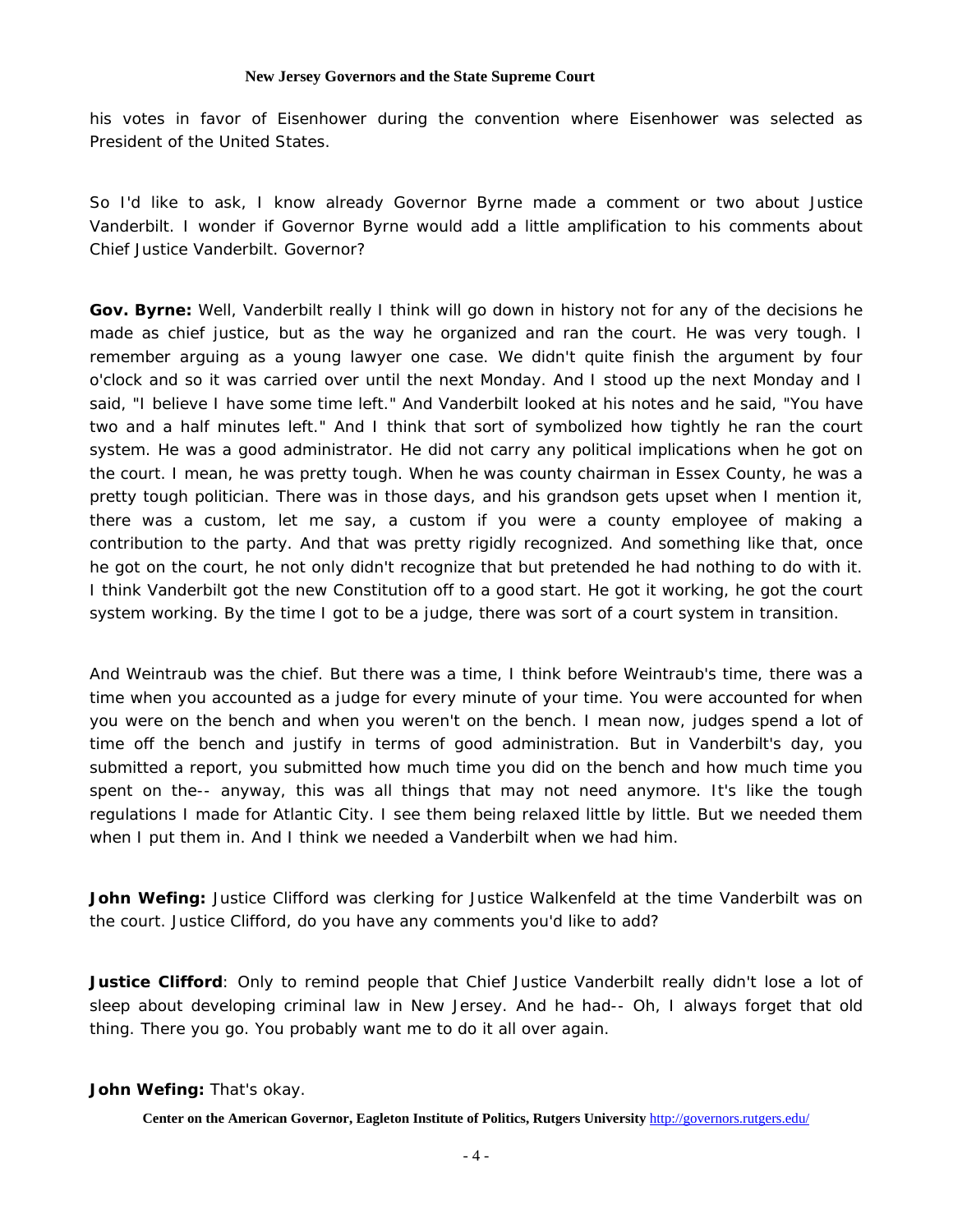his votes in favor of Eisenhower during the convention where Eisenhower was selected as President of the United States.

So I'd like to ask, I know already Governor Byrne made a comment or two about Justice Vanderbilt. I wonder if Governor Byrne would add a little amplification to his comments about Chief Justice Vanderbilt. Governor?

**Gov. Byrne:** Well, Vanderbilt really I think will go down in history not for any of the decisions he made as chief justice, but as the way he organized and ran the court. He was very tough. I remember arguing as a young lawyer one case. We didn't quite finish the argument by four o'clock and so it was carried over until the next Monday. And I stood up the next Monday and I said, "I believe I have some time left." And Vanderbilt looked at his notes and he said, "You have two and a half minutes left." And I think that sort of symbolized how tightly he ran the court system. He was a good administrator. He did not carry any political implications when he got on the court. I mean, he was pretty tough. When he was county chairman in Essex County, he was a pretty tough politician. There was in those days, and his grandson gets upset when I mention it, there was a custom, let me say, a custom if you were a county employee of making a contribution to the party. And that was pretty rigidly recognized. And something like that, once he got on the court, he not only didn't recognize that but pretended he had nothing to do with it. I think Vanderbilt got the new Constitution off to a good start. He got it working, he got the court system working. By the time I got to be a judge, there was sort of a court system in transition.

And Weintraub was the chief. But there was a time, I think before Weintraub's time, there was a time when you accounted as a judge for every minute of your time. You were accounted for when you were on the bench and when you weren't on the bench. I mean now, judges spend a lot of time off the bench and justify in terms of good administration. But in Vanderbilt's day, you submitted a report, you submitted how much time you did on the bench and how much time you spent on the-- anyway, this was all things that may not need anymore. It's like the tough regulations I made for Atlantic City. I see them being relaxed little by little. But we needed them when I put them in. And I think we needed a Vanderbilt when we had him.

**John Wefing:** Justice Clifford was clerking for Justice Walkenfeld at the time Vanderbilt was on the court. Justice Clifford, do you have any comments you'd like to add?

**Justice Clifford**: Only to remind people that Chief Justice Vanderbilt really didn't lose a lot of sleep about developing criminal law in New Jersey. And he had-- Oh, I always forget that old thing. There you go. You probably want me to do it all over again.

**John Wefing:** That's okay.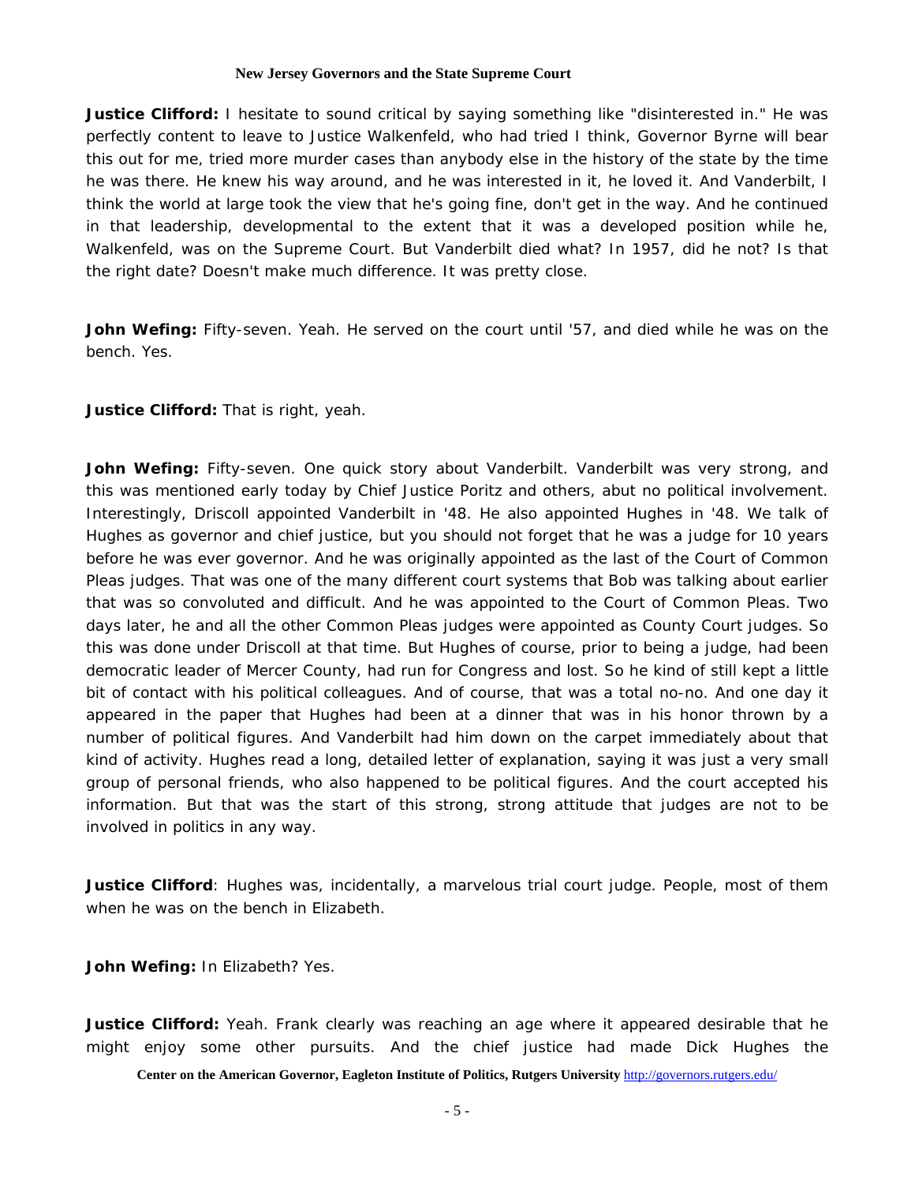**Justice Clifford:** I hesitate to sound critical by saying something like "disinterested in." He was perfectly content to leave to Justice Walkenfeld, who had tried I think, Governor Byrne will bear this out for me, tried more murder cases than anybody else in the history of the state by the time he was there. He knew his way around, and he was interested in it, he loved it. And Vanderbilt, I think the world at large took the view that he's going fine, don't get in the way. And he continued in that leadership, developmental to the extent that it was a developed position while he, Walkenfeld, was on the Supreme Court. But Vanderbilt died what? In 1957, did he not? Is that the right date? Doesn't make much difference. It was pretty close.

**John Wefing:** Fifty-seven. Yeah. He served on the court until '57, and died while he was on the bench. Yes.

**Justice Clifford:** That is right, yeah.

**John Wefing:** Fifty-seven. One quick story about Vanderbilt. Vanderbilt was very strong, and this was mentioned early today by Chief Justice Poritz and others, abut no political involvement. Interestingly, Driscoll appointed Vanderbilt in '48. He also appointed Hughes in '48. We talk of Hughes as governor and chief justice, but you should not forget that he was a judge for 10 years before he was ever governor. And he was originally appointed as the last of the Court of Common Pleas judges. That was one of the many different court systems that Bob was talking about earlier that was so convoluted and difficult. And he was appointed to the Court of Common Pleas. Two days later, he and all the other Common Pleas judges were appointed as County Court judges. So this was done under Driscoll at that time. But Hughes of course, prior to being a judge, had been democratic leader of Mercer County, had run for Congress and lost. So he kind of still kept a little bit of contact with his political colleagues. And of course, that was a total no-no. And one day it appeared in the paper that Hughes had been at a dinner that was in his honor thrown by a number of political figures. And Vanderbilt had him down on the carpet immediately about that kind of activity. Hughes read a long, detailed letter of explanation, saying it was just a very small group of personal friends, who also happened to be political figures. And the court accepted his information. But that was the start of this strong, strong attitude that judges are not to be involved in politics in any way.

**Justice Clifford**: Hughes was, incidentally, a marvelous trial court judge. People, most of them when he was on the bench in Elizabeth.

**John Wefing:** In Elizabeth? Yes.

**Justice Clifford:** Yeah. Frank clearly was reaching an age where it appeared desirable that he might enjoy some other pursuits. And the chief justice had made Dick Hughes the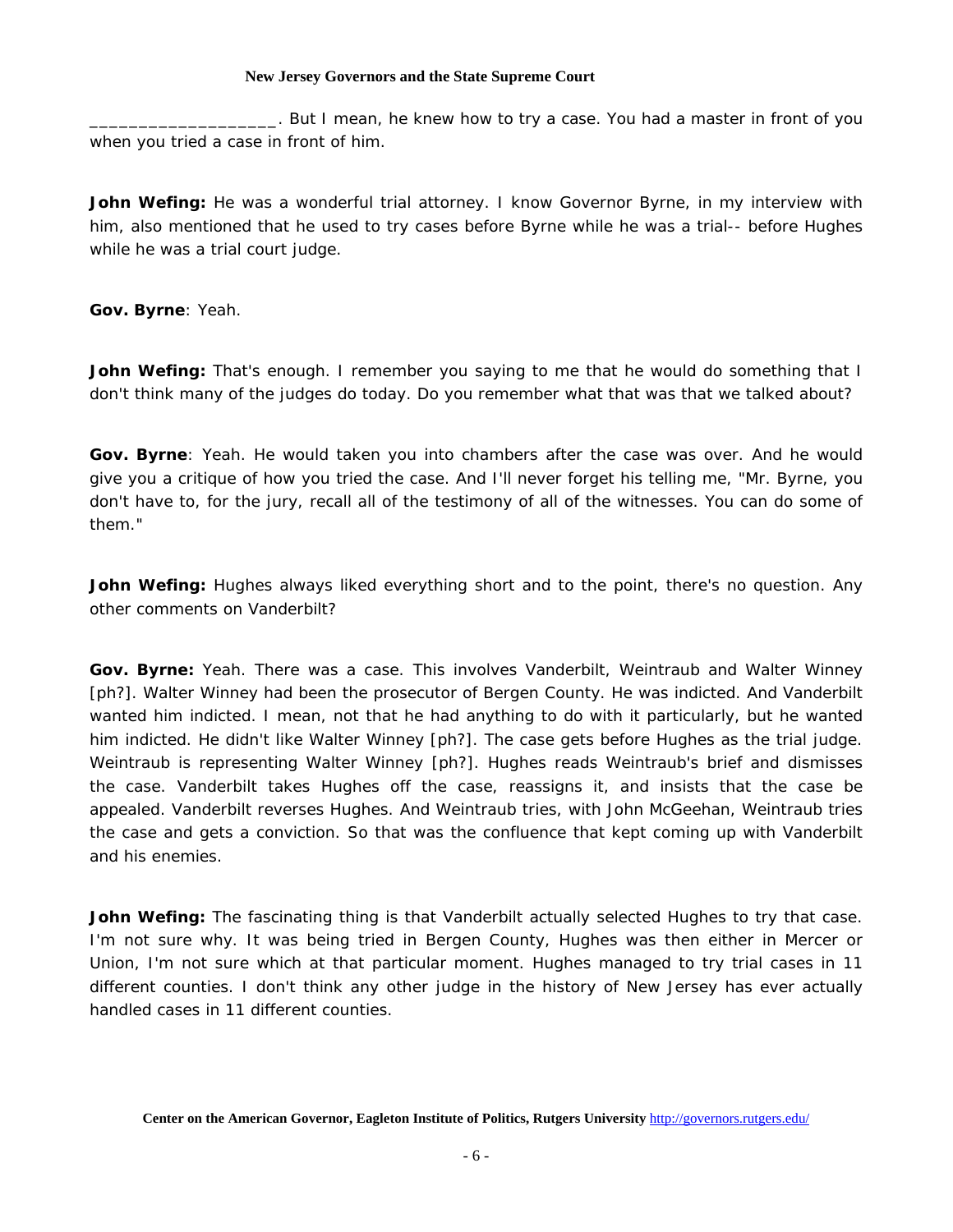__________________. But I mean, he knew how to try a case. You had a master in front of you when you tried a case in front of him.

**John Wefing:** He was a wonderful trial attorney. I know Governor Byrne, in my interview with him, also mentioned that he used to try cases before Byrne while he was a trial-- before Hughes while he was a trial court judge.

**Gov. Byrne**: Yeah.

**John Wefing:** That's enough. I remember you saying to me that he would do something that I don't think many of the judges do today. Do you remember what that was that we talked about?

**Gov. Byrne**: Yeah. He would taken you into chambers after the case was over. And he would give you a critique of how you tried the case. And I'll never forget his telling me, "Mr. Byrne, you don't have to, for the jury, recall all of the testimony of all of the witnesses. You can do some of them."

**John Wefing:** Hughes always liked everything short and to the point, there's no question. Any other comments on Vanderbilt?

**Gov. Byrne:** Yeah. There was a case. This involves Vanderbilt, Weintraub and Walter Winney [ph?]. Walter Winney had been the prosecutor of Bergen County. He was indicted. And Vanderbilt wanted him indicted. I mean, not that he had anything to do with it particularly, but he wanted him indicted. He didn't like Walter Winney [ph?]. The case gets before Hughes as the trial judge. Weintraub is representing Walter Winney [ph?]. Hughes reads Weintraub's brief and dismisses the case. Vanderbilt takes Hughes off the case, reassigns it, and insists that the case be appealed. Vanderbilt reverses Hughes. And Weintraub tries, with John McGeehan, Weintraub tries the case and gets a conviction. So that was the confluence that kept coming up with Vanderbilt and his enemies.

**John Wefing:** The fascinating thing is that Vanderbilt actually selected Hughes to try that case. I'm not sure why. It was being tried in Bergen County, Hughes was then either in Mercer or Union, I'm not sure which at that particular moment. Hughes managed to try trial cases in 11 different counties. I don't think any other judge in the history of New Jersey has ever actually handled cases in 11 different counties.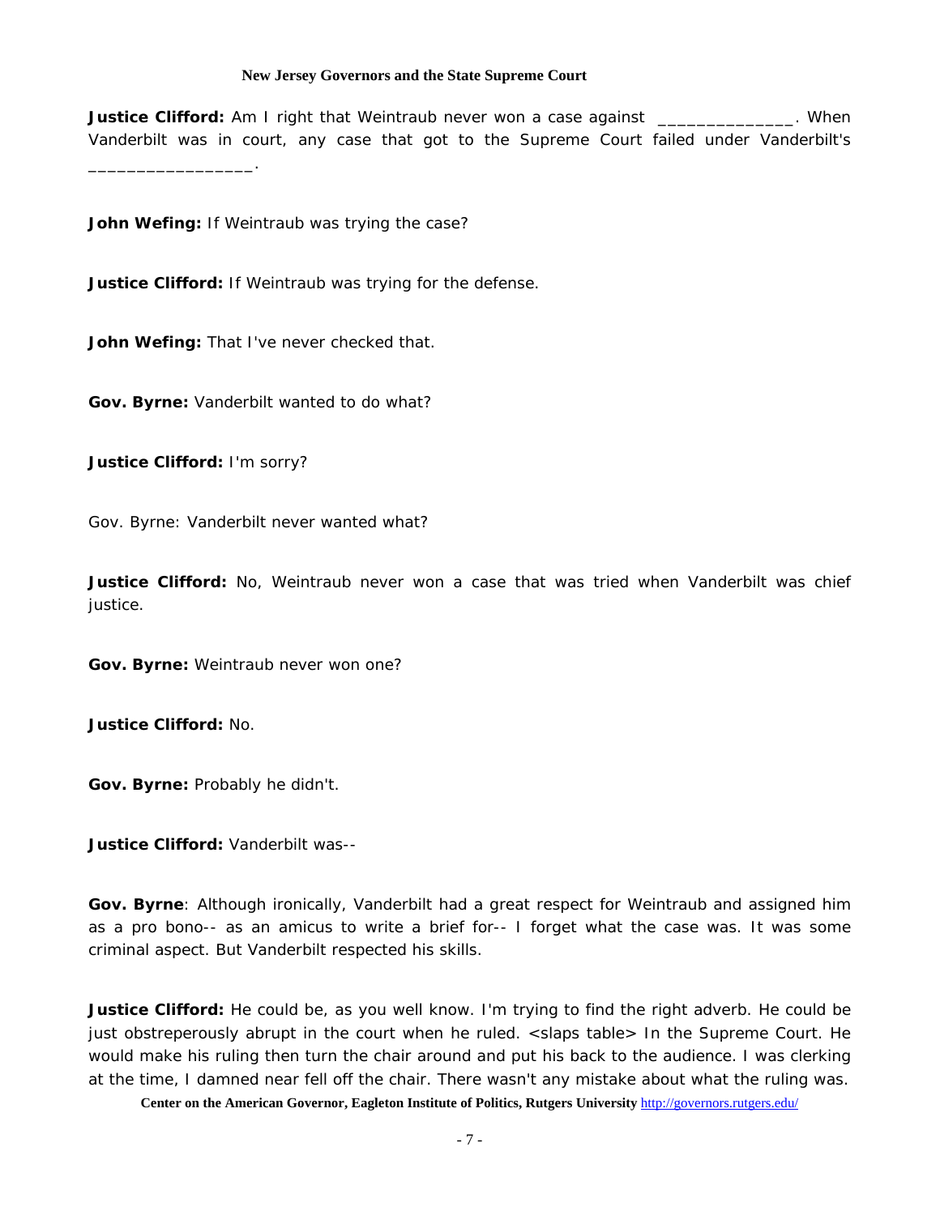**Justice Clifford:** Am I right that Weintraub never won a case against ______________. When Vanderbilt was in court, any case that got to the Supreme Court failed under Vanderbilt's _________________.

**John Wefing:** If Weintraub was trying the case?

**Justice Clifford:** If Weintraub was trying for the defense.

**John Wefing:** That I've never checked that.

**Gov. Byrne:** Vanderbilt wanted to do what?

**Justice Clifford:** I'm sorry?

Gov. Byrne: Vanderbilt never wanted what?

**Justice Clifford:** No, Weintraub never won a case that was tried when Vanderbilt was chief justice.

**Gov. Byrne:** Weintraub never won one?

**Justice Clifford:** No.

**Gov. Byrne:** Probably he didn't.

**Justice Clifford:** Vanderbilt was--

**Gov. Byrne**: Although ironically, Vanderbilt had a great respect for Weintraub and assigned him as a pro bono-- as an amicus to write a brief for-- I forget what the case was. It was some criminal aspect. But Vanderbilt respected his skills.

**Justice Clifford:** He could be, as you well know. I'm trying to find the right adverb. He could be just obstreperously abrupt in the court when he ruled. <slaps table> In the Supreme Court. He would make his ruling then turn the chair around and put his back to the audience. I was clerking at the time, I damned near fell off the chair. There wasn't any mistake about what the ruling was.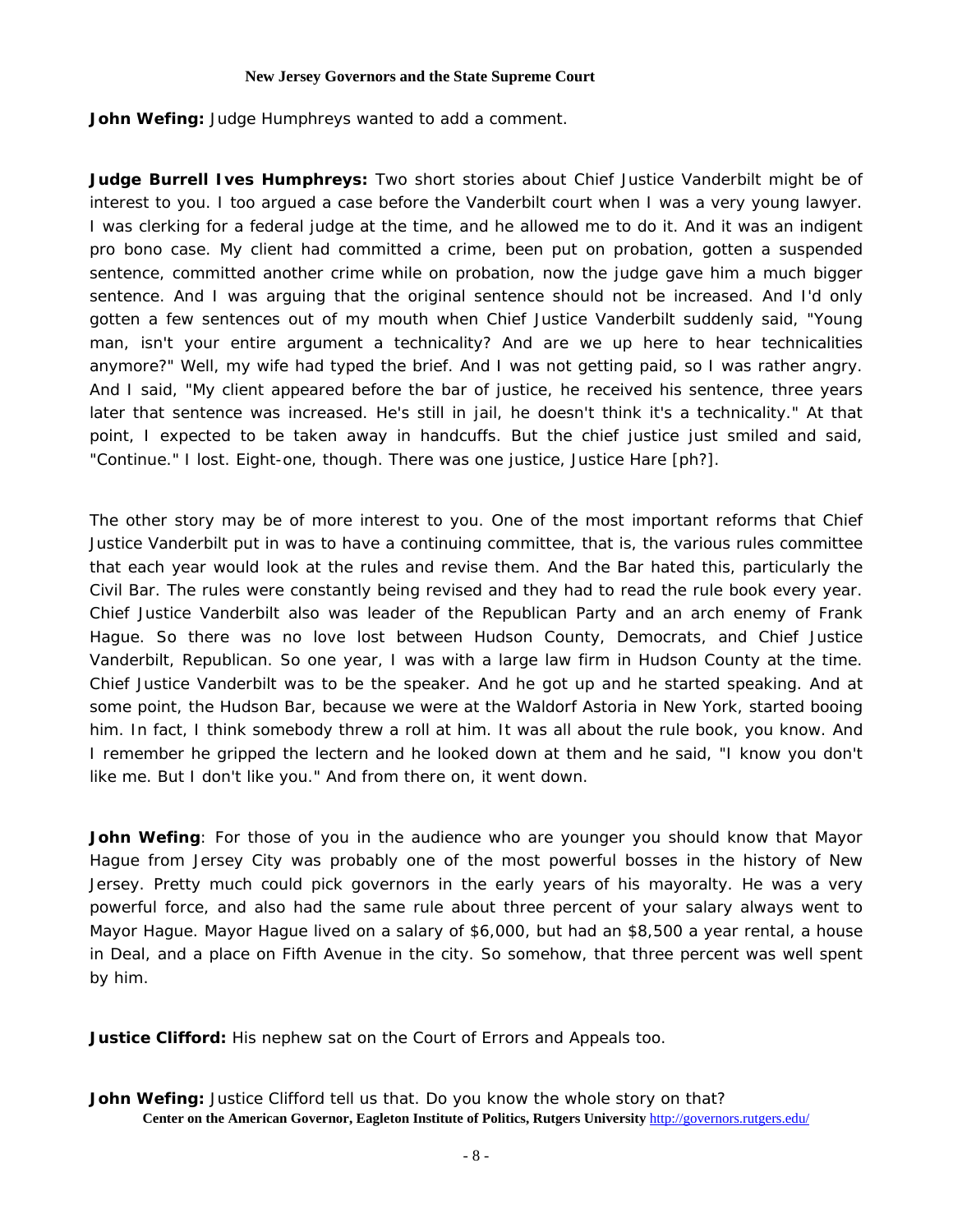**John Wefing:** Judge Humphreys wanted to add a comment.

**Judge Burrell Ives Humphreys:** Two short stories about Chief Justice Vanderbilt might be of interest to you. I too argued a case before the Vanderbilt court when I was a very young lawyer. I was clerking for a federal judge at the time, and he allowed me to do it. And it was an indigent pro bono case. My client had committed a crime, been put on probation, gotten a suspended sentence, committed another crime while on probation, now the judge gave him a much bigger sentence. And I was arguing that the original sentence should not be increased. And I'd only gotten a few sentences out of my mouth when Chief Justice Vanderbilt suddenly said, "Young man, isn't your entire argument a technicality? And are we up here to hear technicalities anymore?" Well, my wife had typed the brief. And I was not getting paid, so I was rather angry. And I said, "My client appeared before the bar of justice, he received his sentence, three years later that sentence was increased. He's still in jail, he doesn't think it's a technicality." At that point, I expected to be taken away in handcuffs. But the chief justice just smiled and said, "Continue." I lost. Eight-one, though. There was one justice, Justice Hare [ph?].

The other story may be of more interest to you. One of the most important reforms that Chief Justice Vanderbilt put in was to have a continuing committee, that is, the various rules committee that each year would look at the rules and revise them. And the Bar hated this, particularly the Civil Bar. The rules were constantly being revised and they had to read the rule book every year. Chief Justice Vanderbilt also was leader of the Republican Party and an arch enemy of Frank Hague. So there was no love lost between Hudson County, Democrats, and Chief Justice Vanderbilt, Republican. So one year, I was with a large law firm in Hudson County at the time. Chief Justice Vanderbilt was to be the speaker. And he got up and he started speaking. And at some point, the Hudson Bar, because we were at the Waldorf Astoria in New York, started booing him. In fact, I think somebody threw a roll at him. It was all about the rule book, you know. And I remember he gripped the lectern and he looked down at them and he said, "I know you don't like me. But I don't like you." And from there on, it went down.

**John Wefing**: For those of you in the audience who are younger you should know that Mayor Hague from Jersey City was probably one of the most powerful bosses in the history of New Jersey. Pretty much could pick governors in the early years of his mayoralty. He was a very powerful force, and also had the same rule about three percent of your salary always went to Mayor Hague. Mayor Hague lived on a salary of $6,000, but had an $8,500 a year rental, a house in Deal, and a place on Fifth Avenue in the city. So somehow, that three percent was well spent by him.

**Justice Clifford:** His nephew sat on the Court of Errors and Appeals too.

**John Wefing:** Justice Clifford tell us that. Do you know the whole story on that?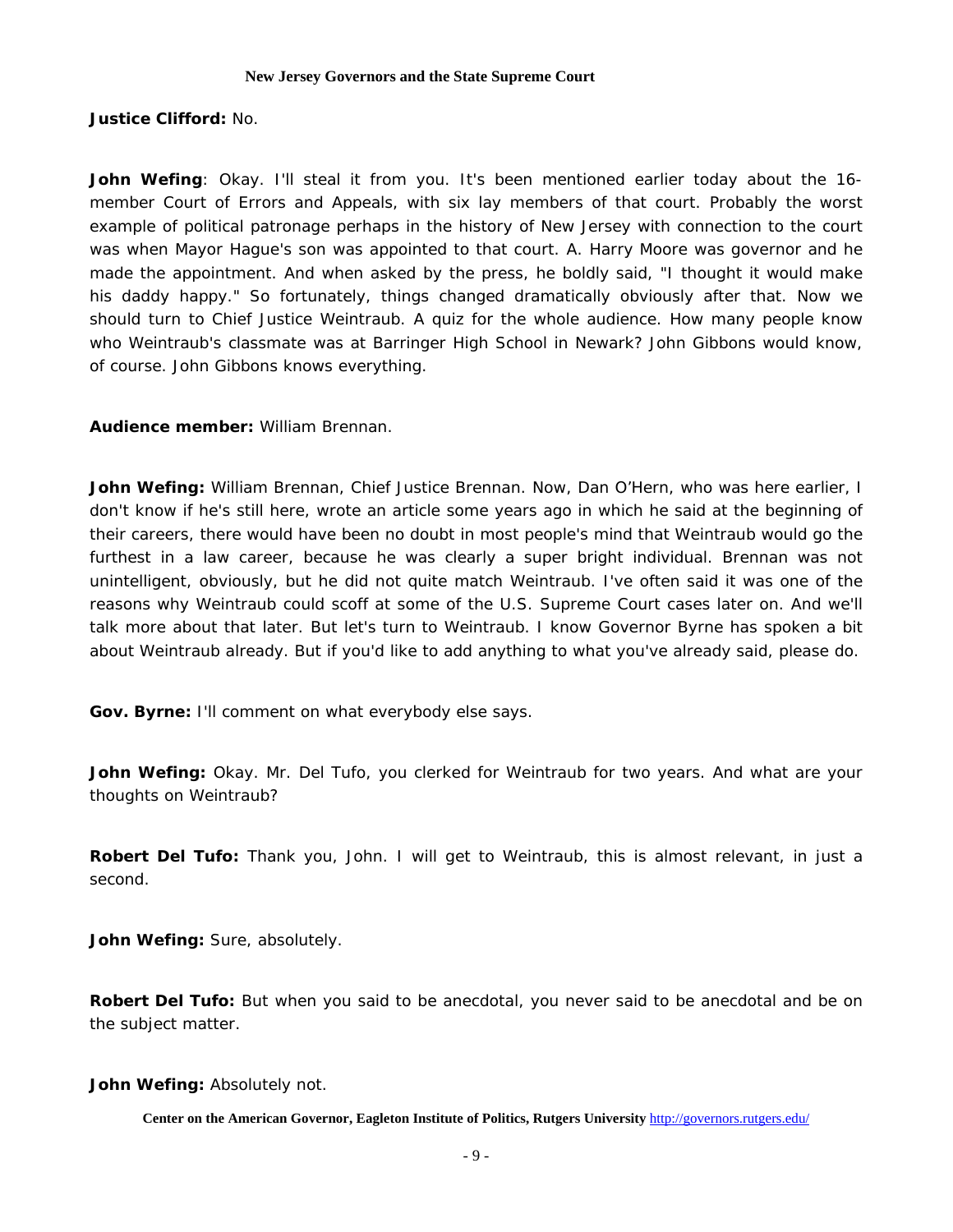**Justice Clifford:** No.

**John Wefing**: Okay. I'll steal it from you. It's been mentioned earlier today about the 16-member Court of Errors and Appeals, with six lay members of that court. Probably the worst example of political patronage perhaps in the history of New Jersey with connection to the court was when Mayor Hague's son was appointed to that court. A. Harry Moore was governor and he made the appointment. And when asked by the press, he boldly said, "I thought it would make his daddy happy." So fortunately, things changed dramatically obviously after that. Now we should turn to Chief Justice Weintraub. A quiz for the whole audience. How many people know who Weintraub's classmate was at Barringer High School in Newark? John Gibbons would know, of course. John Gibbons knows everything.

**Audience member:** William Brennan.

**John Wefing:** William Brennan, Chief Justice Brennan. Now, Dan O'Hern, who was here earlier, I don't know if he's still here, wrote an article some years ago in which he said at the beginning of their careers, there would have been no doubt in most people's mind that Weintraub would go the furthest in a law career, because he was clearly a super bright individual. Brennan was not unintelligent, obviously, but he did not quite match Weintraub. I've often said it was one of the reasons why Weintraub could scoff at some of the U.S. Supreme Court cases later on. And we'll talk more about that later. But let's turn to Weintraub. I know Governor Byrne has spoken a bit about Weintraub already. But if you'd like to add anything to what you've already said, please do.

**Gov. Byrne:** I'll comment on what everybody else says.

**John Wefing:** Okay. Mr. Del Tufo, you clerked for Weintraub for two years. And what are your thoughts on Weintraub?

**Robert Del Tufo:** Thank you, John. I will get to Weintraub, this is almost relevant, in just a second.

**John Wefing:** Sure, absolutely.

**Robert Del Tufo:** But when you said to be anecdotal, you never said to be anecdotal and be on the subject matter.

**John Wefing:** Absolutely not.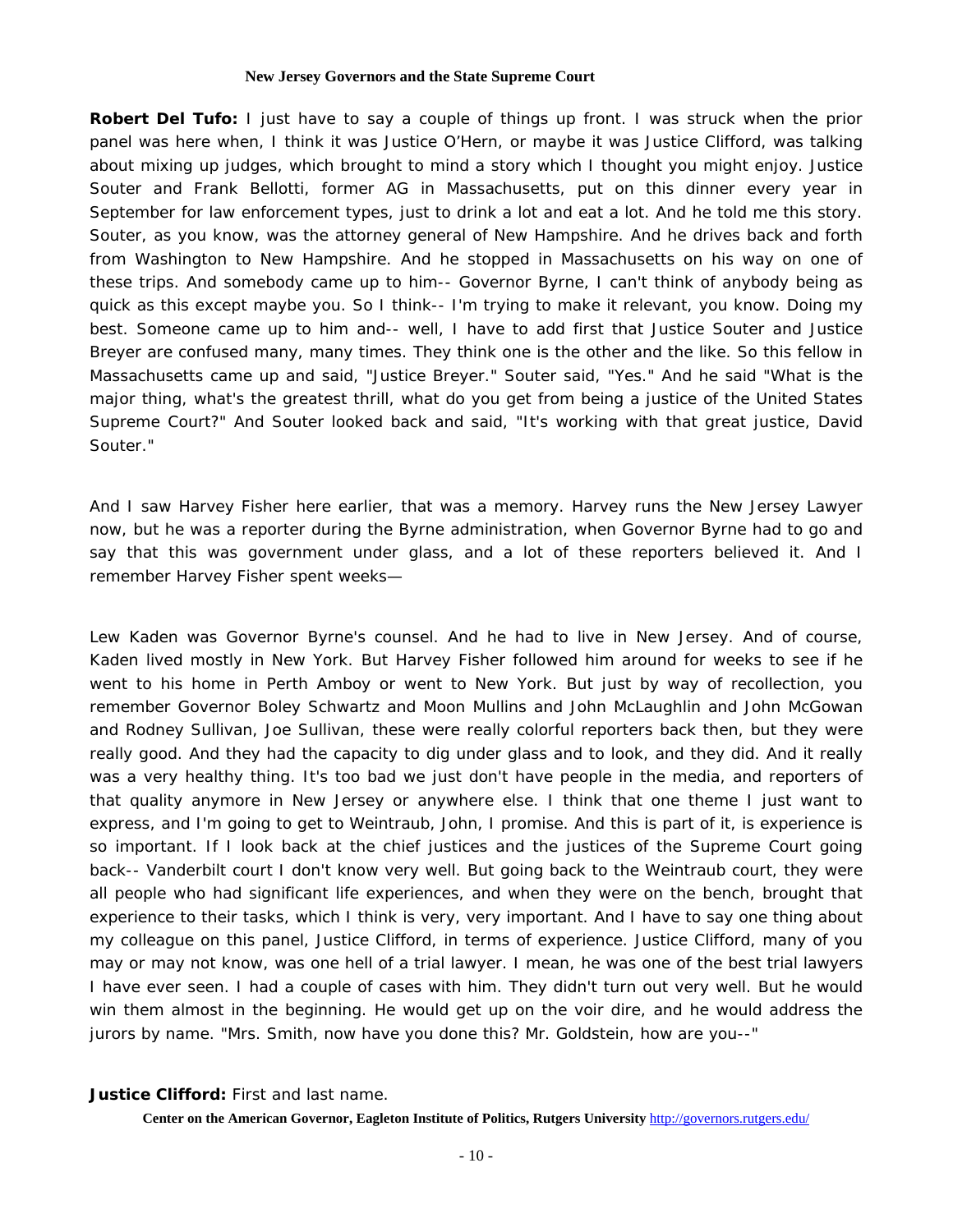**Robert Del Tufo:** I just have to say a couple of things up front. I was struck when the prior panel was here when, I think it was Justice O'Hern, or maybe it was Justice Clifford, was talking about mixing up judges, which brought to mind a story which I thought you might enjoy. Justice Souter and Frank Bellotti, former AG in Massachusetts, put on this dinner every year in September for law enforcement types, just to drink a lot and eat a lot. And he told me this story. Souter, as you know, was the attorney general of New Hampshire. And he drives back and forth from Washington to New Hampshire. And he stopped in Massachusetts on his way on one of these trips. And somebody came up to him-- Governor Byrne, I can't think of anybody being as quick as this except maybe you. So I think-- I'm trying to make it relevant, you know. Doing my best. Someone came up to him and-- well, I have to add first that Justice Souter and Justice Breyer are confused many, many times. They think one is the other and the like. So this fellow in Massachusetts came up and said, "Justice Breyer." Souter said, "Yes." And he said "What is the major thing, what's the greatest thrill, what do you get from being a justice of the United States Supreme Court?" And Souter looked back and said, "It's working with that great justice, David Souter."

And I saw Harvey Fisher here earlier, that was a memory. Harvey runs the New Jersey Lawyer now, but he was a reporter during the Byrne administration, when Governor Byrne had to go and say that this was government under glass, and a lot of these reporters believed it. And I remember Harvey Fisher spent weeks—

Lew Kaden was Governor Byrne's counsel. And he had to live in New Jersey. And of course, Kaden lived mostly in New York. But Harvey Fisher followed him around for weeks to see if he went to his home in Perth Amboy or went to New York. But just by way of recollection, you remember Governor Boley Schwartz and Moon Mullins and John McLaughlin and John McGowan and Rodney Sullivan, Joe Sullivan, these were really colorful reporters back then, but they were really good. And they had the capacity to dig under glass and to look, and they did. And it really was a very healthy thing. It's too bad we just don't have people in the media, and reporters of that quality anymore in New Jersey or anywhere else. I think that one theme I just want to express, and I'm going to get to Weintraub, John, I promise. And this is part of it, is experience is so important. If I look back at the chief justices and the justices of the Supreme Court going back-- Vanderbilt court I don't know very well. But going back to the Weintraub court, they were all people who had significant life experiences, and when they were on the bench, brought that experience to their tasks, which I think is very, very important. And I have to say one thing about my colleague on this panel, Justice Clifford, in terms of experience. Justice Clifford, many of you may or may not know, was one hell of a trial lawyer. I mean, he was one of the best trial lawyers I have ever seen. I had a couple of cases with him. They didn't turn out very well. But he would win them almost in the beginning. He would get up on the voir dire, and he would address the jurors by name. "Mrs. Smith, now have you done this? Mr. Goldstein, how are you--"

**Justice Clifford:** First and last name.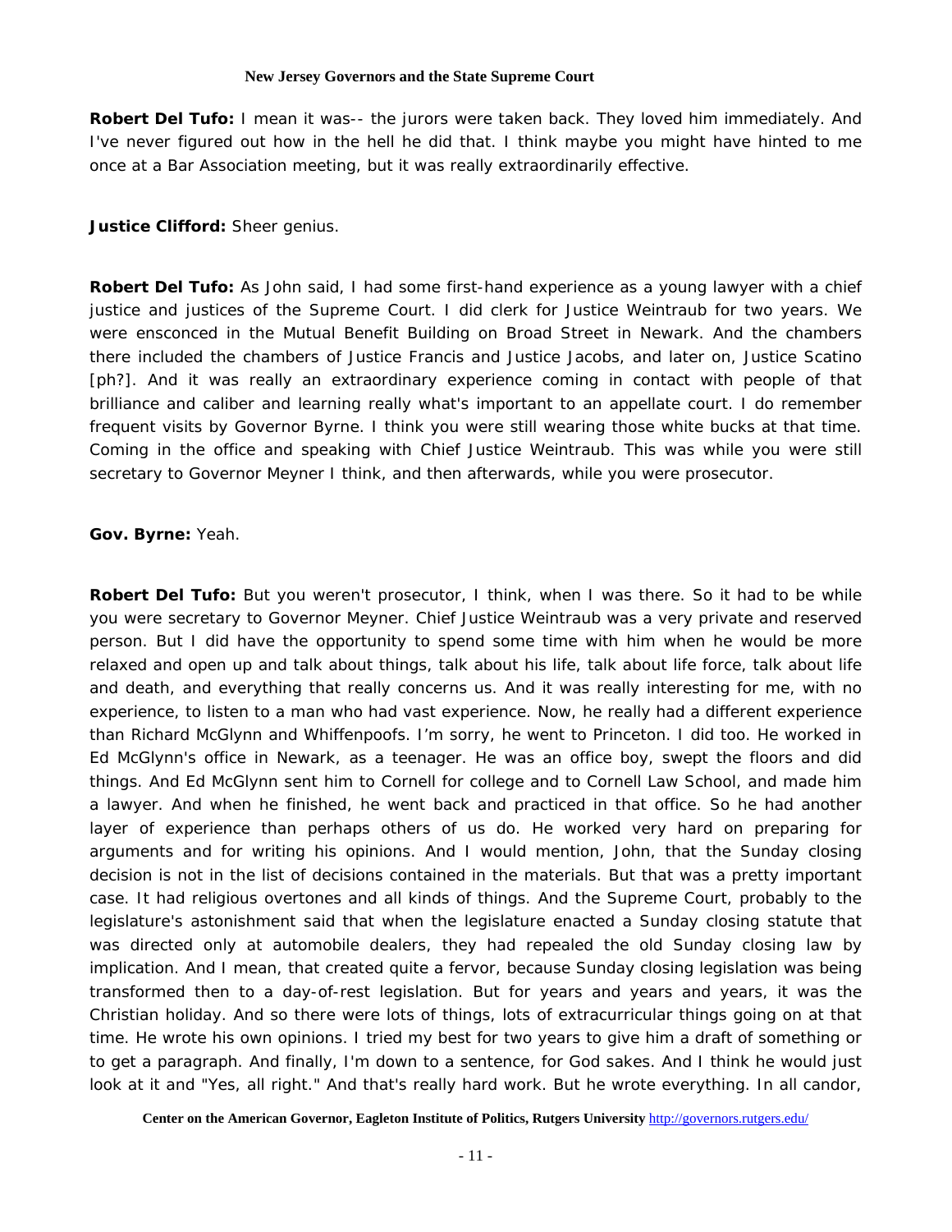**Robert Del Tufo:** I mean it was-- the jurors were taken back. They loved him immediately. And I've never figured out how in the hell he did that. I think maybe you might have hinted to me once at a Bar Association meeting, but it was really extraordinarily effective.

**Justice Clifford:** Sheer genius.

**Robert Del Tufo:** As John said, I had some first-hand experience as a young lawyer with a chief justice and justices of the Supreme Court. I did clerk for Justice Weintraub for two years. We were ensconced in the Mutual Benefit Building on Broad Street in Newark. And the chambers there included the chambers of Justice Francis and Justice Jacobs, and later on, Justice Scatino [ph?]. And it was really an extraordinary experience coming in contact with people of that brilliance and caliber and learning really what's important to an appellate court. I do remember frequent visits by Governor Byrne. I think you were still wearing those white bucks at that time. Coming in the office and speaking with Chief Justice Weintraub. This was while you were still secretary to Governor Meyner I think, and then afterwards, while you were prosecutor.

**Gov. Byrne:** Yeah.

**Robert Del Tufo:** But you weren't prosecutor, I think, when I was there. So it had to be while you were secretary to Governor Meyner. Chief Justice Weintraub was a very private and reserved person. But I did have the opportunity to spend some time with him when he would be more relaxed and open up and talk about things, talk about his life, talk about life force, talk about life and death, and everything that really concerns us. And it was really interesting for me, with no experience, to listen to a man who had vast experience. Now, he really had a different experience than Richard McGlynn and Whiffenpoofs. I'm sorry, he went to Princeton. I did too. He worked in Ed McGlynn's office in Newark, as a teenager. He was an office boy, swept the floors and did things. And Ed McGlynn sent him to Cornell for college and to Cornell Law School, and made him a lawyer. And when he finished, he went back and practiced in that office. So he had another layer of experience than perhaps others of us do. He worked very hard on preparing for arguments and for writing his opinions. And I would mention, John, that the Sunday closing decision is not in the list of decisions contained in the materials. But that was a pretty important case. It had religious overtones and all kinds of things. And the Supreme Court, probably to the legislature's astonishment said that when the legislature enacted a Sunday closing statute that was directed only at automobile dealers, they had repealed the old Sunday closing law by implication. And I mean, that created quite a fervor, because Sunday closing legislation was being transformed then to a day-of-rest legislation. But for years and years and years, it was the Christian holiday. And so there were lots of things, lots of extracurricular things going on at that time. He wrote his own opinions. I tried my best for two years to give him a draft of something or to get a paragraph. And finally, I'm down to a sentence, for God sakes. And I think he would just look at it and "Yes, all right." And that's really hard work. But he wrote everything. In all candor,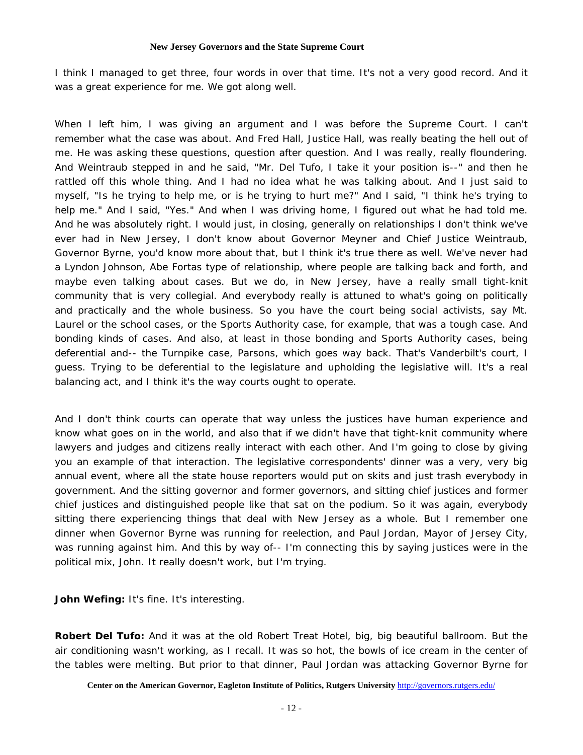I think I managed to get three, four words in over that time. It's not a very good record. And it was a great experience for me. We got along well.

When I left him, I was giving an argument and I was before the Supreme Court. I can't remember what the case was about. And Fred Hall, Justice Hall, was really beating the hell out of me. He was asking these questions, question after question. And I was really, really floundering. And Weintraub stepped in and he said, "Mr. Del Tufo, I take it your position is--" and then he rattled off this whole thing. And I had no idea what he was talking about. And I just said to myself, "Is he trying to help me, or is he trying to hurt me?" And I said, "I think he's trying to help me." And I said, "Yes." And when I was driving home, I figured out what he had told me. And he was absolutely right. I would just, in closing, generally on relationships I don't think we've ever had in New Jersey, I don't know about Governor Meyner and Chief Justice Weintraub, Governor Byrne, you'd know more about that, but I think it's true there as well. We've never had a Lyndon Johnson, Abe Fortas type of relationship, where people are talking back and forth, and maybe even talking about cases. But we do, in New Jersey, have a really small tight-knit community that is very collegial. And everybody really is attuned to what's going on politically and practically and the whole business. So you have the court being social activists, say Mt. Laurel or the school cases, or the Sports Authority case, for example, that was a tough case. And bonding kinds of cases. And also, at least in those bonding and Sports Authority cases, being deferential and-- the Turnpike case, Parsons, which goes way back. That's Vanderbilt's court, I guess. Trying to be deferential to the legislature and upholding the legislative will. It's a real balancing act, and I think it's the way courts ought to operate.

And I don't think courts can operate that way unless the justices have human experience and know what goes on in the world, and also that if we didn't have that tight-knit community where lawyers and judges and citizens really interact with each other. And I'm going to close by giving you an example of that interaction. The legislative correspondents' dinner was a very, very big annual event, where all the state house reporters would put on skits and just trash everybody in government. And the sitting governor and former governors, and sitting chief justices and former chief justices and distinguished people like that sat on the podium. So it was again, everybody sitting there experiencing things that deal with New Jersey as a whole. But I remember one dinner when Governor Byrne was running for reelection, and Paul Jordan, Mayor of Jersey City, was running against him. And this by way of-- I'm connecting this by saying justices were in the political mix, John. It really doesn't work, but I'm trying.

**John Wefing:** It's fine. It's interesting.

**Robert Del Tufo:** And it was at the old Robert Treat Hotel, big, big beautiful ballroom. But the air conditioning wasn't working, as I recall. It was so hot, the bowls of ice cream in the center of the tables were melting. But prior to that dinner, Paul Jordan was attacking Governor Byrne for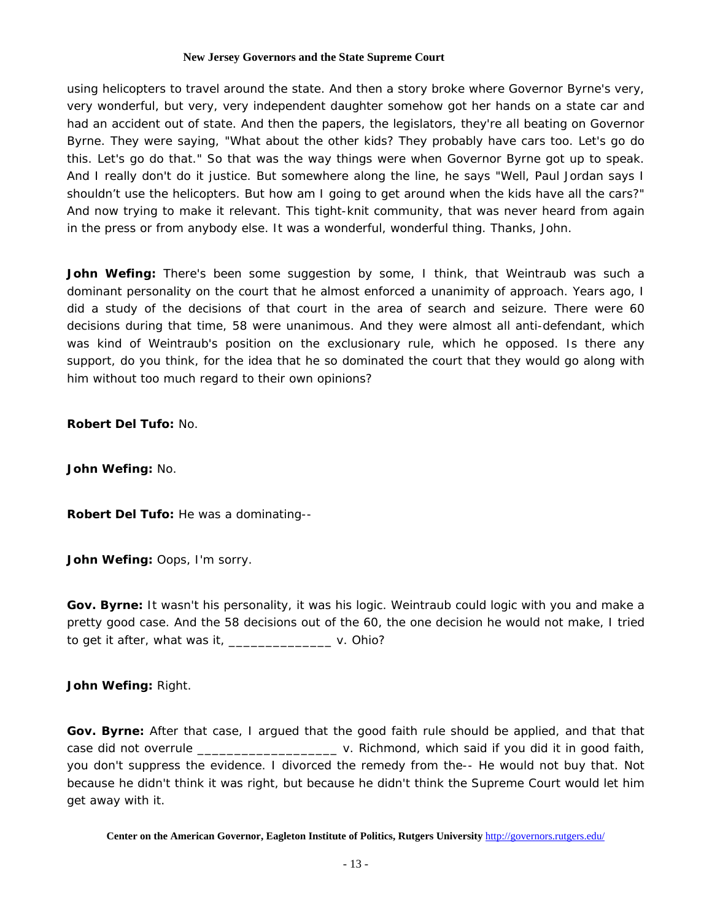using helicopters to travel around the state. And then a story broke where Governor Byrne's very, very wonderful, but very, very independent daughter somehow got her hands on a state car and had an accident out of state. And then the papers, the legislators, they're all beating on Governor Byrne. They were saying, "What about the other kids? They probably have cars too. Let's go do this. Let's go do that." So that was the way things were when Governor Byrne got up to speak. And I really don't do it justice. But somewhere along the line, he says "Well, Paul Jordan says I shouldn't use the helicopters. But how am I going to get around when the kids have all the cars?" And now trying to make it relevant. This tight-knit community, that was never heard from again in the press or from anybody else. It was a wonderful, wonderful thing. Thanks, John.

**John Wefing:** There's been some suggestion by some, I think, that Weintraub was such a dominant personality on the court that he almost enforced a unanimity of approach. Years ago, I did a study of the decisions of that court in the area of search and seizure. There were 60 decisions during that time, 58 were unanimous. And they were almost all anti-defendant, which was kind of Weintraub's position on the exclusionary rule, which he opposed. Is there any support, do you think, for the idea that he so dominated the court that they would go along with him without too much regard to their own opinions?

**Robert Del Tufo:** No.

**John Wefing:** No.

**Robert Del Tufo:** He was a dominating--

**John Wefing:** Oops, I'm sorry.

**Gov. Byrne:** It wasn't his personality, it was his logic. Weintraub could logic with you and make a pretty good case. And the 58 decisions out of the 60, the one decision he would not make, I tried to get it after, what was it, ______________ v. Ohio?

**John Wefing:** Right.

**Gov. Byrne:** After that case, I argued that the good faith rule should be applied, and that that case did not overrule ___________________ v. Richmond, which said if you did it in good faith, you don't suppress the evidence. I divorced the remedy from the-- He would not buy that. Not because he didn't think it was right, but because he didn't think the Supreme Court would let him get away with it.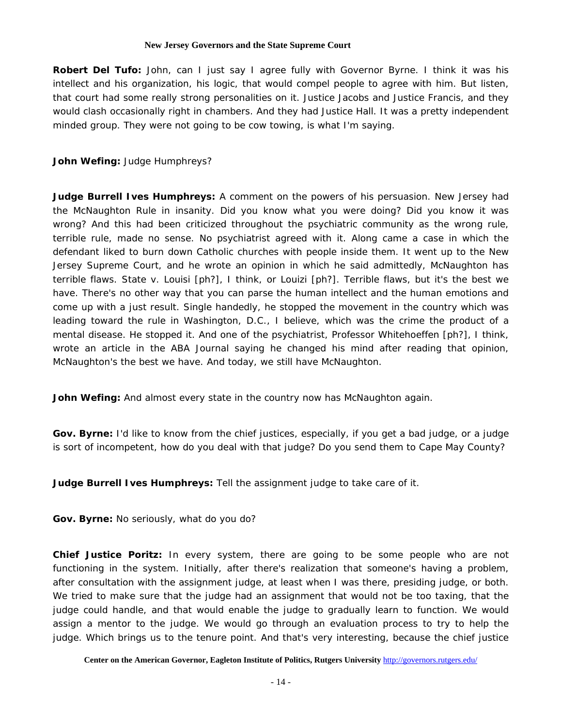**Robert Del Tufo:** John, can I just say I agree fully with Governor Byrne. I think it was his intellect and his organization, his logic, that would compel people to agree with him. But listen, that court had some really strong personalities on it. Justice Jacobs and Justice Francis, and they would clash occasionally right in chambers. And they had Justice Hall. It was a pretty independent minded group. They were not going to be cow towing, is what I'm saying.

**John Wefing:** Judge Humphreys?

**Judge Burrell Ives Humphreys:** A comment on the powers of his persuasion. New Jersey had the McNaughton Rule in insanity. Did you know what you were doing? Did you know it was wrong? And this had been criticized throughout the psychiatric community as the wrong rule, terrible rule, made no sense. No psychiatrist agreed with it. Along came a case in which the defendant liked to burn down Catholic churches with people inside them. It went up to the New Jersey Supreme Court, and he wrote an opinion in which he said admittedly, McNaughton has terrible flaws. State v. Louisi [ph?], I think, or Louizi [ph?]. Terrible flaws, but it's the best we have. There's no other way that you can parse the human intellect and the human emotions and come up with a just result. Single handedly, he stopped the movement in the country which was leading toward the rule in Washington, D.C., I believe, which was the crime the product of a mental disease. He stopped it. And one of the psychiatrist, Professor Whitehoeffen [ph?], I think, wrote an article in the ABA Journal saying he changed his mind after reading that opinion, McNaughton's the best we have. And today, we still have McNaughton.

**John Wefing:** And almost every state in the country now has McNaughton again.

**Gov. Byrne:** I'd like to know from the chief justices, especially, if you get a bad judge, or a judge is sort of incompetent, how do you deal with that judge? Do you send them to Cape May County?

**Judge Burrell Ives Humphreys:** Tell the assignment judge to take care of it.

**Gov. Byrne:** No seriously, what do you do?

**Chief Justice Poritz:** In every system, there are going to be some people who are not functioning in the system. Initially, after there's realization that someone's having a problem, after consultation with the assignment judge, at least when I was there, presiding judge, or both. We tried to make sure that the judge had an assignment that would not be too taxing, that the judge could handle, and that would enable the judge to gradually learn to function. We would assign a mentor to the judge. We would go through an evaluation process to try to help the judge. Which brings us to the tenure point. And that's very interesting, because the chief justice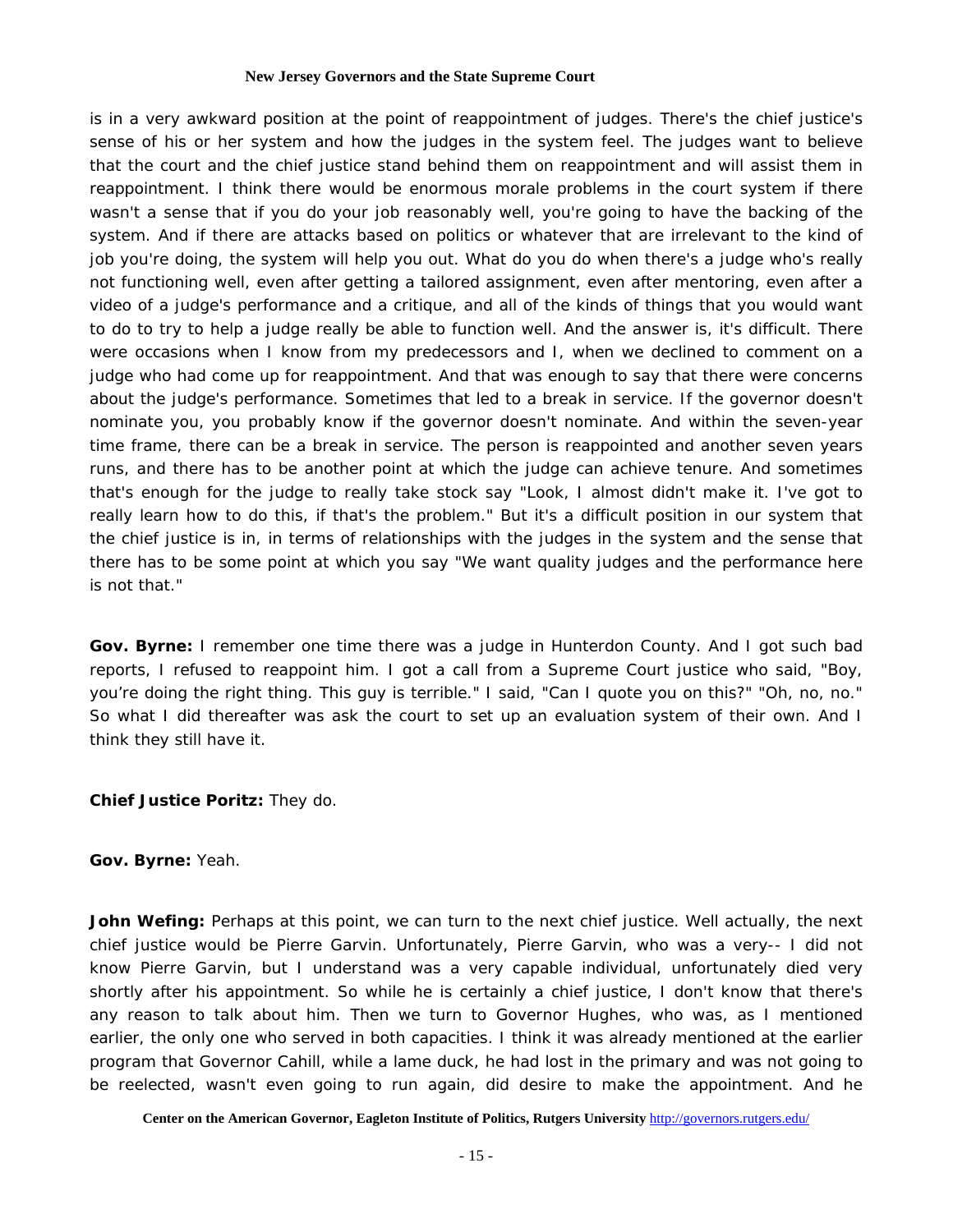is in a very awkward position at the point of reappointment of judges. There's the chief justice's sense of his or her system and how the judges in the system feel. The judges want to believe that the court and the chief justice stand behind them on reappointment and will assist them in reappointment. I think there would be enormous morale problems in the court system if there wasn't a sense that if you do your job reasonably well, you're going to have the backing of the system. And if there are attacks based on politics or whatever that are irrelevant to the kind of job you're doing, the system will help you out. What do you do when there's a judge who's really not functioning well, even after getting a tailored assignment, even after mentoring, even after a video of a judge's performance and a critique, and all of the kinds of things that you would want to do to try to help a judge really be able to function well. And the answer is, it's difficult. There were occasions when I know from my predecessors and I, when we declined to comment on a judge who had come up for reappointment. And that was enough to say that there were concerns about the judge's performance. Sometimes that led to a break in service. If the governor doesn't nominate you, you probably know if the governor doesn't nominate. And within the seven-year time frame, there can be a break in service. The person is reappointed and another seven years runs, and there has to be another point at which the judge can achieve tenure. And sometimes that's enough for the judge to really take stock say "Look, I almost didn't make it. I've got to really learn how to do this, if that's the problem." But it's a difficult position in our system that the chief justice is in, in terms of relationships with the judges in the system and the sense that there has to be some point at which you say "We want quality judges and the performance here is not that."

**Gov. Byrne:** I remember one time there was a judge in Hunterdon County. And I got such bad reports, I refused to reappoint him. I got a call from a Supreme Court justice who said, "Boy, you're doing the right thing. This guy is terrible." I said, "Can I quote you on this?" "Oh, no, no." So what I did thereafter was ask the court to set up an evaluation system of their own. And I think they still have it.

**Chief Justice Poritz:** They do.

**Gov. Byrne:** Yeah.

**John Wefing:** Perhaps at this point, we can turn to the next chief justice. Well actually, the next chief justice would be Pierre Garvin. Unfortunately, Pierre Garvin, who was a very-- I did not know Pierre Garvin, but I understand was a very capable individual, unfortunately died very shortly after his appointment. So while he is certainly a chief justice, I don't know that there's any reason to talk about him. Then we turn to Governor Hughes, who was, as I mentioned earlier, the only one who served in both capacities. I think it was already mentioned at the earlier program that Governor Cahill, while a lame duck, he had lost in the primary and was not going to be reelected, wasn't even going to run again, did desire to make the appointment. And he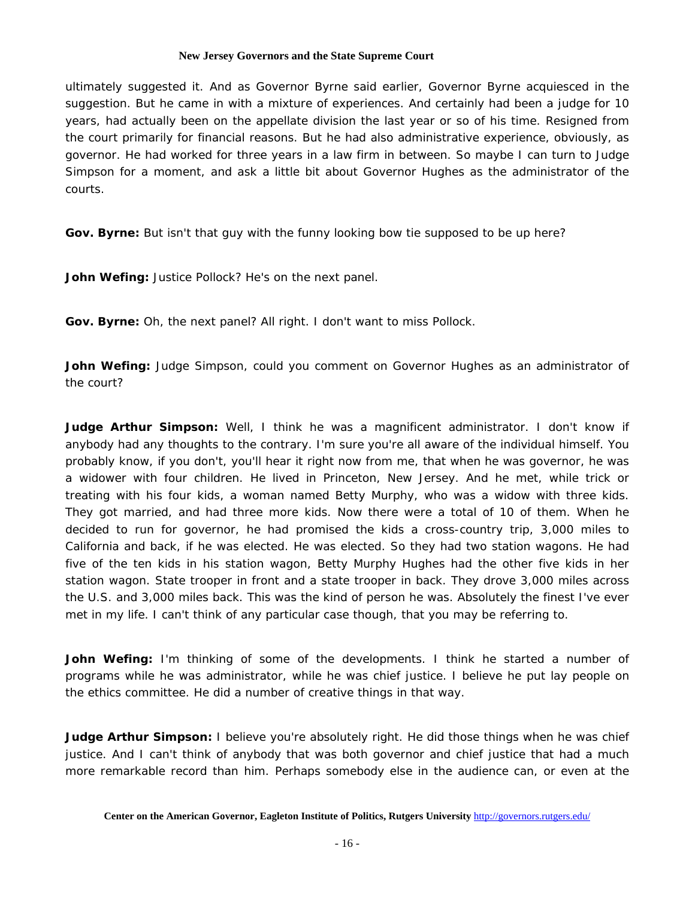ultimately suggested it. And as Governor Byrne said earlier, Governor Byrne acquiesced in the suggestion. But he came in with a mixture of experiences. And certainly had been a judge for 10 years, had actually been on the appellate division the last year or so of his time. Resigned from the court primarily for financial reasons. But he had also administrative experience, obviously, as governor. He had worked for three years in a law firm in between. So maybe I can turn to Judge Simpson for a moment, and ask a little bit about Governor Hughes as the administrator of the courts.

**Gov. Byrne:** But isn't that guy with the funny looking bow tie supposed to be up here?

**John Wefing:** Justice Pollock? He's on the next panel.

**Gov. Byrne:** Oh, the next panel? All right. I don't want to miss Pollock.

**John Wefing:** Judge Simpson, could you comment on Governor Hughes as an administrator of the court?

**Judge Arthur Simpson:** Well, I think he was a magnificent administrator. I don't know if anybody had any thoughts to the contrary. I'm sure you're all aware of the individual himself. You probably know, if you don't, you'll hear it right now from me, that when he was governor, he was a widower with four children. He lived in Princeton, New Jersey. And he met, while trick or treating with his four kids, a woman named Betty Murphy, who was a widow with three kids. They got married, and had three more kids. Now there were a total of 10 of them. When he decided to run for governor, he had promised the kids a cross-country trip, 3,000 miles to California and back, if he was elected. He was elected. So they had two station wagons. He had five of the ten kids in his station wagon, Betty Murphy Hughes had the other five kids in her station wagon. State trooper in front and a state trooper in back. They drove 3,000 miles across the U.S. and 3,000 miles back. This was the kind of person he was. Absolutely the finest I've ever met in my life. I can't think of any particular case though, that you may be referring to.

**John Wefing:** I'm thinking of some of the developments. I think he started a number of programs while he was administrator, while he was chief justice. I believe he put lay people on the ethics committee. He did a number of creative things in that way.

**Judge Arthur Simpson:** I believe you're absolutely right. He did those things when he was chief justice. And I can't think of anybody that was both governor and chief justice that had a much more remarkable record than him. Perhaps somebody else in the audience can, or even at the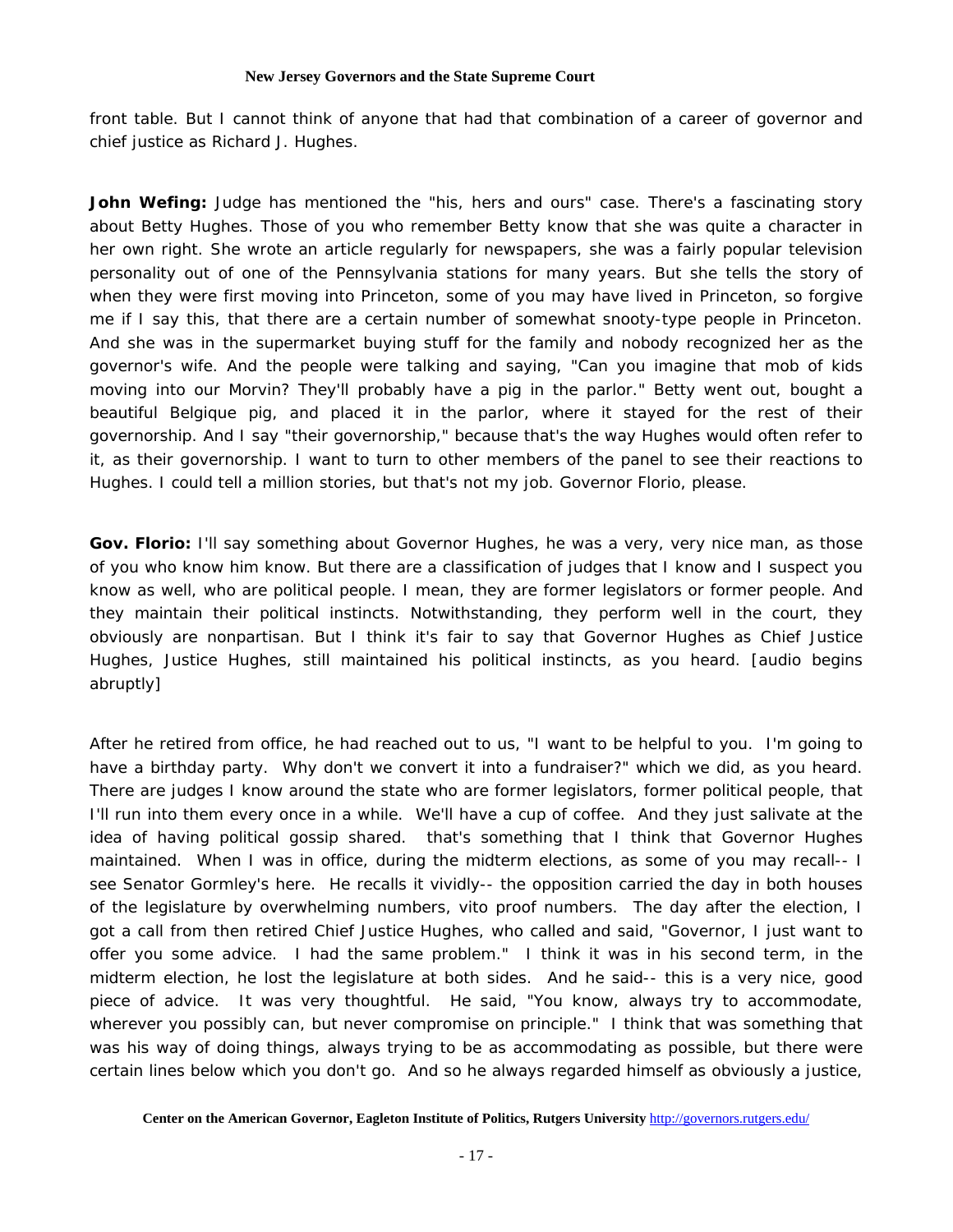front table. But I cannot think of anyone that had that combination of a career of governor and chief justice as Richard J. Hughes.

**John Wefing:** Judge has mentioned the "his, hers and ours" case. There's a fascinating story about Betty Hughes. Those of you who remember Betty know that she was quite a character in her own right. She wrote an article regularly for newspapers, she was a fairly popular television personality out of one of the Pennsylvania stations for many years. But she tells the story of when they were first moving into Princeton, some of you may have lived in Princeton, so forgive me if I say this, that there are a certain number of somewhat snooty-type people in Princeton. And she was in the supermarket buying stuff for the family and nobody recognized her as the governor's wife. And the people were talking and saying, "Can you imagine that mob of kids moving into our Morvin? They'll probably have a pig in the parlor." Betty went out, bought a beautiful Belgique pig, and placed it in the parlor, where it stayed for the rest of their governorship. And I say "their governorship," because that's the way Hughes would often refer to it, as their governorship. I want to turn to other members of the panel to see their reactions to Hughes. I could tell a million stories, but that's not my job. Governor Florio, please.

**Gov. Florio:** I'll say something about Governor Hughes, he was a very, very nice man, as those of you who know him know. But there are a classification of judges that I know and I suspect you know as well, who are political people. I mean, they are former legislators or former people. And they maintain their political instincts. Notwithstanding, they perform well in the court, they obviously are nonpartisan. But I think it's fair to say that Governor Hughes as Chief Justice Hughes, Justice Hughes, still maintained his political instincts, as you heard. [audio begins abruptly]

After he retired from office, he had reached out to us, "I want to be helpful to you. I'm going to have a birthday party. Why don't we convert it into a fundraiser?" which we did, as you heard. There are judges I know around the state who are former legislators, former political people, that I'll run into them every once in a while. We'll have a cup of coffee. And they just salivate at the idea of having political gossip shared. that's something that I think that Governor Hughes maintained. When I was in office, during the midterm elections, as some of you may recall-- I see Senator Gormley's here. He recalls it vividly-- the opposition carried the day in both houses of the legislature by overwhelming numbers, vito proof numbers. The day after the election, I got a call from then retired Chief Justice Hughes, who called and said, "Governor, I just want to offer you some advice. I had the same problem." I think it was in his second term, in the midterm election, he lost the legislature at both sides. And he said-- this is a very nice, good piece of advice. It was very thoughtful. He said, "You know, always try to accommodate, wherever you possibly can, but never compromise on principle." I think that was something that was his way of doing things, always trying to be as accommodating as possible, but there were certain lines below which you don't go. And so he always regarded himself as obviously a justice,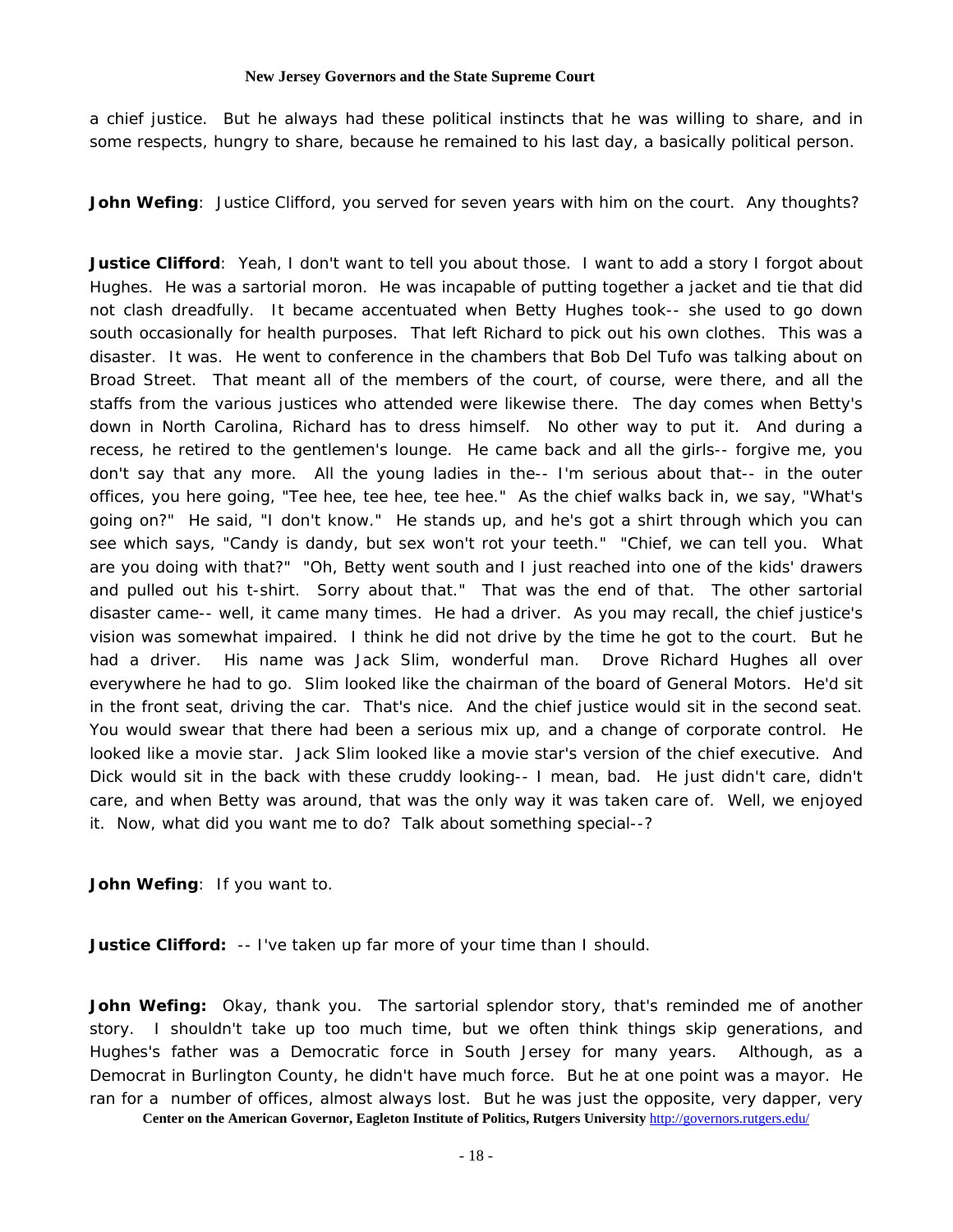a chief justice. But he always had these political instincts that he was willing to share, and in some respects, hungry to share, because he remained to his last day, a basically political person.

**John Wefing**: Justice Clifford, you served for seven years with him on the court. Any thoughts?

**Justice Clifford**: Yeah, I don't want to tell you about those. I want to add a story I forgot about Hughes. He was a sartorial moron. He was incapable of putting together a jacket and tie that did not clash dreadfully. It became accentuated when Betty Hughes took-- she used to go down south occasionally for health purposes. That left Richard to pick out his own clothes. This was a disaster. It was. He went to conference in the chambers that Bob Del Tufo was talking about on Broad Street. That meant all of the members of the court, of course, were there, and all the staffs from the various justices who attended were likewise there. The day comes when Betty's down in North Carolina, Richard has to dress himself. No other way to put it. And during a recess, he retired to the gentlemen's lounge. He came back and all the girls-- forgive me, you don't say that any more. All the young ladies in the-- I'm serious about that-- in the outer offices, you here going, "Tee hee, tee hee, tee hee." As the chief walks back in, we say, "What's going on?" He said, "I don't know." He stands up, and he's got a shirt through which you can see which says, "Candy is dandy, but sex won't rot your teeth." "Chief, we can tell you. What are you doing with that?" "Oh, Betty went south and I just reached into one of the kids' drawers and pulled out his t-shirt. Sorry about that." That was the end of that. The other sartorial disaster came-- well, it came many times. He had a driver. As you may recall, the chief justice's vision was somewhat impaired. I think he did not drive by the time he got to the court. But he had a driver. His name was Jack Slim, wonderful man. Drove Richard Hughes all over everywhere he had to go. Slim looked like the chairman of the board of General Motors. He'd sit in the front seat, driving the car. That's nice. And the chief justice would sit in the second seat. You would swear that there had been a serious mix up, and a change of corporate control. He looked like a movie star. Jack Slim looked like a movie star's version of the chief executive. And Dick would sit in the back with these cruddy looking-- I mean, bad. He just didn't care, didn't care, and when Betty was around, that was the only way it was taken care of. Well, we enjoyed it. Now, what did you want me to do? Talk about something special--?

**John Wefing**: If you want to.

**Justice Clifford:** -- I've taken up far more of your time than I should.

**John Wefing:** Okay, thank you. The sartorial splendor story, that's reminded me of another story. I shouldn't take up too much time, but we often think things skip generations, and Hughes's father was a Democratic force in South Jersey for many years. Although, as a Democrat in Burlington County, he didn't have much force. But he at one point was a mayor. He ran for a number of offices, almost always lost. But he was just the opposite, very dapper, very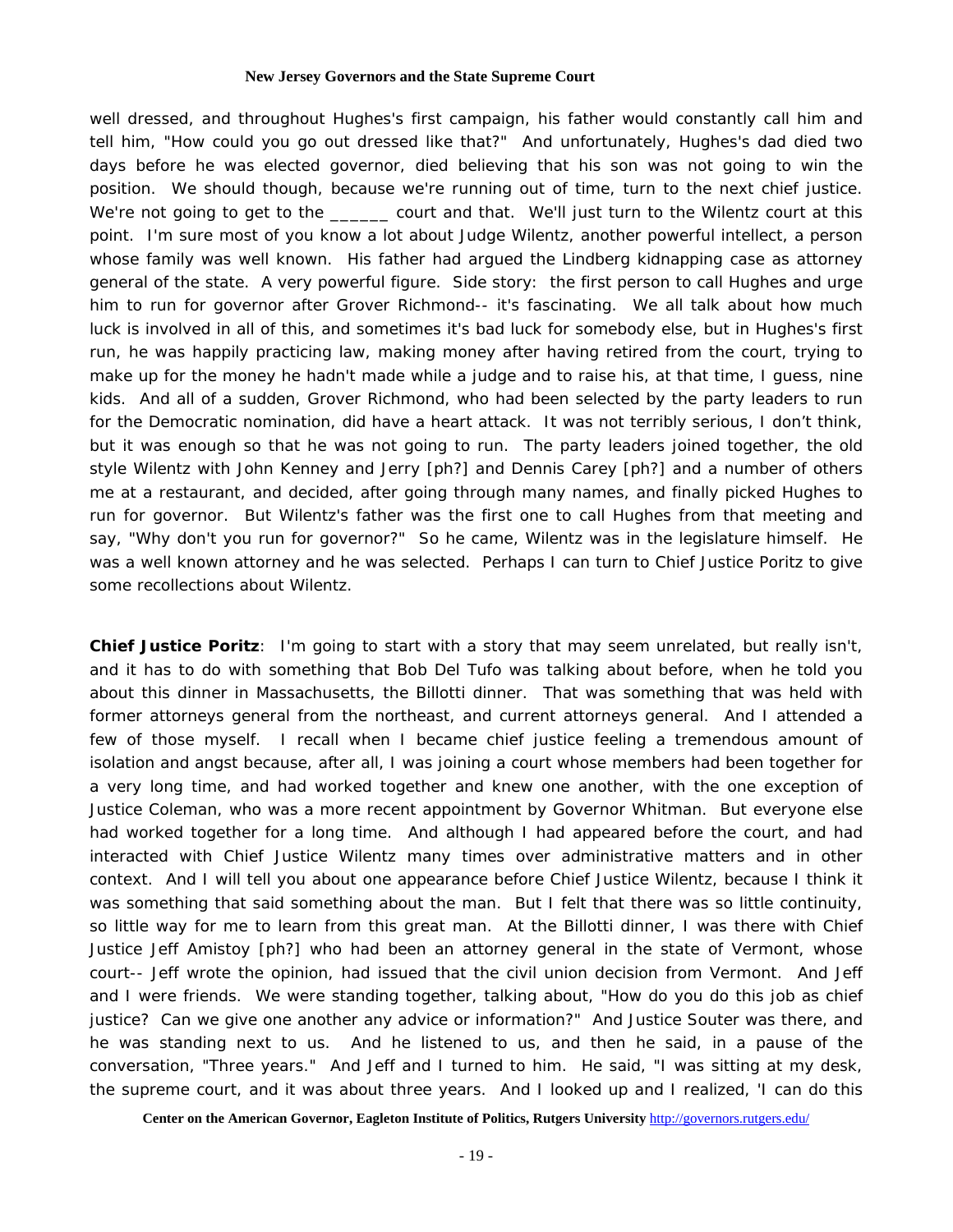well dressed, and throughout Hughes's first campaign, his father would constantly call him and tell him, "How could you go out dressed like that?" And unfortunately, Hughes's dad died two days before he was elected governor, died believing that his son was not going to win the position. We should though, because we're running out of time, turn to the next chief justice. We're not going to get to the ______ court and that. We'll just turn to the Wilentz court at this point. I'm sure most of you know a lot about Judge Wilentz, another powerful intellect, a person whose family was well known. His father had argued the Lindberg kidnapping case as attorney general of the state. A very powerful figure. Side story: the first person to call Hughes and urge him to run for governor after Grover Richmond-- it's fascinating. We all talk about how much luck is involved in all of this, and sometimes it's bad luck for somebody else, but in Hughes's first run, he was happily practicing law, making money after having retired from the court, trying to make up for the money he hadn't made while a judge and to raise his, at that time, I guess, nine kids. And all of a sudden, Grover Richmond, who had been selected by the party leaders to run for the Democratic nomination, did have a heart attack. It was not terribly serious, I don't think, but it was enough so that he was not going to run. The party leaders joined together, the old style Wilentz with John Kenney and Jerry [ph?] and Dennis Carey [ph?] and a number of others me at a restaurant, and decided, after going through many names, and finally picked Hughes to run for governor. But Wilentz's father was the first one to call Hughes from that meeting and say, "Why don't you run for governor?" So he came, Wilentz was in the legislature himself. He was a well known attorney and he was selected. Perhaps I can turn to Chief Justice Poritz to give some recollections about Wilentz.

**Chief Justice Poritz**: I'm going to start with a story that may seem unrelated, but really isn't, and it has to do with something that Bob Del Tufo was talking about before, when he told you about this dinner in Massachusetts, the Billotti dinner. That was something that was held with former attorneys general from the northeast, and current attorneys general. And I attended a few of those myself. I recall when I became chief justice feeling a tremendous amount of isolation and angst because, after all, I was joining a court whose members had been together for a very long time, and had worked together and knew one another, with the one exception of Justice Coleman, who was a more recent appointment by Governor Whitman. But everyone else had worked together for a long time. And although I had appeared before the court, and had interacted with Chief Justice Wilentz many times over administrative matters and in other context. And I will tell you about one appearance before Chief Justice Wilentz, because I think it was something that said something about the man. But I felt that there was so little continuity, so little way for me to learn from this great man. At the Billotti dinner, I was there with Chief Justice Jeff Amistoy [ph?] who had been an attorney general in the state of Vermont, whose court-- Jeff wrote the opinion, had issued that the civil union decision from Vermont. And Jeff and I were friends. We were standing together, talking about, "How do you do this job as chief justice? Can we give one another any advice or information?" And Justice Souter was there, and he was standing next to us. And he listened to us, and then he said, in a pause of the conversation, "Three years." And Jeff and I turned to him. He said, "I was sitting at my desk, the supreme court, and it was about three years. And I looked up and I realized, 'I can do this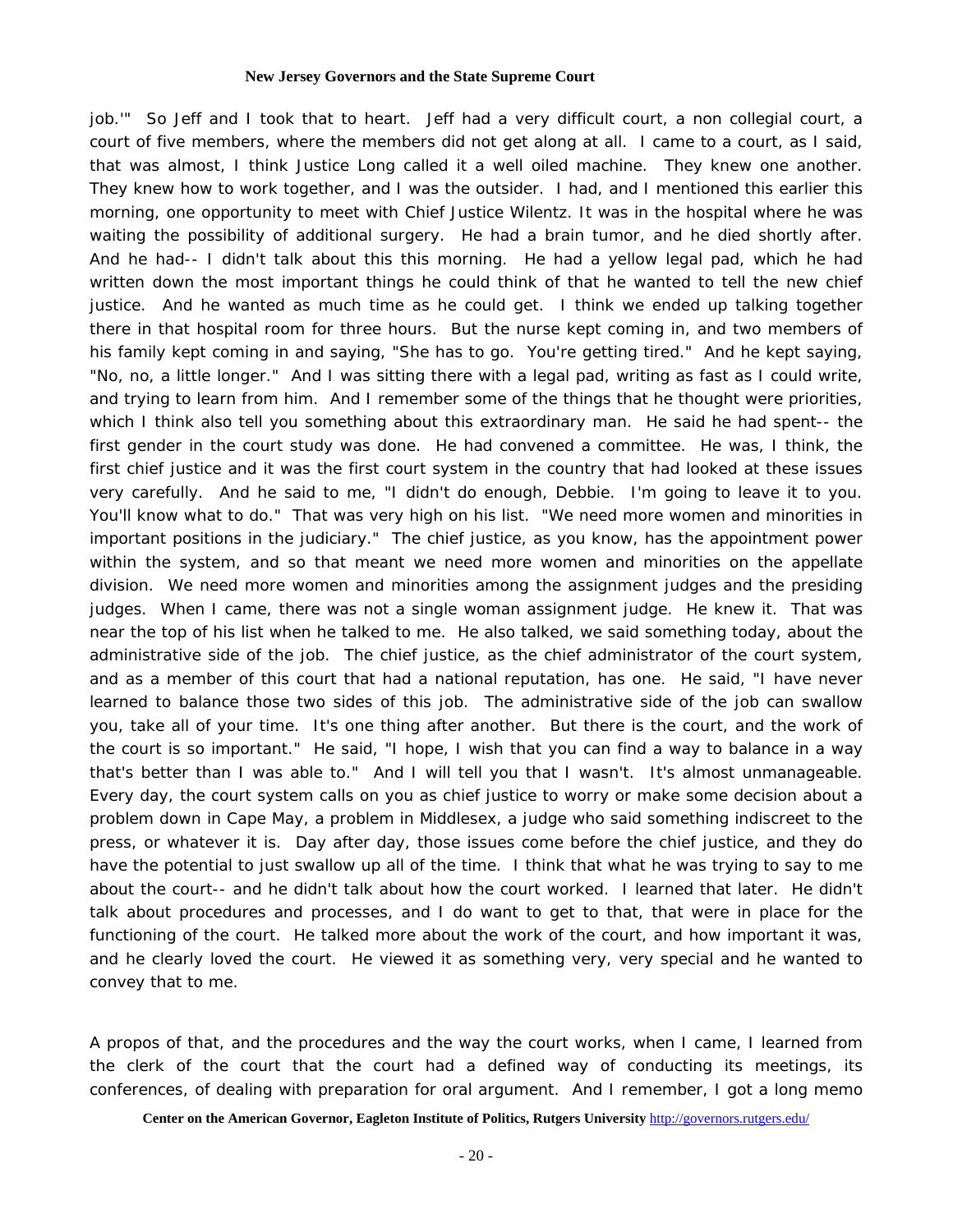job.'" So Jeff and I took that to heart. Jeff had a very difficult court, a non collegial court, a court of five members, where the members did not get along at all. I came to a court, as I said, that was almost, I think Justice Long called it a well oiled machine. They knew one another. They knew how to work together, and I was the outsider. I had, and I mentioned this earlier this morning, one opportunity to meet with Chief Justice Wilentz. It was in the hospital where he was waiting the possibility of additional surgery. He had a brain tumor, and he died shortly after. And he had-- I didn't talk about this this morning. He had a yellow legal pad, which he had written down the most important things he could think of that he wanted to tell the new chief justice. And he wanted as much time as he could get. I think we ended up talking together there in that hospital room for three hours. But the nurse kept coming in, and two members of his family kept coming in and saying, "She has to go. You're getting tired." And he kept saying, "No, no, a little longer." And I was sitting there with a legal pad, writing as fast as I could write, and trying to learn from him. And I remember some of the things that he thought were priorities, which I think also tell you something about this extraordinary man. He said he had spent-- the first gender in the court study was done. He had convened a committee. He was, I think, the first chief justice and it was the first court system in the country that had looked at these issues very carefully. And he said to me, "I didn't do enough, Debbie. I'm going to leave it to you. You'll know what to do." That was very high on his list. "We need more women and minorities in important positions in the judiciary." The chief justice, as you know, has the appointment power within the system, and so that meant we need more women and minorities on the appellate division. We need more women and minorities among the assignment judges and the presiding judges. When I came, there was not a single woman assignment judge. He knew it. That was near the top of his list when he talked to me. He also talked, we said something today, about the administrative side of the job. The chief justice, as the chief administrator of the court system, and as a member of this court that had a national reputation, has one. He said, "I have never learned to balance those two sides of this job. The administrative side of the job can swallow you, take all of your time. It's one thing after another. But there is the court, and the work of the court is so important." He said, "I hope, I wish that you can find a way to balance in a way that's better than I was able to." And I will tell you that I wasn't. It's almost unmanageable. Every day, the court system calls on you as chief justice to worry or make some decision about a problem down in Cape May, a problem in Middlesex, a judge who said something indiscreet to the press, or whatever it is. Day after day, those issues come before the chief justice, and they do have the potential to just swallow up all of the time. I think that what he was trying to say to me about the court-- and he didn't talk about how the court worked. I learned that later. He didn't talk about procedures and processes, and I do want to get to that, that were in place for the functioning of the court. He talked more about the work of the court, and how important it was, and he clearly loved the court. He viewed it as something very, very special and he wanted to convey that to me.

A propos of that, and the procedures and the way the court works, when I came, I learned from the clerk of the court that the court had a defined way of conducting its meetings, its conferences, of dealing with preparation for oral argument. And I remember, I got a long memo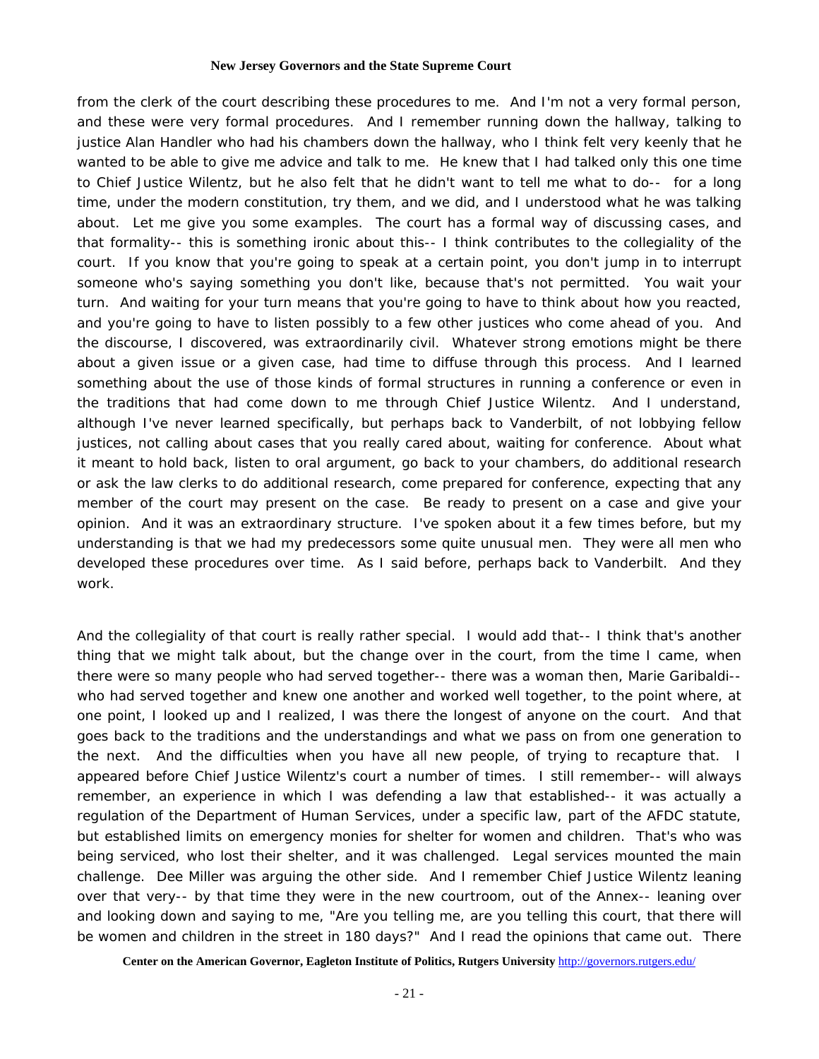from the clerk of the court describing these procedures to me. And I'm not a very formal person, and these were very formal procedures. And I remember running down the hallway, talking to justice Alan Handler who had his chambers down the hallway, who I think felt very keenly that he wanted to be able to give me advice and talk to me. He knew that I had talked only this one time to Chief Justice Wilentz, but he also felt that he didn't want to tell me what to do-- for a long time, under the modern constitution, try them, and we did, and I understood what he was talking about. Let me give you some examples. The court has a formal way of discussing cases, and that formality-- this is something ironic about this-- I think contributes to the collegiality of the court. If you know that you're going to speak at a certain point, you don't jump in to interrupt someone who's saying something you don't like, because that's not permitted. You wait your turn. And waiting for your turn means that you're going to have to think about how you reacted, and you're going to have to listen possibly to a few other justices who come ahead of you. And the discourse, I discovered, was extraordinarily civil. Whatever strong emotions might be there about a given issue or a given case, had time to diffuse through this process. And I learned something about the use of those kinds of formal structures in running a conference or even in the traditions that had come down to me through Chief Justice Wilentz. And I understand, although I've never learned specifically, but perhaps back to Vanderbilt, of not lobbying fellow justices, not calling about cases that you really cared about, waiting for conference. About what it meant to hold back, listen to oral argument, go back to your chambers, do additional research or ask the law clerks to do additional research, come prepared for conference, expecting that any member of the court may present on the case. Be ready to present on a case and give your opinion. And it was an extraordinary structure. I've spoken about it a few times before, but my understanding is that we had my predecessors some quite unusual men. They were all men who developed these procedures over time. As I said before, perhaps back to Vanderbilt. And they work.

And the collegiality of that court is really rather special. I would add that-- I think that's another thing that we might talk about, but the change over in the court, from the time I came, when there were so many people who had served together-- there was a woman then, Marie Garibaldi-- who had served together and knew one another and worked well together, to the point where, at one point, I looked up and I realized, I was there the longest of anyone on the court. And that goes back to the traditions and the understandings and what we pass on from one generation to the next. And the difficulties when you have all new people, of trying to recapture that. I appeared before Chief Justice Wilentz's court a number of times. I still remember-- will always remember, an experience in which I was defending a law that established-- it was actually a regulation of the Department of Human Services, under a specific law, part of the AFDC statute, but established limits on emergency monies for shelter for women and children. That's who was being serviced, who lost their shelter, and it was challenged. Legal services mounted the main challenge. Dee Miller was arguing the other side. And I remember Chief Justice Wilentz leaning over that very-- by that time they were in the new courtroom, out of the Annex-- leaning over and looking down and saying to me, "Are you telling me, are you telling this court, that there will be women and children in the street in 180 days?" And I read the opinions that came out. There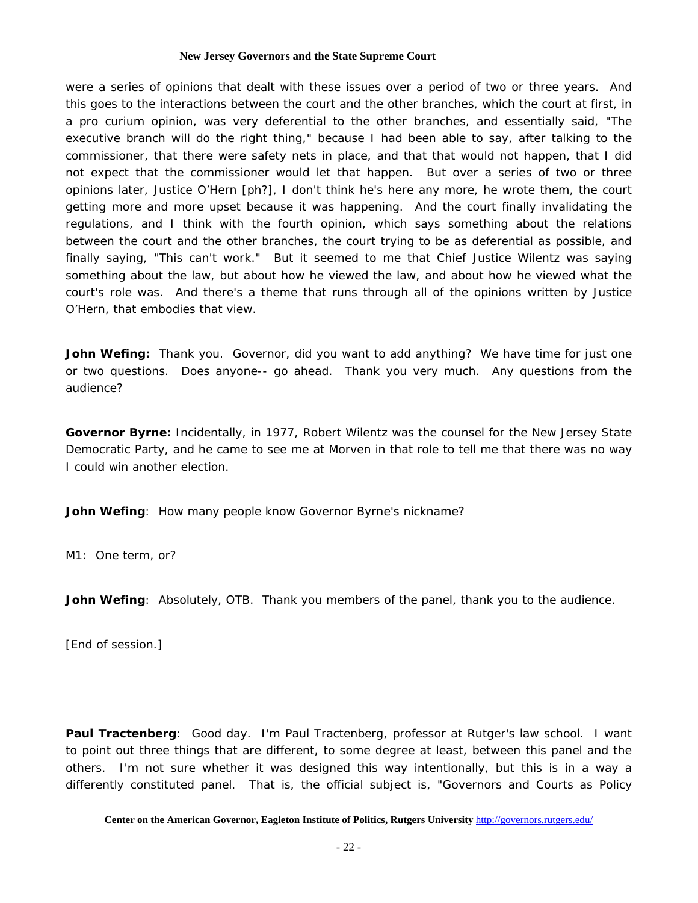were a series of opinions that dealt with these issues over a period of two or three years. And this goes to the interactions between the court and the other branches, which the court at first, in a pro curium opinion, was very deferential to the other branches, and essentially said, "The executive branch will do the right thing," because I had been able to say, after talking to the commissioner, that there were safety nets in place, and that that would not happen, that I did not expect that the commissioner would let that happen. But over a series of two or three opinions later, Justice O'Hern [ph?], I don't think he's here any more, he wrote them, the court getting more and more upset because it was happening. And the court finally invalidating the regulations, and I think with the fourth opinion, which says something about the relations between the court and the other branches, the court trying to be as deferential as possible, and finally saying, "This can't work." But it seemed to me that Chief Justice Wilentz was saying something about the law, but about how he viewed the law, and about how he viewed what the court's role was. And there's a theme that runs through all of the opinions written by Justice O'Hern, that embodies that view.

**John Wefing:** Thank you. Governor, did you want to add anything? We have time for just one or two questions. Does anyone-- go ahead. Thank you very much. Any questions from the audience?

**Governor Byrne:** Incidentally, in 1977, Robert Wilentz was the counsel for the New Jersey State Democratic Party, and he came to see me at Morven in that role to tell me that there was no way I could win another election.

**John Wefing**: How many people know Governor Byrne's nickname?

M1: One term, or?

**John Wefing**: Absolutely, OTB. Thank you members of the panel, thank you to the audience.

[End of session.]

**Paul Tractenberg**: Good day. I'm Paul Tractenberg, professor at Rutger's law school. I want to point out three things that are different, to some degree at least, between this panel and the others. I'm not sure whether it was designed this way intentionally, but this is in a way a differently constituted panel. That is, the official subject is, "Governors and Courts as Policy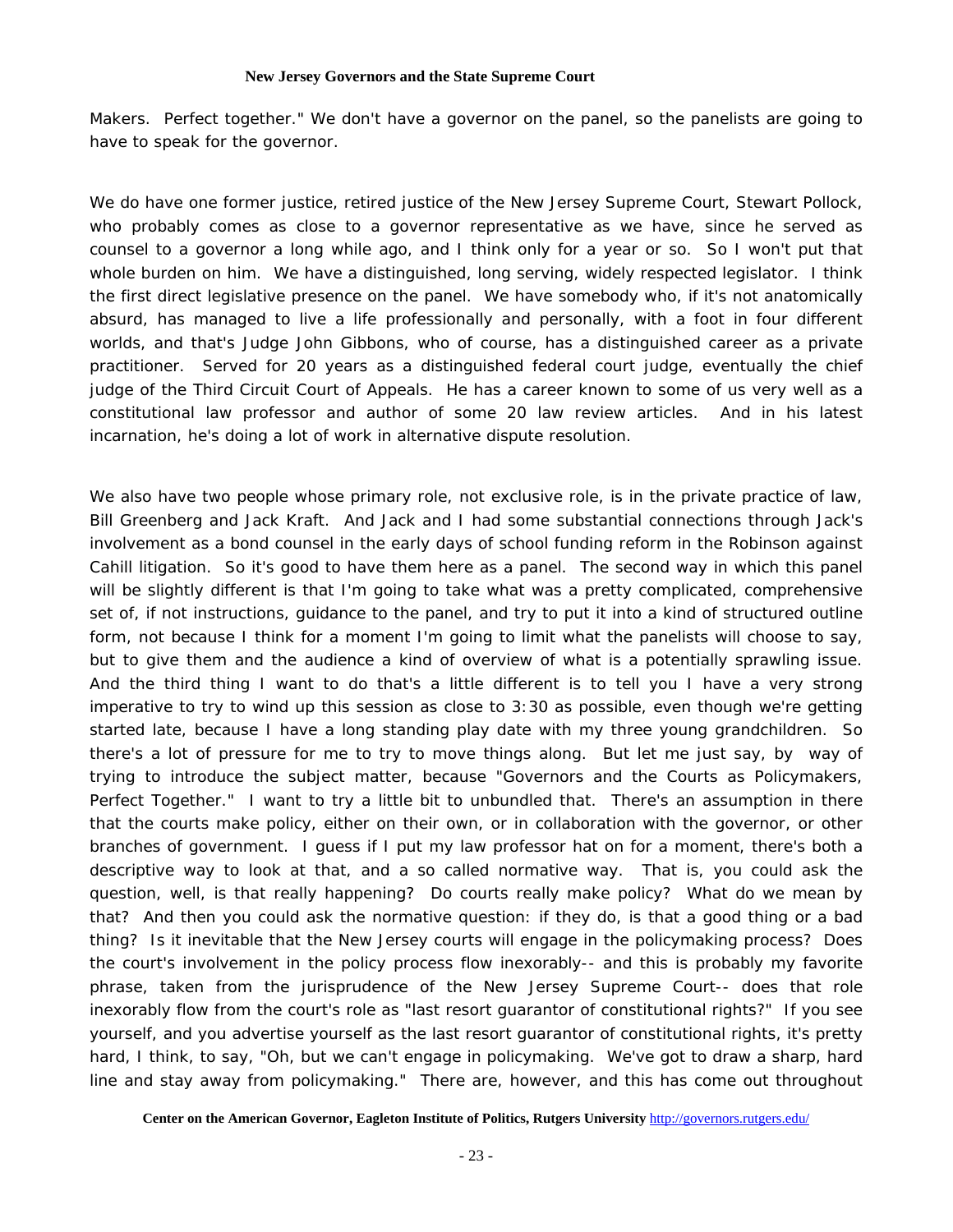Makers. Perfect together." We don't have a governor on the panel, so the panelists are going to have to speak for the governor.

We do have one former justice, retired justice of the New Jersey Supreme Court, Stewart Pollock, who probably comes as close to a governor representative as we have, since he served as counsel to a governor a long while ago, and I think only for a year or so. So I won't put that whole burden on him. We have a distinguished, long serving, widely respected legislator. I think the first direct legislative presence on the panel. We have somebody who, if it's not anatomically absurd, has managed to live a life professionally and personally, with a foot in four different worlds, and that's Judge John Gibbons, who of course, has a distinguished career as a private practitioner. Served for 20 years as a distinguished federal court judge, eventually the chief judge of the Third Circuit Court of Appeals. He has a career known to some of us very well as a constitutional law professor and author of some 20 law review articles. And in his latest incarnation, he's doing a lot of work in alternative dispute resolution.

We also have two people whose primary role, not exclusive role, is in the private practice of law, Bill Greenberg and Jack Kraft. And Jack and I had some substantial connections through Jack's involvement as a bond counsel in the early days of school funding reform in the Robinson against Cahill litigation. So it's good to have them here as a panel. The second way in which this panel will be slightly different is that I'm going to take what was a pretty complicated, comprehensive set of, if not instructions, guidance to the panel, and try to put it into a kind of structured outline form, not because I think for a moment I'm going to limit what the panelists will choose to say, but to give them and the audience a kind of overview of what is a potentially sprawling issue. And the third thing I want to do that's a little different is to tell you I have a very strong imperative to try to wind up this session as close to 3:30 as possible, even though we're getting started late, because I have a long standing play date with my three young grandchildren. So there's a lot of pressure for me to try to move things along. But let me just say, by way of trying to introduce the subject matter, because "Governors and the Courts as Policymakers, Perfect Together." I want to try a little bit to unbundled that. There's an assumption in there that the courts make policy, either on their own, or in collaboration with the governor, or other branches of government. I guess if I put my law professor hat on for a moment, there's both a descriptive way to look at that, and a so called normative way. That is, you could ask the question, well, is that really happening? Do courts really make policy? What do we mean by that? And then you could ask the normative question: if they do, is that a good thing or a bad thing? Is it inevitable that the New Jersey courts will engage in the policymaking process? Does the court's involvement in the policy process flow inexorably-- and this is probably my favorite phrase, taken from the jurisprudence of the New Jersey Supreme Court-- does that role inexorably flow from the court's role as "last resort guarantor of constitutional rights?" If you see yourself, and you advertise yourself as the last resort guarantor of constitutional rights, it's pretty hard, I think, to say, "Oh, but we can't engage in policymaking. We've got to draw a sharp, hard line and stay away from policymaking." There are, however, and this has come out throughout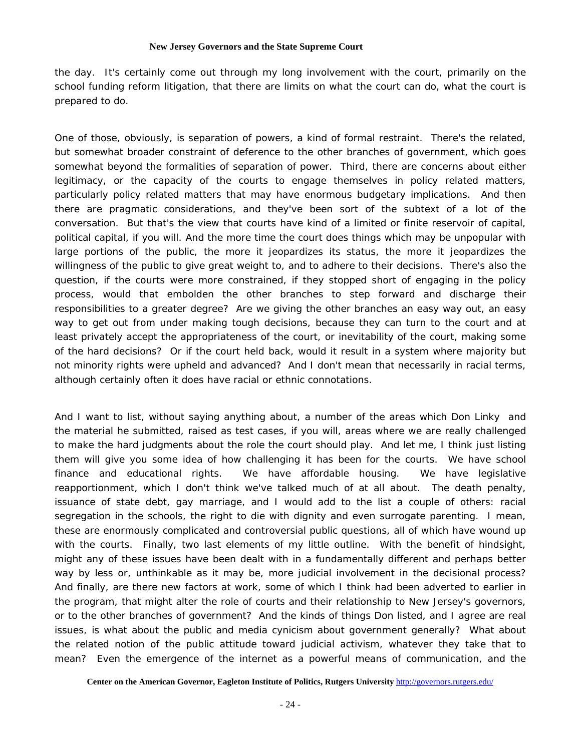the day. It's certainly come out through my long involvement with the court, primarily on the school funding reform litigation, that there are limits on what the court can do, what the court is prepared to do.

One of those, obviously, is separation of powers, a kind of formal restraint. There's the related, but somewhat broader constraint of deference to the other branches of government, which goes somewhat beyond the formalities of separation of power. Third, there are concerns about either legitimacy, or the capacity of the courts to engage themselves in policy related matters, particularly policy related matters that may have enormous budgetary implications. And then there are pragmatic considerations, and they've been sort of the subtext of a lot of the conversation. But that's the view that courts have kind of a limited or finite reservoir of capital, political capital, if you will. And the more time the court does things which may be unpopular with large portions of the public, the more it jeopardizes its status, the more it jeopardizes the willingness of the public to give great weight to, and to adhere to their decisions. There's also the question, if the courts were more constrained, if they stopped short of engaging in the policy process, would that embolden the other branches to step forward and discharge their responsibilities to a greater degree? Are we giving the other branches an easy way out, an easy way to get out from under making tough decisions, because they can turn to the court and at least privately accept the appropriateness of the court, or inevitability of the court, making some of the hard decisions? Or if the court held back, would it result in a system where majority but not minority rights were upheld and advanced? And I don't mean that necessarily in racial terms, although certainly often it does have racial or ethnic connotations.

And I want to list, without saying anything about, a number of the areas which Don Linky and the material he submitted, raised as test cases, if you will, areas where we are really challenged to make the hard judgments about the role the court should play. And let me, I think just listing them will give you some idea of how challenging it has been for the courts. We have school finance and educational rights. We have affordable housing. We have legislative reapportionment, which I don't think we've talked much of at all about. The death penalty, issuance of state debt, gay marriage, and I would add to the list a couple of others: racial segregation in the schools, the right to die with dignity and even surrogate parenting. I mean, these are enormously complicated and controversial public questions, all of which have wound up with the courts. Finally, two last elements of my little outline. With the benefit of hindsight, might any of these issues have been dealt with in a fundamentally different and perhaps better way by less or, unthinkable as it may be, more judicial involvement in the decisional process? And finally, are there new factors at work, some of which I think had been adverted to earlier in the program, that might alter the role of courts and their relationship to New Jersey's governors, or to the other branches of government? And the kinds of things Don listed, and I agree are real issues, is what about the public and media cynicism about government generally? What about the related notion of the public attitude toward judicial activism, whatever they take that to mean? Even the emergence of the internet as a powerful means of communication, and the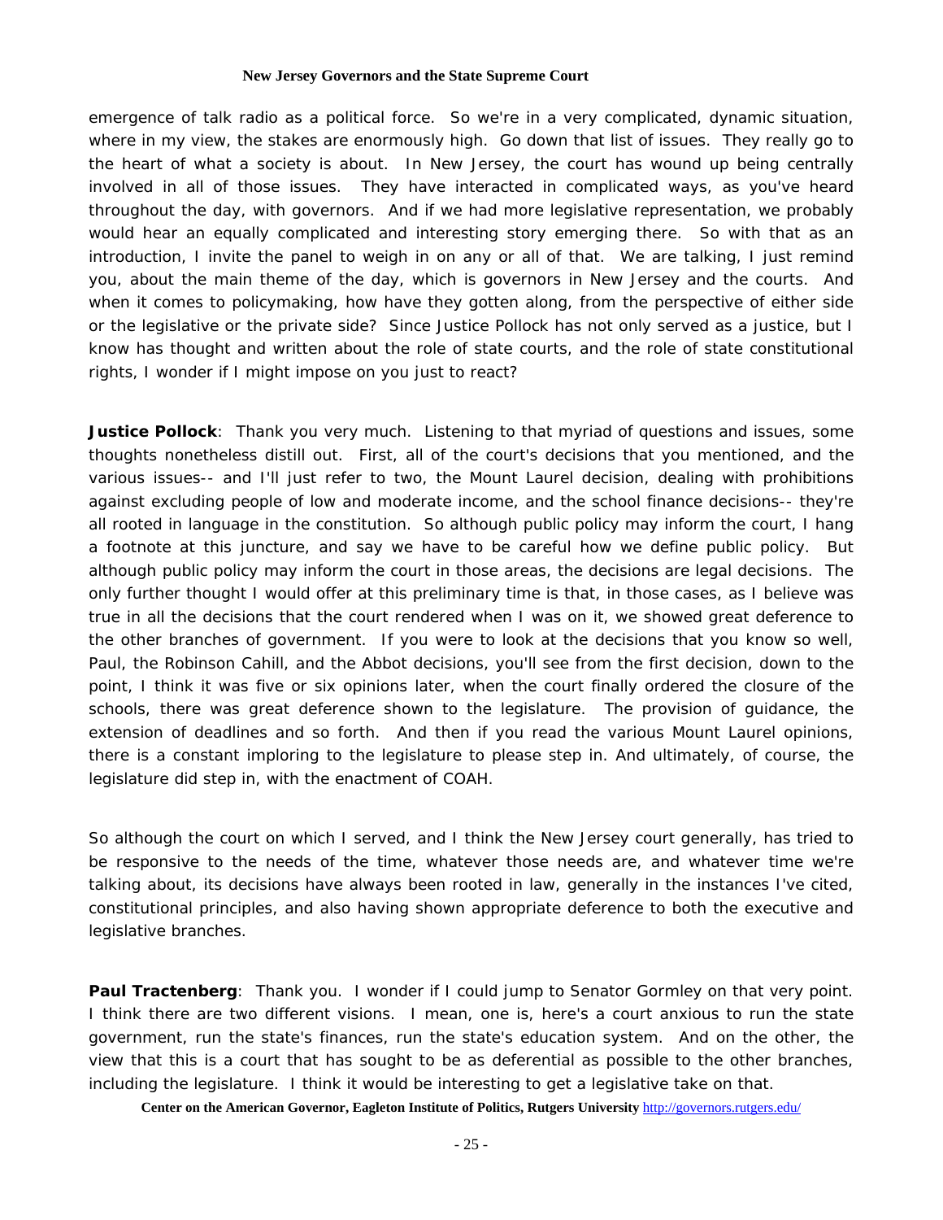emergence of talk radio as a political force. So we're in a very complicated, dynamic situation, where in my view, the stakes are enormously high. Go down that list of issues. They really go to the heart of what a society is about. In New Jersey, the court has wound up being centrally involved in all of those issues. They have interacted in complicated ways, as you've heard throughout the day, with governors. And if we had more legislative representation, we probably would hear an equally complicated and interesting story emerging there. So with that as an introduction, I invite the panel to weigh in on any or all of that. We are talking, I just remind you, about the main theme of the day, which is governors in New Jersey and the courts. And when it comes to policymaking, how have they gotten along, from the perspective of either side or the legislative or the private side? Since Justice Pollock has not only served as a justice, but I know has thought and written about the role of state courts, and the role of state constitutional rights, I wonder if I might impose on you just to react?

**Justice Pollock**: Thank you very much. Listening to that myriad of questions and issues, some thoughts nonetheless distill out. First, all of the court's decisions that you mentioned, and the various issues-- and I'll just refer to two, the Mount Laurel decision, dealing with prohibitions against excluding people of low and moderate income, and the school finance decisions-- they're all rooted in language in the constitution. So although public policy may inform the court, I hang a footnote at this juncture, and say we have to be careful how we define public policy. But although public policy may inform the court in those areas, the decisions are legal decisions. The only further thought I would offer at this preliminary time is that, in those cases, as I believe was true in all the decisions that the court rendered when I was on it, we showed great deference to the other branches of government. If you were to look at the decisions that you know so well, Paul, the Robinson Cahill, and the Abbot decisions, you'll see from the first decision, down to the point, I think it was five or six opinions later, when the court finally ordered the closure of the schools, there was great deference shown to the legislature. The provision of guidance, the extension of deadlines and so forth. And then if you read the various Mount Laurel opinions, there is a constant imploring to the legislature to please step in. And ultimately, of course, the legislature did step in, with the enactment of COAH.

So although the court on which I served, and I think the New Jersey court generally, has tried to be responsive to the needs of the time, whatever those needs are, and whatever time we're talking about, its decisions have always been rooted in law, generally in the instances I've cited, constitutional principles, and also having shown appropriate deference to both the executive and legislative branches.

**Paul Tractenberg**: Thank you. I wonder if I could jump to Senator Gormley on that very point. I think there are two different visions. I mean, one is, here's a court anxious to run the state government, run the state's finances, run the state's education system. And on the other, the view that this is a court that has sought to be as deferential as possible to the other branches, including the legislature. I think it would be interesting to get a legislative take on that.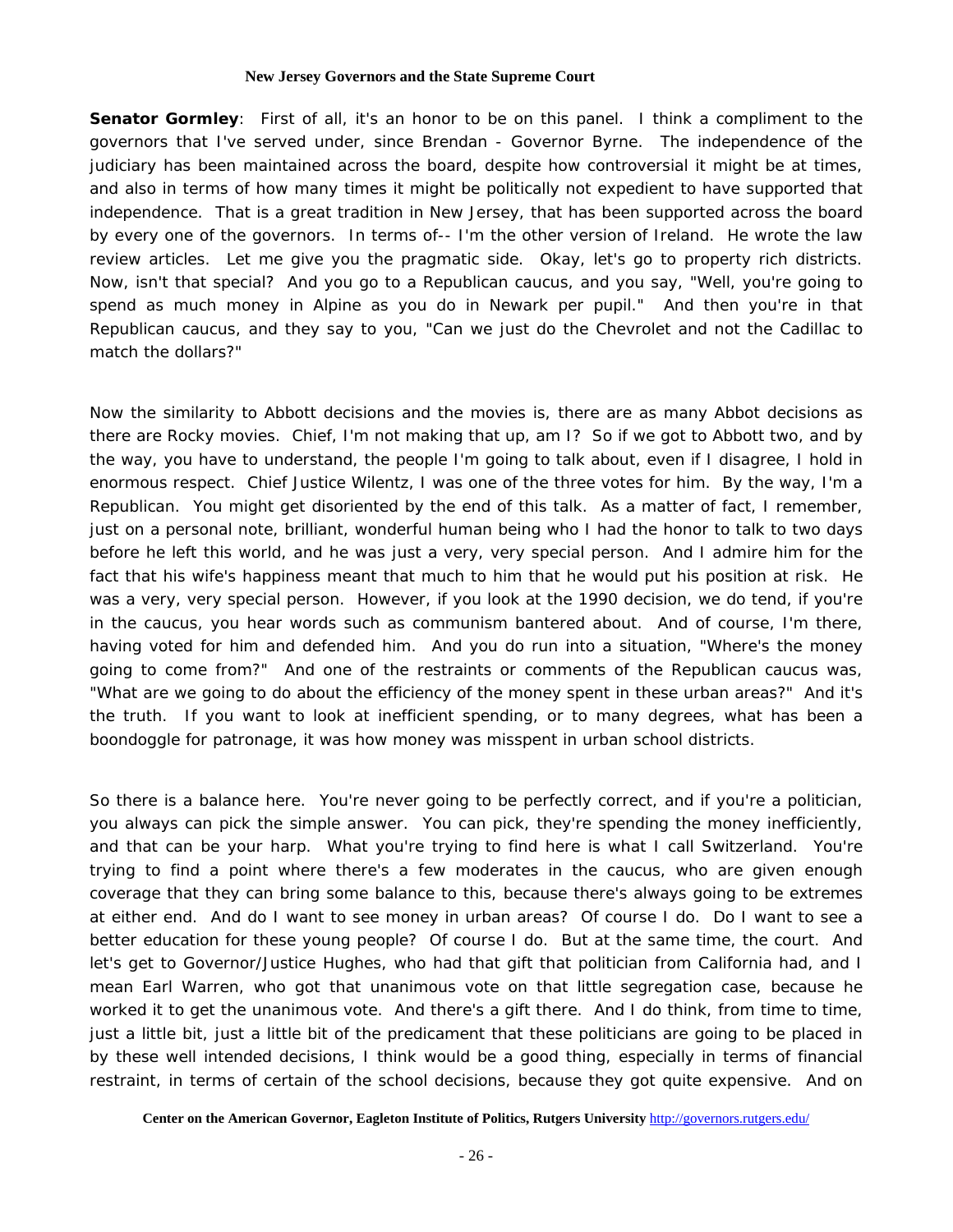**Senator Gormley**: First of all, it's an honor to be on this panel. I think a compliment to the governors that I've served under, since Brendan - Governor Byrne. The independence of the judiciary has been maintained across the board, despite how controversial it might be at times, and also in terms of how many times it might be politically not expedient to have supported that independence. That is a great tradition in New Jersey, that has been supported across the board by every one of the governors. In terms of-- I'm the other version of Ireland. He wrote the law review articles. Let me give you the pragmatic side. Okay, let's go to property rich districts. Now, isn't that special? And you go to a Republican caucus, and you say, "Well, you're going to spend as much money in Alpine as you do in Newark per pupil." And then you're in that Republican caucus, and they say to you, "Can we just do the Chevrolet and not the Cadillac to match the dollars?"

Now the similarity to Abbott decisions and the movies is, there are as many Abbot decisions as there are Rocky movies. Chief, I'm not making that up, am I? So if we got to Abbott two, and by the way, you have to understand, the people I'm going to talk about, even if I disagree, I hold in enormous respect. Chief Justice Wilentz, I was one of the three votes for him. By the way, I'm a Republican. You might get disoriented by the end of this talk. As a matter of fact, I remember, just on a personal note, brilliant, wonderful human being who I had the honor to talk to two days before he left this world, and he was just a very, very special person. And I admire him for the fact that his wife's happiness meant that much to him that he would put his position at risk. He was a very, very special person. However, if you look at the 1990 decision, we do tend, if you're in the caucus, you hear words such as communism bantered about. And of course, I'm there, having voted for him and defended him. And you do run into a situation, "Where's the money going to come from?" And one of the restraints or comments of the Republican caucus was, "What are we going to do about the efficiency of the money spent in these urban areas?" And it's the truth. If you want to look at inefficient spending, or to many degrees, what has been a boondoggle for patronage, it was how money was misspent in urban school districts.

So there is a balance here. You're never going to be perfectly correct, and if you're a politician, you always can pick the simple answer. You can pick, they're spending the money inefficiently, and that can be your harp. What you're trying to find here is what I call Switzerland. You're trying to find a point where there's a few moderates in the caucus, who are given enough coverage that they can bring some balance to this, because there's always going to be extremes at either end. And do I want to see money in urban areas? Of course I do. Do I want to see a better education for these young people? Of course I do. But at the same time, the court. And let's get to Governor/Justice Hughes, who had that gift that politician from California had, and I mean Earl Warren, who got that unanimous vote on that little segregation case, because he worked it to get the unanimous vote. And there's a gift there. And I do think, from time to time, just a little bit, just a little bit of the predicament that these politicians are going to be placed in by these well intended decisions, I think would be a good thing, especially in terms of financial restraint, in terms of certain of the school decisions, because they got quite expensive. And on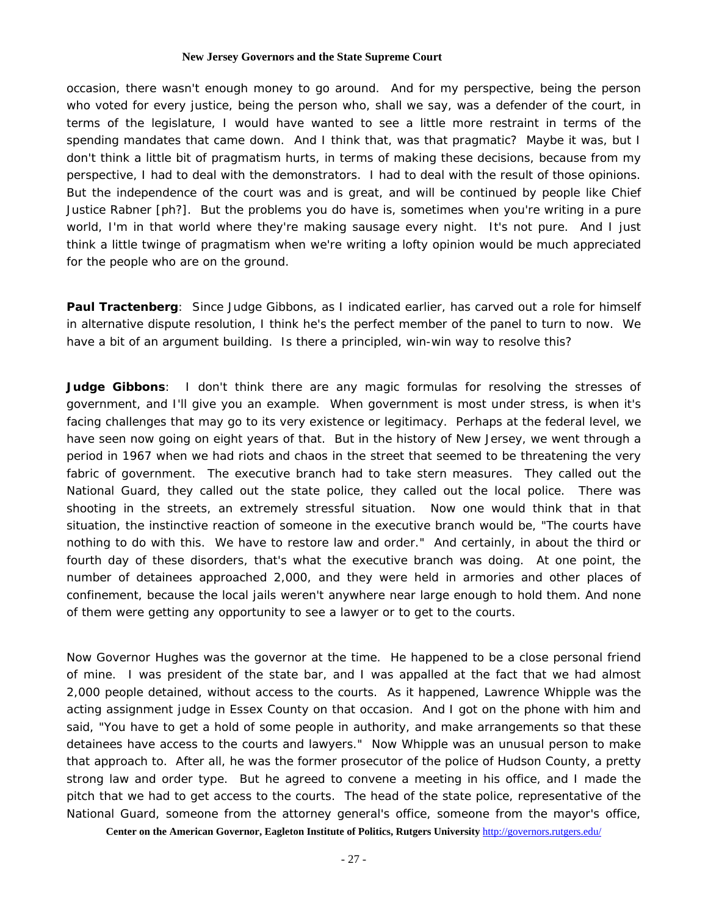occasion, there wasn't enough money to go around. And for my perspective, being the person who voted for every justice, being the person who, shall we say, was a defender of the court, in terms of the legislature, I would have wanted to see a little more restraint in terms of the spending mandates that came down. And I think that, was that pragmatic? Maybe it was, but I don't think a little bit of pragmatism hurts, in terms of making these decisions, because from my perspective, I had to deal with the demonstrators. I had to deal with the result of those opinions. But the independence of the court was and is great, and will be continued by people like Chief Justice Rabner [ph?]. But the problems you do have is, sometimes when you're writing in a pure world, I'm in that world where they're making sausage every night. It's not pure. And I just think a little twinge of pragmatism when we're writing a lofty opinion would be much appreciated for the people who are on the ground.

**Paul Tractenberg**: Since Judge Gibbons, as I indicated earlier, has carved out a role for himself in alternative dispute resolution, I think he's the perfect member of the panel to turn to now. We have a bit of an argument building. Is there a principled, win-win way to resolve this?

**Judge Gibbons**: I don't think there are any magic formulas for resolving the stresses of government, and I'll give you an example. When government is most under stress, is when it's facing challenges that may go to its very existence or legitimacy. Perhaps at the federal level, we have seen now going on eight years of that. But in the history of New Jersey, we went through a period in 1967 when we had riots and chaos in the street that seemed to be threatening the very fabric of government. The executive branch had to take stern measures. They called out the National Guard, they called out the state police, they called out the local police. There was shooting in the streets, an extremely stressful situation. Now one would think that in that situation, the instinctive reaction of someone in the executive branch would be, "The courts have nothing to do with this. We have to restore law and order." And certainly, in about the third or fourth day of these disorders, that's what the executive branch was doing. At one point, the number of detainees approached 2,000, and they were held in armories and other places of confinement, because the local jails weren't anywhere near large enough to hold them. And none of them were getting any opportunity to see a lawyer or to get to the courts.

Now Governor Hughes was the governor at the time. He happened to be a close personal friend of mine. I was president of the state bar, and I was appalled at the fact that we had almost 2,000 people detained, without access to the courts. As it happened, Lawrence Whipple was the acting assignment judge in Essex County on that occasion. And I got on the phone with him and said, "You have to get a hold of some people in authority, and make arrangements so that these detainees have access to the courts and lawyers." Now Whipple was an unusual person to make that approach to. After all, he was the former prosecutor of the police of Hudson County, a pretty strong law and order type. But he agreed to convene a meeting in his office, and I made the pitch that we had to get access to the courts. The head of the state police, representative of the National Guard, someone from the attorney general's office, someone from the mayor's office,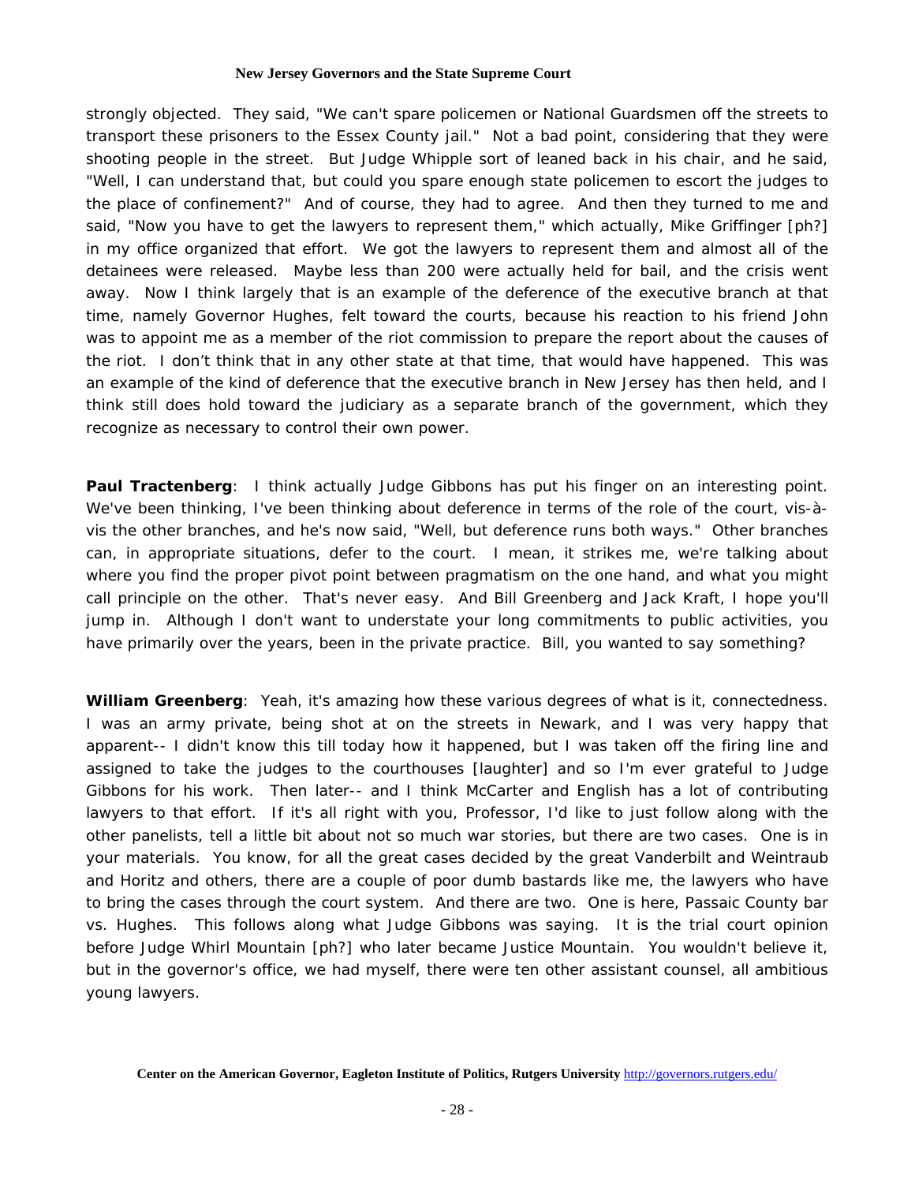strongly objected. They said, "We can't spare policemen or National Guardsmen off the streets to transport these prisoners to the Essex County jail." Not a bad point, considering that they were shooting people in the street. But Judge Whipple sort of leaned back in his chair, and he said, "Well, I can understand that, but could you spare enough state policemen to escort the judges to the place of confinement?" And of course, they had to agree. And then they turned to me and said, "Now you have to get the lawyers to represent them," which actually, Mike Griffinger [ph?] in my office organized that effort. We got the lawyers to represent them and almost all of the detainees were released. Maybe less than 200 were actually held for bail, and the crisis went away. Now I think largely that is an example of the deference of the executive branch at that time, namely Governor Hughes, felt toward the courts, because his reaction to his friend John was to appoint me as a member of the riot commission to prepare the report about the causes of the riot. I don't think that in any other state at that time, that would have happened. This was an example of the kind of deference that the executive branch in New Jersey has then held, and I think still does hold toward the judiciary as a separate branch of the government, which they recognize as necessary to control their own power.

**Paul Tractenberg**: I think actually Judge Gibbons has put his finger on an interesting point. We've been thinking, I've been thinking about deference in terms of the role of the court, vis-à-vis the other branches, and he's now said, "Well, but deference runs both ways." Other branches can, in appropriate situations, defer to the court. I mean, it strikes me, we're talking about where you find the proper pivot point between pragmatism on the one hand, and what you might call principle on the other. That's never easy. And Bill Greenberg and Jack Kraft, I hope you'll jump in. Although I don't want to understate your long commitments to public activities, you have primarily over the years, been in the private practice. Bill, you wanted to say something?

**William Greenberg**: Yeah, it's amazing how these various degrees of what is it, connectedness. I was an army private, being shot at on the streets in Newark, and I was very happy that apparent-- I didn't know this till today how it happened, but I was taken off the firing line and assigned to take the judges to the courthouses [laughter] and so I'm ever grateful to Judge Gibbons for his work. Then later-- and I think McCarter and English has a lot of contributing lawyers to that effort. If it's all right with you, Professor, I'd like to just follow along with the other panelists, tell a little bit about not so much war stories, but there are two cases. One is in your materials. You know, for all the great cases decided by the great Vanderbilt and Weintraub and Horitz and others, there are a couple of poor dumb bastards like me, the lawyers who have to bring the cases through the court system. And there are two. One is here, Passaic County bar vs. Hughes. This follows along what Judge Gibbons was saying. It is the trial court opinion before Judge Whirl Mountain [ph?] who later became Justice Mountain. You wouldn't believe it, but in the governor's office, we had myself, there were ten other assistant counsel, all ambitious young lawyers.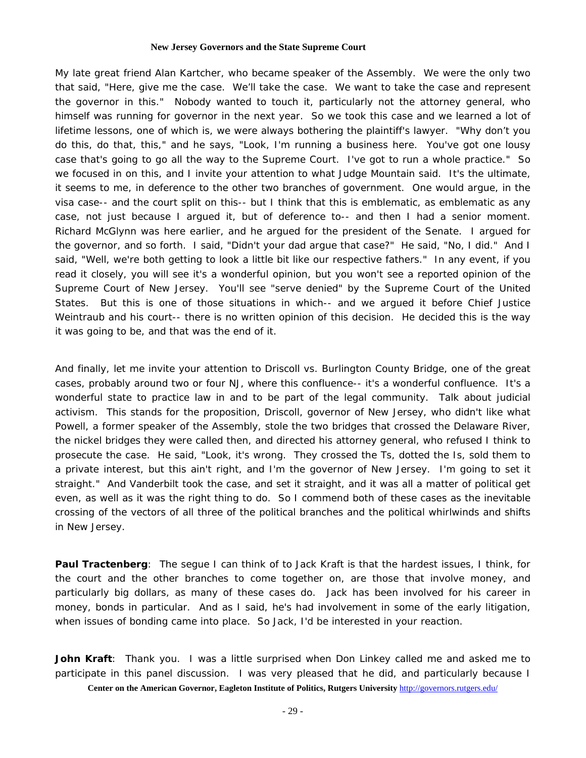My late great friend Alan Kartcher, who became speaker of the Assembly. We were the only two that said, "Here, give me the case. We'll take the case. We want to take the case and represent the governor in this." Nobody wanted to touch it, particularly not the attorney general, who himself was running for governor in the next year. So we took this case and we learned a lot of lifetime lessons, one of which is, we were always bothering the plaintiff's lawyer. "Why don't you do this, do that, this," and he says, "Look, I'm running a business here. You've got one lousy case that's going to go all the way to the Supreme Court. I've got to run a whole practice." So we focused in on this, and I invite your attention to what Judge Mountain said. It's the ultimate, it seems to me, in deference to the other two branches of government. One would argue, in the visa case-- and the court split on this-- but I think that this is emblematic, as emblematic as any case, not just because I argued it, but of deference to-- and then I had a senior moment. Richard McGlynn was here earlier, and he argued for the president of the Senate. I argued for the governor, and so forth. I said, "Didn't your dad argue that case?" He said, "No, I did." And I said, "Well, we're both getting to look a little bit like our respective fathers." In any event, if you read it closely, you will see it's a wonderful opinion, but you won't see a reported opinion of the Supreme Court of New Jersey. You'll see "serve denied" by the Supreme Court of the United States. But this is one of those situations in which-- and we argued it before Chief Justice Weintraub and his court-- there is no written opinion of this decision. He decided this is the way it was going to be, and that was the end of it.

And finally, let me invite your attention to Driscoll vs. Burlington County Bridge, one of the great cases, probably around two or four NJ, where this confluence-- it's a wonderful confluence. It's a wonderful state to practice law in and to be part of the legal community. Talk about judicial activism. This stands for the proposition, Driscoll, governor of New Jersey, who didn't like what Powell, a former speaker of the Assembly, stole the two bridges that crossed the Delaware River, the nickel bridges they were called then, and directed his attorney general, who refused I think to prosecute the case. He said, "Look, it's wrong. They crossed the Ts, dotted the Is, sold them to a private interest, but this ain't right, and I'm the governor of New Jersey. I'm going to set it straight." And Vanderbilt took the case, and set it straight, and it was all a matter of political get even, as well as it was the right thing to do. So I commend both of these cases as the inevitable crossing of the vectors of all three of the political branches and the political whirlwinds and shifts in New Jersey.

**Paul Tractenberg**: The segue I can think of to Jack Kraft is that the hardest issues, I think, for the court and the other branches to come together on, are those that involve money, and particularly big dollars, as many of these cases do. Jack has been involved for his career in money, bonds in particular. And as I said, he's had involvement in some of the early litigation, when issues of bonding came into place. So Jack, I'd be interested in your reaction.

**John Kraft**: Thank you. I was a little surprised when Don Linkey called me and asked me to participate in this panel discussion. I was very pleased that he did, and particularly because I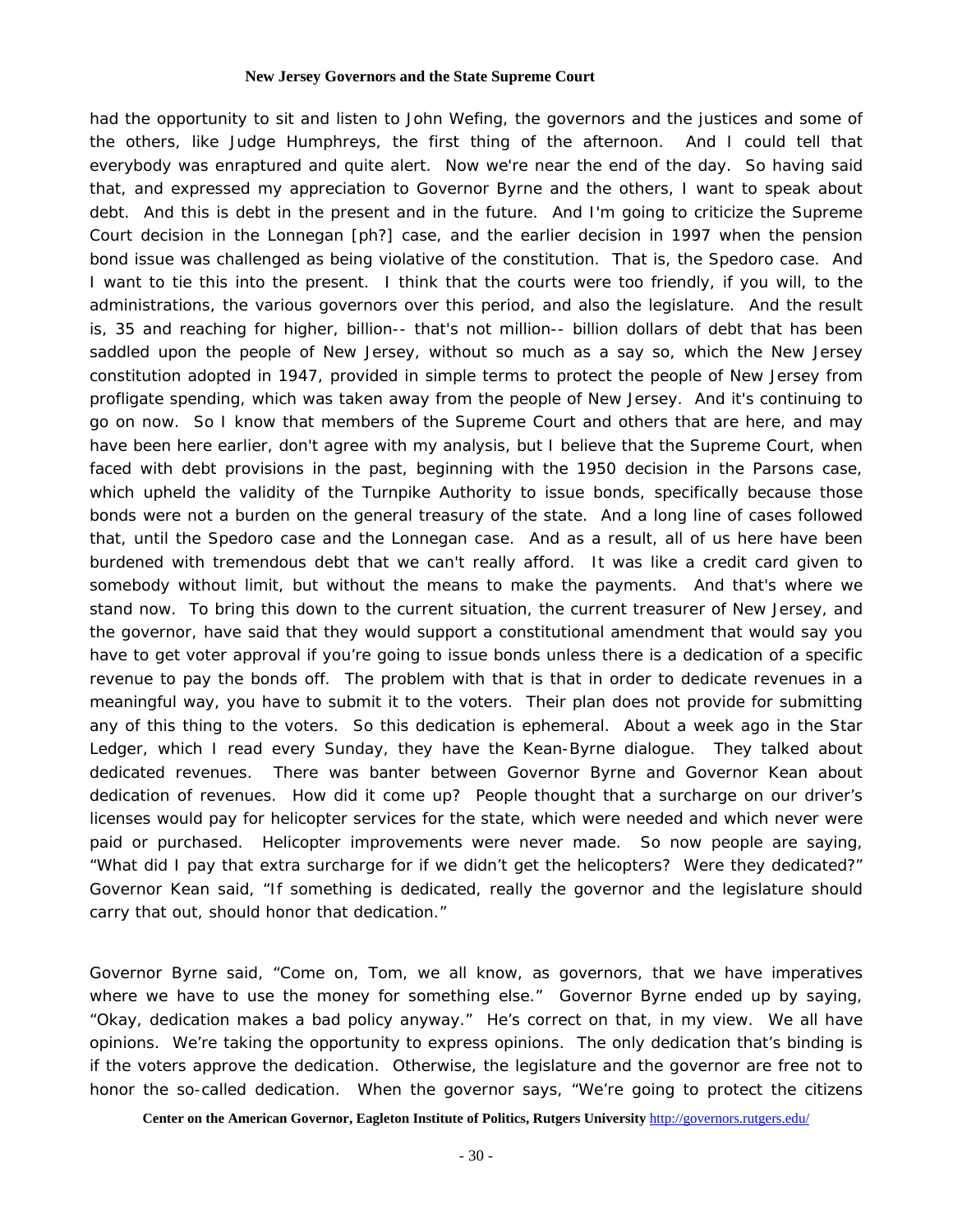had the opportunity to sit and listen to John Wefing, the governors and the justices and some of the others, like Judge Humphreys, the first thing of the afternoon. And I could tell that everybody was enraptured and quite alert. Now we're near the end of the day. So having said that, and expressed my appreciation to Governor Byrne and the others, I want to speak about debt. And this is debt in the present and in the future. And I'm going to criticize the Supreme Court decision in the Lonnegan [ph?] case, and the earlier decision in 1997 when the pension bond issue was challenged as being violative of the constitution. That is, the Spedoro case. And I want to tie this into the present. I think that the courts were too friendly, if you will, to the administrations, the various governors over this period, and also the legislature. And the result is, 35 and reaching for higher, billion-- that's not million-- billion dollars of debt that has been saddled upon the people of New Jersey, without so much as a say so, which the New Jersey constitution adopted in 1947, provided in simple terms to protect the people of New Jersey from profligate spending, which was taken away from the people of New Jersey. And it's continuing to go on now. So I know that members of the Supreme Court and others that are here, and may have been here earlier, don't agree with my analysis, but I believe that the Supreme Court, when faced with debt provisions in the past, beginning with the 1950 decision in the Parsons case, which upheld the validity of the Turnpike Authority to issue bonds, specifically because those bonds were not a burden on the general treasury of the state. And a long line of cases followed that, until the Spedoro case and the Lonnegan case. And as a result, all of us here have been burdened with tremendous debt that we can't really afford. It was like a credit card given to somebody without limit, but without the means to make the payments. And that's where we stand now. To bring this down to the current situation, the current treasurer of New Jersey, and the governor, have said that they would support a constitutional amendment that would say you have to get voter approval if you're going to issue bonds unless there is a dedication of a specific revenue to pay the bonds off. The problem with that is that in order to dedicate revenues in a meaningful way, you have to submit it to the voters. Their plan does not provide for submitting any of this thing to the voters. So this dedication is ephemeral. About a week ago in the Star Ledger, which I read every Sunday, they have the Kean-Byrne dialogue. They talked about dedicated revenues. There was banter between Governor Byrne and Governor Kean about dedication of revenues. How did it come up? People thought that a surcharge on our driver's licenses would pay for helicopter services for the state, which were needed and which never were paid or purchased. Helicopter improvements were never made. So now people are saying, "What did I pay that extra surcharge for if we didn't get the helicopters? Were they dedicated?" Governor Kean said, "If something is dedicated, really the governor and the legislature should carry that out, should honor that dedication."

Governor Byrne said, "Come on, Tom, we all know, as governors, that we have imperatives where we have to use the money for something else." Governor Byrne ended up by saying, "Okay, dedication makes a bad policy anyway." He's correct on that, in my view. We all have opinions. We're taking the opportunity to express opinions. The only dedication that's binding is if the voters approve the dedication. Otherwise, the legislature and the governor are free not to honor the so-called dedication. When the governor says, "We're going to protect the citizens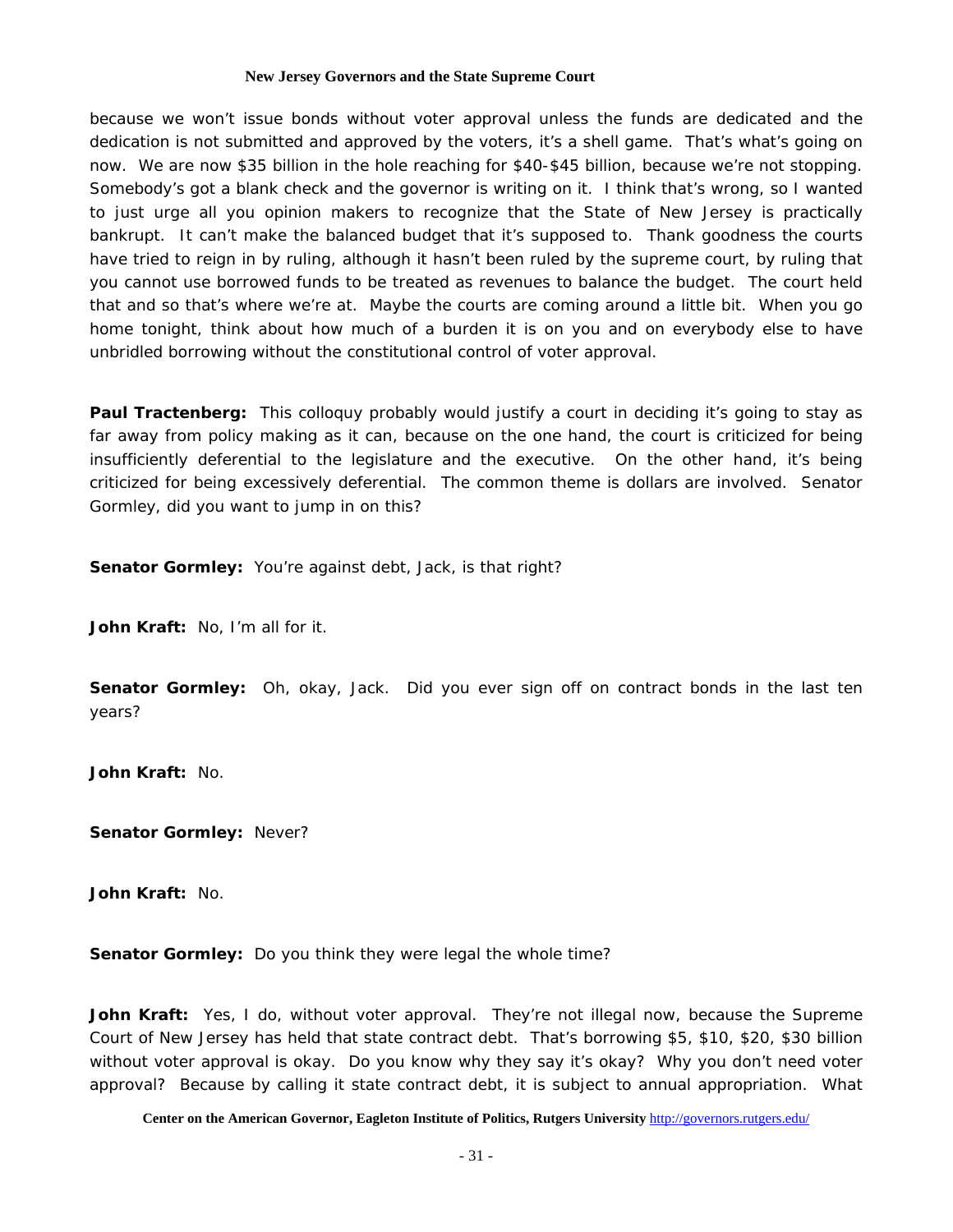because we won't issue bonds without voter approval unless the funds are dedicated and the dedication is not submitted and approved by the voters, it's a shell game. That's what's going on now. We are now $35 billion in the hole reaching for $40-$45 billion, because we're not stopping. Somebody's got a blank check and the governor is writing on it. I think that's wrong, so I wanted to just urge all you opinion makers to recognize that the State of New Jersey is practically bankrupt. It can't make the balanced budget that it's supposed to. Thank goodness the courts have tried to reign in by ruling, although it hasn't been ruled by the supreme court, by ruling that you cannot use borrowed funds to be treated as revenues to balance the budget. The court held that and so that's where we're at. Maybe the courts are coming around a little bit. When you go home tonight, think about how much of a burden it is on you and on everybody else to have unbridled borrowing without the constitutional control of voter approval.

**Paul Tractenberg:** This colloquy probably would justify a court in deciding it's going to stay as far away from policy making as it can, because on the one hand, the court is criticized for being insufficiently deferential to the legislature and the executive. On the other hand, it's being criticized for being excessively deferential. The common theme is dollars are involved. Senator Gormley, did you want to jump in on this?

**Senator Gormley:** You're against debt, Jack, is that right?

**John Kraft:** No, I'm all for it.

**Senator Gormley:** Oh, okay, Jack. Did you ever sign off on contract bonds in the last ten years?

**John Kraft:** No.

**Senator Gormley:** Never?

**John Kraft:** No.

**Senator Gormley:** Do you think they were legal the whole time?

**John Kraft:** Yes, I do, without voter approval. They're not illegal now, because the Supreme Court of New Jersey has held that state contract debt. That's borrowing $5, $10, $20, $30 billion without voter approval is okay. Do you know why they say it's okay? Why you don't need voter approval? Because by calling it state contract debt, it is subject to annual appropriation. What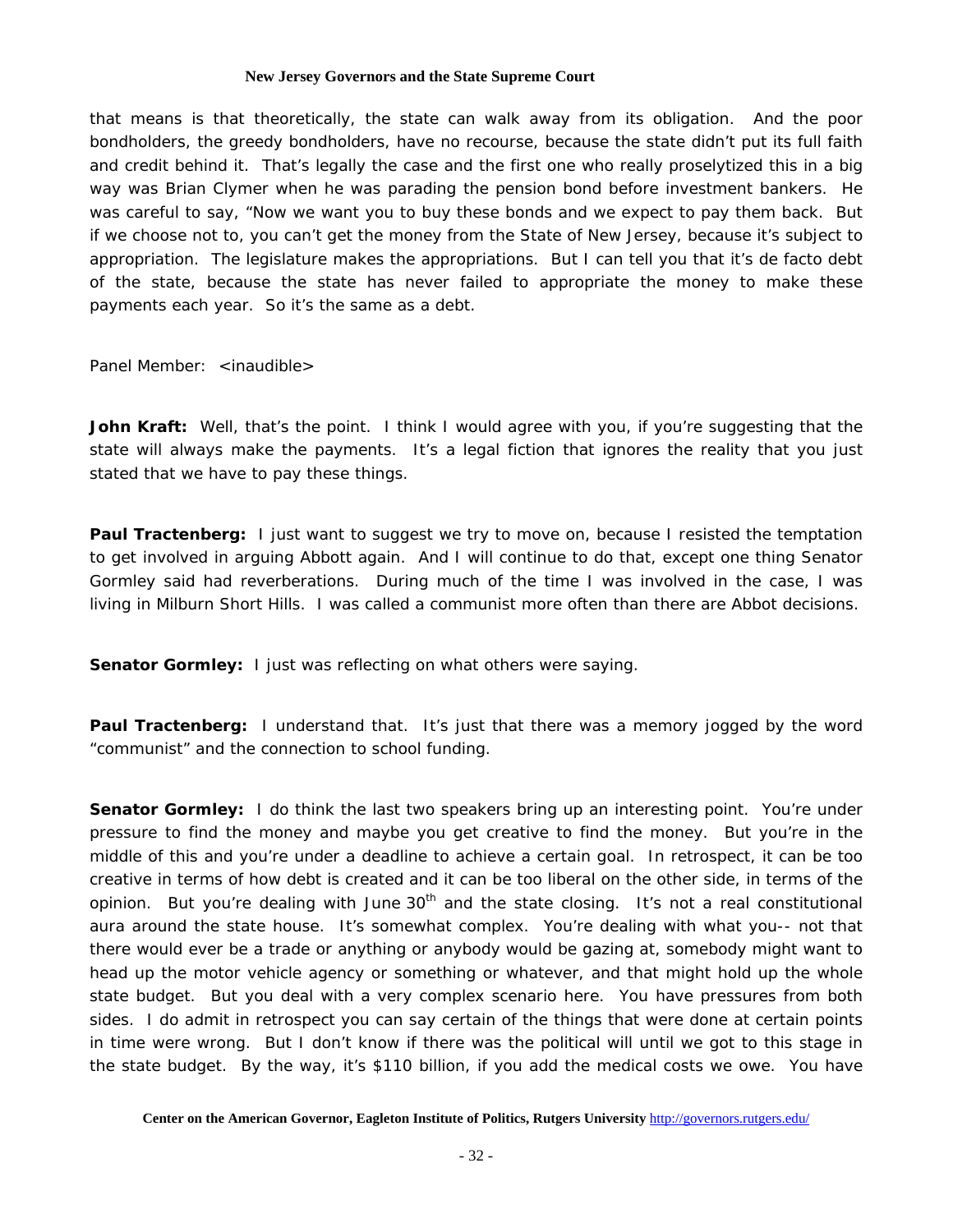that means is that theoretically, the state can walk away from its obligation. And the poor bondholders, the greedy bondholders, have no recourse, because the state didn't put its full faith and credit behind it. That's legally the case and the first one who really proselytized this in a big way was Brian Clymer when he was parading the pension bond before investment bankers. He was careful to say, "Now we want you to buy these bonds and we expect to pay them back. But if we choose not to, you can't get the money from the State of New Jersey, because it's subject to appropriation. The legislature makes the appropriations. But I can tell you that it's de facto debt of the state, because the state has never failed to appropriate the money to make these payments each year. So it's the same as a debt.

Panel Member: <inaudible>

**John Kraft:** Well, that's the point. I think I would agree with you, if you're suggesting that the state will always make the payments. It's a legal fiction that ignores the reality that you just stated that we have to pay these things.

**Paul Tractenberg:** I just want to suggest we try to move on, because I resisted the temptation to get involved in arguing Abbott again. And I will continue to do that, except one thing Senator Gormley said had reverberations. During much of the time I was involved in the case, I was living in Milburn Short Hills. I was called a communist more often than there are Abbot decisions.

**Senator Gormley:** I just was reflecting on what others were saying.

**Paul Tractenberg:** I understand that. It's just that there was a memory jogged by the word "communist" and the connection to school funding.

**Senator Gormley:** I do think the last two speakers bring up an interesting point. You're under pressure to find the money and maybe you get creative to find the money. But you're in the middle of this and you're under a deadline to achieve a certain goal. In retrospect, it can be too creative in terms of how debt is created and it can be too liberal on the other side, in terms of the opinion. But you're dealing with June 30th and the state closing. It's not a real constitutional aura around the state house. It's somewhat complex. You're dealing with what you-- not that there would ever be a trade or anything or anybody would be gazing at, somebody might want to head up the motor vehicle agency or something or whatever, and that might hold up the whole state budget. But you deal with a very complex scenario here. You have pressures from both sides. I do admit in retrospect you can say certain of the things that were done at certain points in time were wrong. But I don't know if there was the political will until we got to this stage in the state budget. By the way, it's $110 billion, if you add the medical costs we owe. You have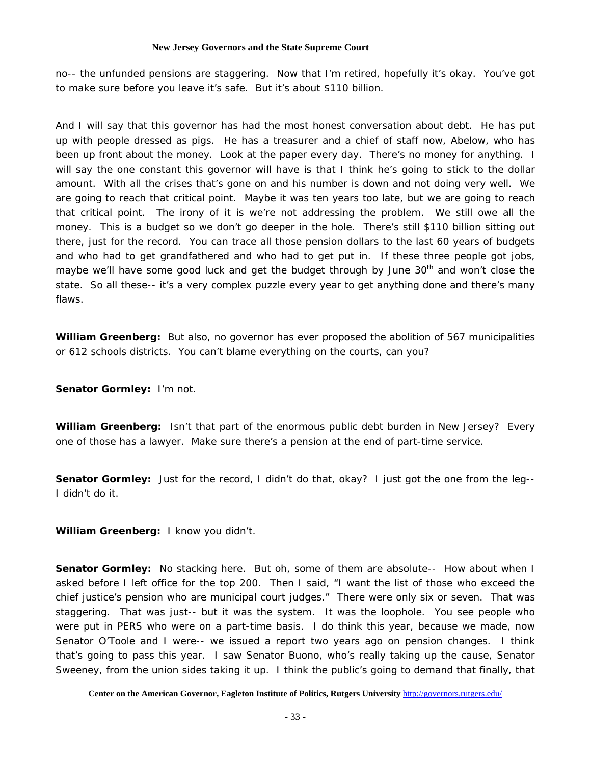no-- the unfunded pensions are staggering. Now that I'm retired, hopefully it's okay. You've got to make sure before you leave it's safe. But it's about $110 billion.

And I will say that this governor has had the most honest conversation about debt. He has put up with people dressed as pigs. He has a treasurer and a chief of staff now, Abelow, who has been up front about the money. Look at the paper every day. There's no money for anything. I will say the one constant this governor will have is that I think he's going to stick to the dollar amount. With all the crises that's gone on and his number is down and not doing very well. We are going to reach that critical point. Maybe it was ten years too late, but we are going to reach that critical point. The irony of it is we're not addressing the problem. We still owe all the money. This is a budget so we don't go deeper in the hole. There's still $110 billion sitting out there, just for the record. You can trace all those pension dollars to the last 60 years of budgets and who had to get grandfathered and who had to get put in. If these three people got jobs, maybe we'll have some good luck and get the budget through by June 30th and won't close the state. So all these-- it's a very complex puzzle every year to get anything done and there's many flaws.

**William Greenberg:** But also, no governor has ever proposed the abolition of 567 municipalities or 612 schools districts. You can't blame everything on the courts, can you?

**Senator Gormley:** I'm not.

**William Greenberg:** Isn't that part of the enormous public debt burden in New Jersey? Every one of those has a lawyer. Make sure there's a pension at the end of part-time service.

**Senator Gormley:** Just for the record, I didn't do that, okay? I just got the one from the leg-- I didn't do it.

**William Greenberg:** I know you didn't.

**Senator Gormley:** No stacking here. But oh, some of them are absolute-- How about when I asked before I left office for the top 200. Then I said, "I want the list of those who exceed the chief justice's pension who are municipal court judges." There were only six or seven. That was staggering. That was just-- but it was the system. It was the loophole. You see people who were put in PERS who were on a part-time basis. I do think this year, because we made, now Senator O'Toole and I were-- we issued a report two years ago on pension changes. I think that's going to pass this year. I saw Senator Buono, who's really taking up the cause, Senator Sweeney, from the union sides taking it up. I think the public's going to demand that finally, that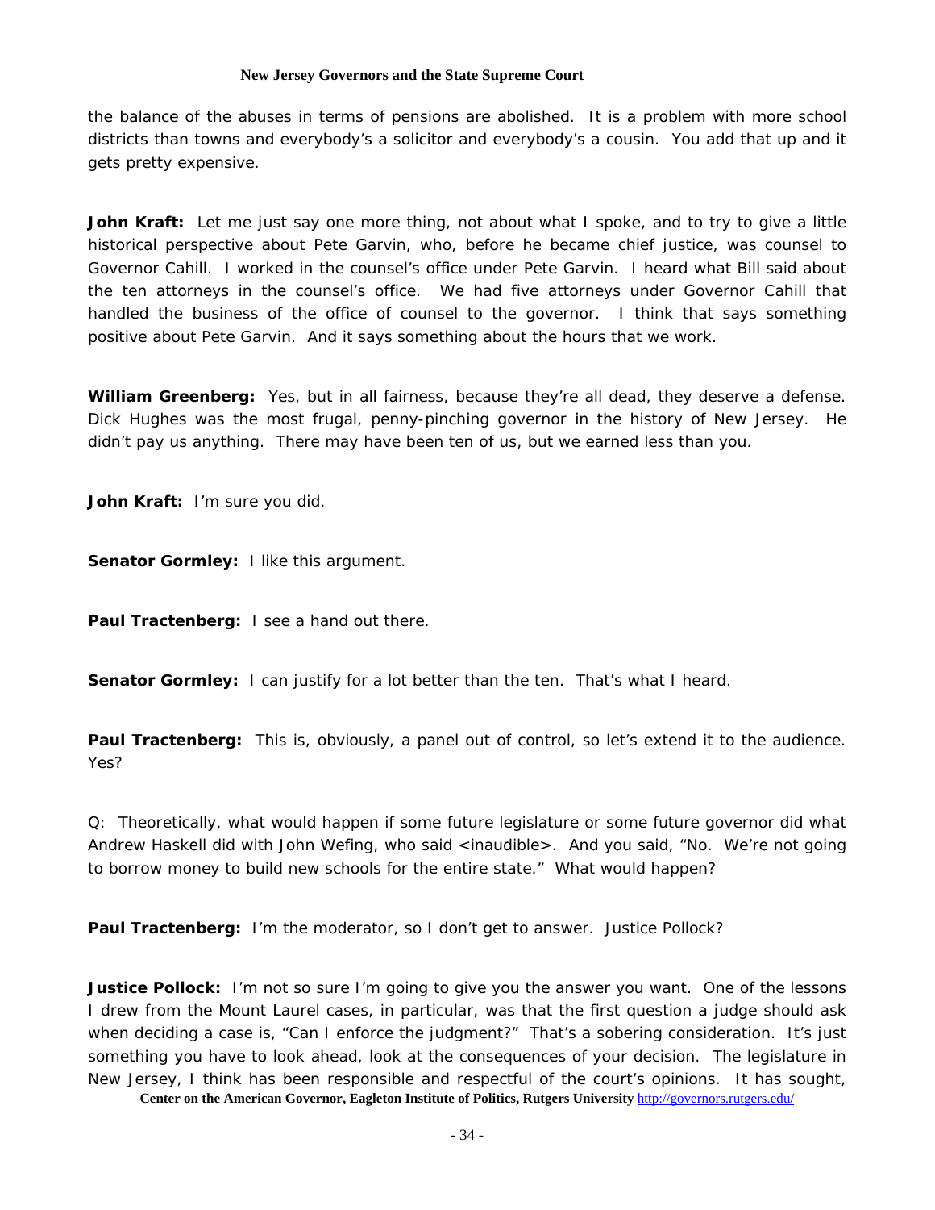the balance of the abuses in terms of pensions are abolished. It is a problem with more school districts than towns and everybody's a solicitor and everybody's a cousin. You add that up and it gets pretty expensive.

**John Kraft:** Let me just say one more thing, not about what I spoke, and to try to give a little historical perspective about Pete Garvin, who, before he became chief justice, was counsel to Governor Cahill. I worked in the counsel's office under Pete Garvin. I heard what Bill said about the ten attorneys in the counsel's office. We had five attorneys under Governor Cahill that handled the business of the office of counsel to the governor. I think that says something positive about Pete Garvin. And it says something about the hours that we work.

**William Greenberg:** Yes, but in all fairness, because they're all dead, they deserve a defense. Dick Hughes was the most frugal, penny-pinching governor in the history of New Jersey. He didn't pay us anything. There may have been ten of us, but we earned less than you.

**John Kraft:** I'm sure you did.

**Senator Gormley:** I like this argument.

**Paul Tractenberg:** I see a hand out there.

**Senator Gormley:** I can justify for a lot better than the ten. That's what I heard.

**Paul Tractenberg:** This is, obviously, a panel out of control, so let's extend it to the audience. Yes?

Q: Theoretically, what would happen if some future legislature or some future governor did what Andrew Haskell did with John Wefing, who said <inaudible>. And you said, "No. We're not going to borrow money to build new schools for the entire state." What would happen?

**Paul Tractenberg:** I'm the moderator, so I don't get to answer. Justice Pollock?

**Justice Pollock:** I'm not so sure I'm going to give you the answer you want. One of the lessons I drew from the Mount Laurel cases, in particular, was that the first question a judge should ask when deciding a case is, "Can I enforce the judgment?" That's a sobering consideration. It's just something you have to look ahead, look at the consequences of your decision. The legislature in New Jersey, I think has been responsible and respectful of the court's opinions. It has sought,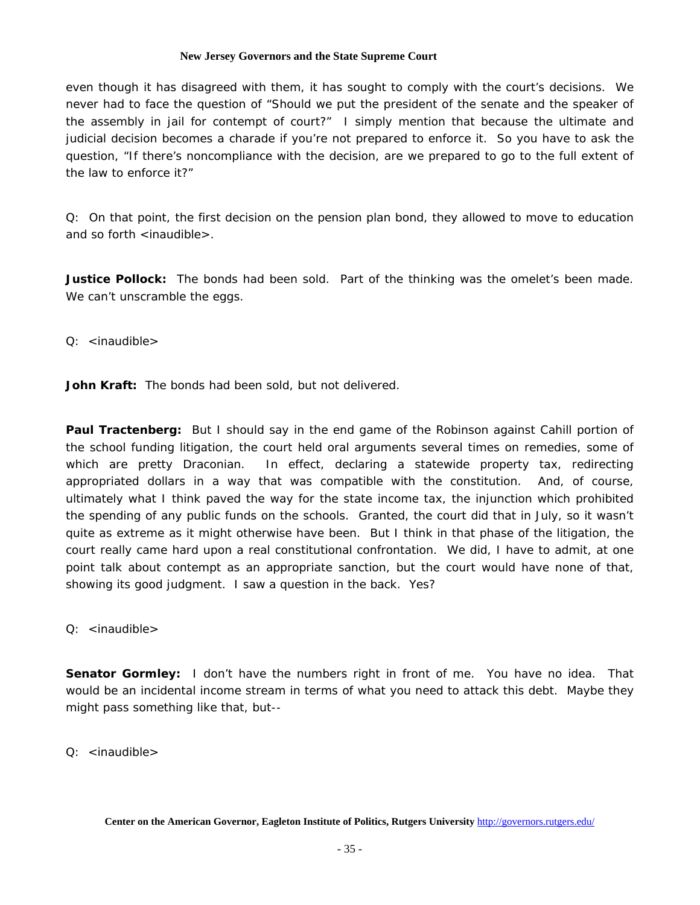even though it has disagreed with them, it has sought to comply with the court's decisions. We never had to face the question of "Should we put the president of the senate and the speaker of the assembly in jail for contempt of court?" I simply mention that because the ultimate and judicial decision becomes a charade if you're not prepared to enforce it. So you have to ask the question, "If there's noncompliance with the decision, are we prepared to go to the full extent of the law to enforce it?"

Q: On that point, the first decision on the pension plan bond, they allowed to move to education and so forth <inaudible>.

**Justice Pollock:** The bonds had been sold. Part of the thinking was the omelet's been made. We can't unscramble the eggs.

Q: <inaudible>

**John Kraft:** The bonds had been sold, but not delivered.

**Paul Tractenberg:** But I should say in the end game of the Robinson against Cahill portion of the school funding litigation, the court held oral arguments several times on remedies, some of which are pretty Draconian. In effect, declaring a statewide property tax, redirecting appropriated dollars in a way that was compatible with the constitution. And, of course, ultimately what I think paved the way for the state income tax, the injunction which prohibited the spending of any public funds on the schools. Granted, the court did that in July, so it wasn't quite as extreme as it might otherwise have been. But I think in that phase of the litigation, the court really came hard upon a real constitutional confrontation. We did, I have to admit, at one point talk about contempt as an appropriate sanction, but the court would have none of that, showing its good judgment. I saw a question in the back. Yes?

Q: <inaudible>

**Senator Gormley:** I don't have the numbers right in front of me. You have no idea. That would be an incidental income stream in terms of what you need to attack this debt. Maybe they might pass something like that, but--

Q: <inaudible>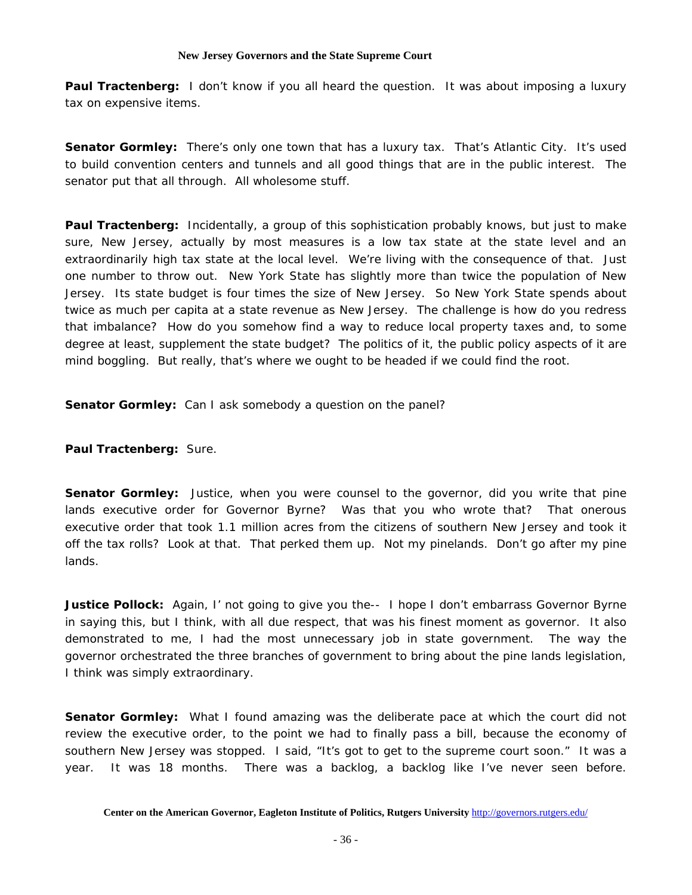**Paul Tractenberg:** I don't know if you all heard the question. It was about imposing a luxury tax on expensive items.

**Senator Gormley:** There's only one town that has a luxury tax. That's Atlantic City. It's used to build convention centers and tunnels and all good things that are in the public interest. The senator put that all through. All wholesome stuff.

**Paul Tractenberg:** Incidentally, a group of this sophistication probably knows, but just to make sure, New Jersey, actually by most measures is a low tax state at the state level and an extraordinarily high tax state at the local level. We're living with the consequence of that. Just one number to throw out. New York State has slightly more than twice the population of New Jersey. Its state budget is four times the size of New Jersey. So New York State spends about twice as much per capita at a state revenue as New Jersey. The challenge is how do you redress that imbalance? How do you somehow find a way to reduce local property taxes and, to some degree at least, supplement the state budget? The politics of it, the public policy aspects of it are mind boggling. But really, that's where we ought to be headed if we could find the root.

**Senator Gormley:** Can I ask somebody a question on the panel?

**Paul Tractenberg:** Sure.

**Senator Gormley:** Justice, when you were counsel to the governor, did you write that pine lands executive order for Governor Byrne? Was that you who wrote that? That onerous executive order that took 1.1 million acres from the citizens of southern New Jersey and took it off the tax rolls? Look at that. That perked them up. Not my pinelands. Don't go after my pine lands.

**Justice Pollock:** Again, I' not going to give you the-- I hope I don't embarrass Governor Byrne in saying this, but I think, with all due respect, that was his finest moment as governor. It also demonstrated to me, I had the most unnecessary job in state government. The way the governor orchestrated the three branches of government to bring about the pine lands legislation, I think was simply extraordinary.

**Senator Gormley:** What I found amazing was the deliberate pace at which the court did not review the executive order, to the point we had to finally pass a bill, because the economy of southern New Jersey was stopped. I said, "It's got to get to the supreme court soon." It was a year. It was 18 months. There was a backlog, a backlog like I've never seen before.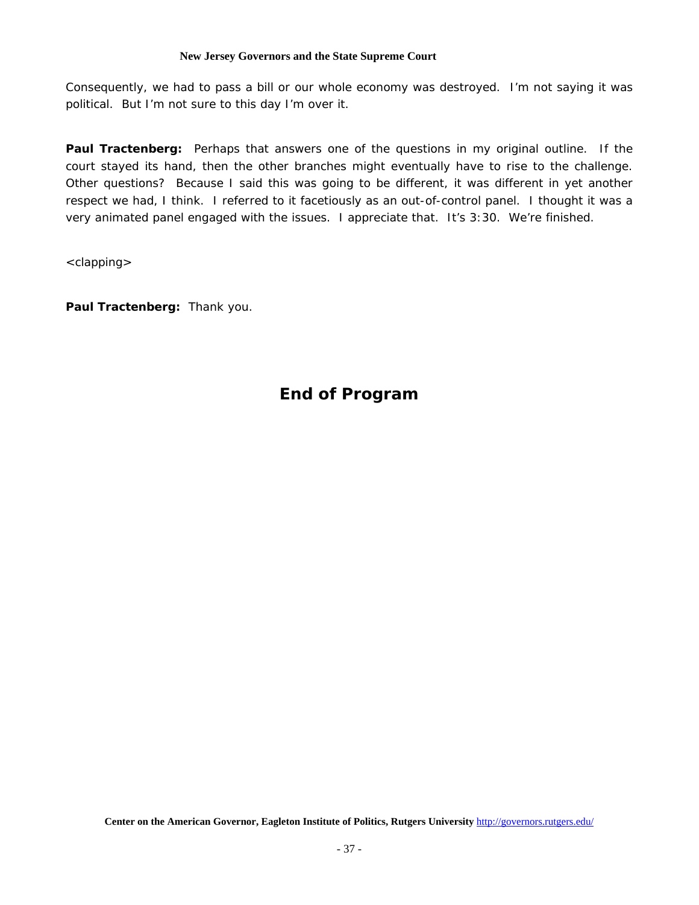Consequently, we had to pass a bill or our whole economy was destroyed. I'm not saying it was political. But I'm not sure to this day I'm over it.

**Paul Tractenberg:** Perhaps that answers one of the questions in my original outline. If the court stayed its hand, then the other branches might eventually have to rise to the challenge. Other questions? Because I said this was going to be different, it was different in yet another respect we had, I think. I referred to it facetiously as an out-of-control panel. I thought it was a very animated panel engaged with the issues. I appreciate that. It's 3:30. We're finished.

<clapping>

**Paul Tractenberg:** Thank you.

## End of Program